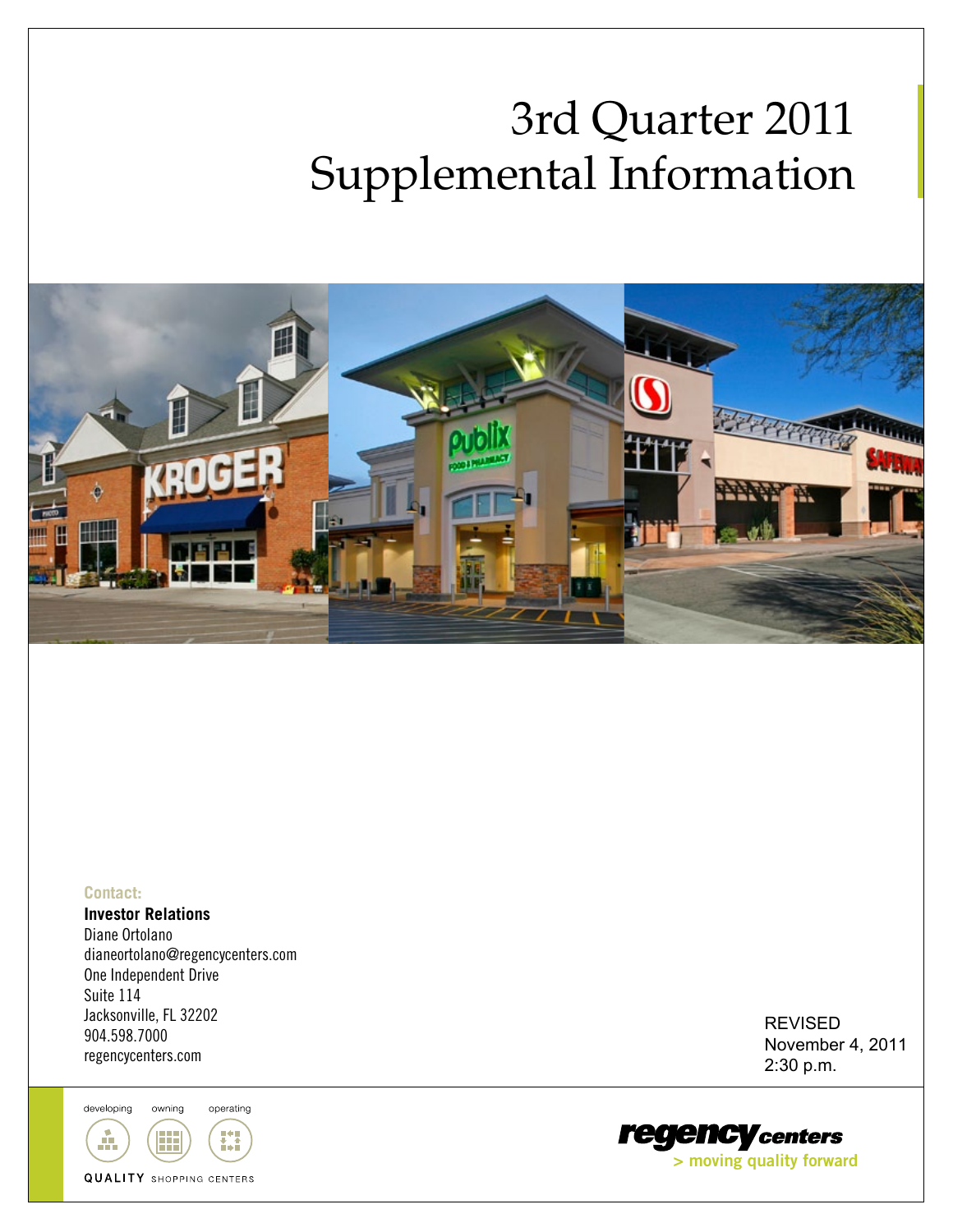# 3rd Quarter 2011 Supplemental Information

**Contact:**

**Investor Relations**
Diane Ortolano
dianeortolano@regencycenters.com
One Independent Drive
Suite 114
Jacksonville, FL 32202
904.598.7000
regencycenters.com

REVISED
November 4, 2011
2:30 p.m.

developing owning operating

QUALITY SHOPPING CENTERS

regency centers
> moving quality forward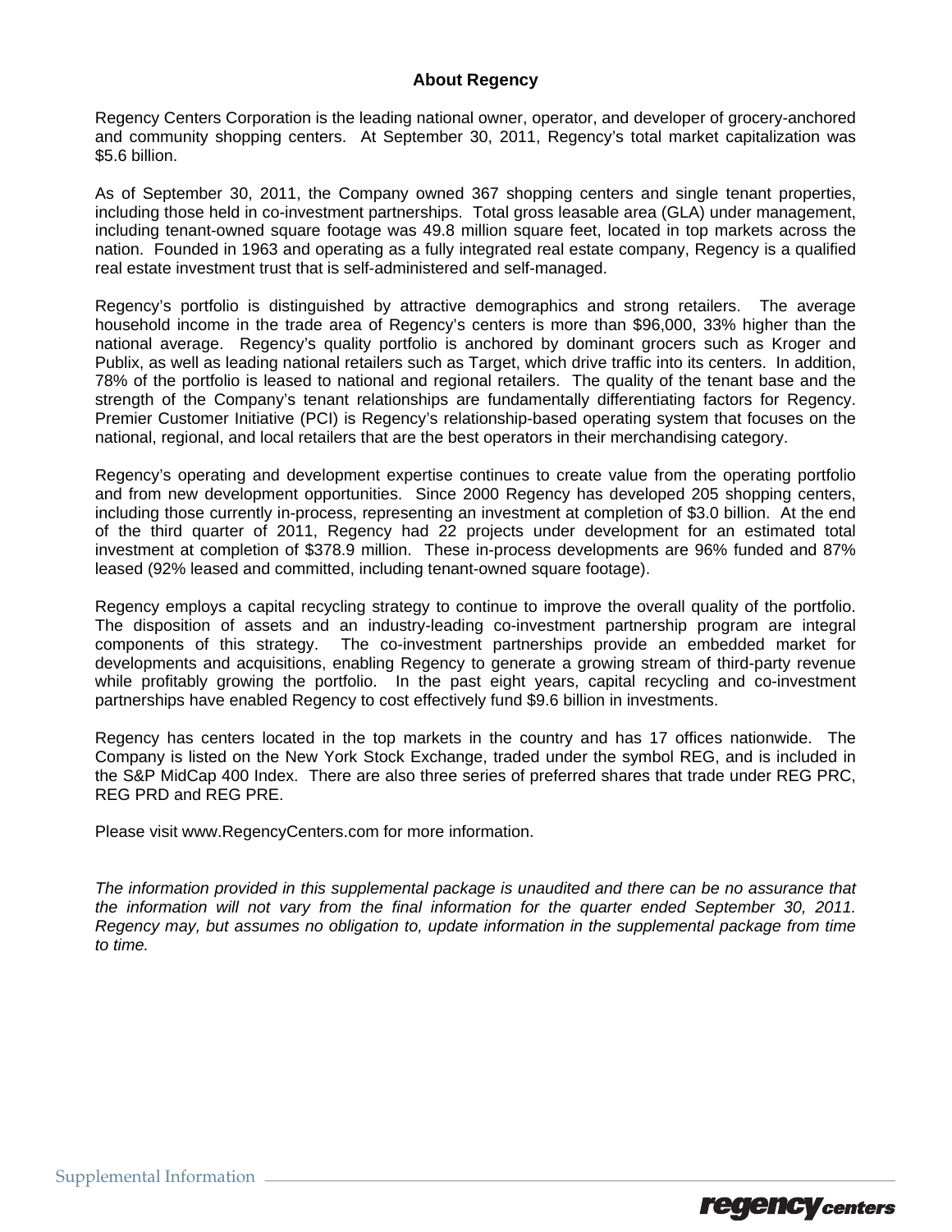## About Regency

Regency Centers Corporation is the leading national owner, operator, and developer of grocery-anchored and community shopping centers. At September 30, 2011, Regency's total market capitalization was $5.6 billion.

As of September 30, 2011, the Company owned 367 shopping centers and single tenant properties, including those held in co-investment partnerships. Total gross leasable area (GLA) under management, including tenant-owned square footage was 49.8 million square feet, located in top markets across the nation. Founded in 1963 and operating as a fully integrated real estate company, Regency is a qualified real estate investment trust that is self-administered and self-managed.

Regency's portfolio is distinguished by attractive demographics and strong retailers. The average household income in the trade area of Regency's centers is more than $96,000, 33% higher than the national average. Regency's quality portfolio is anchored by dominant grocers such as Kroger and Publix, as well as leading national retailers such as Target, which drive traffic into its centers. In addition, 78% of the portfolio is leased to national and regional retailers. The quality of the tenant base and the strength of the Company's tenant relationships are fundamentally differentiating factors for Regency. Premier Customer Initiative (PCI) is Regency's relationship-based operating system that focuses on the national, regional, and local retailers that are the best operators in their merchandising category.

Regency's operating and development expertise continues to create value from the operating portfolio and from new development opportunities. Since 2000 Regency has developed 205 shopping centers, including those currently in-process, representing an investment at completion of $3.0 billion. At the end of the third quarter of 2011, Regency had 22 projects under development for an estimated total investment at completion of $378.9 million. These in-process developments are 96% funded and 87% leased (92% leased and committed, including tenant-owned square footage).

Regency employs a capital recycling strategy to continue to improve the overall quality of the portfolio. The disposition of assets and an industry-leading co-investment partnership program are integral components of this strategy. The co-investment partnerships provide an embedded market for developments and acquisitions, enabling Regency to generate a growing stream of third-party revenue while profitably growing the portfolio. In the past eight years, capital recycling and co-investment partnerships have enabled Regency to cost effectively fund $9.6 billion in investments.

Regency has centers located in the top markets in the country and has 17 offices nationwide. The Company is listed on the New York Stock Exchange, traded under the symbol REG, and is included in the S&P MidCap 400 Index. There are also three series of preferred shares that trade under REG PRC, REG PRD and REG PRE.

Please visit www.RegencyCenters.com for more information.

*The information provided in this supplemental package is unaudited and there can be no assurance that the information will not vary from the final information for the quarter ended September 30, 2011. Regency may, but assumes no obligation to, update information in the supplemental package from time to time.*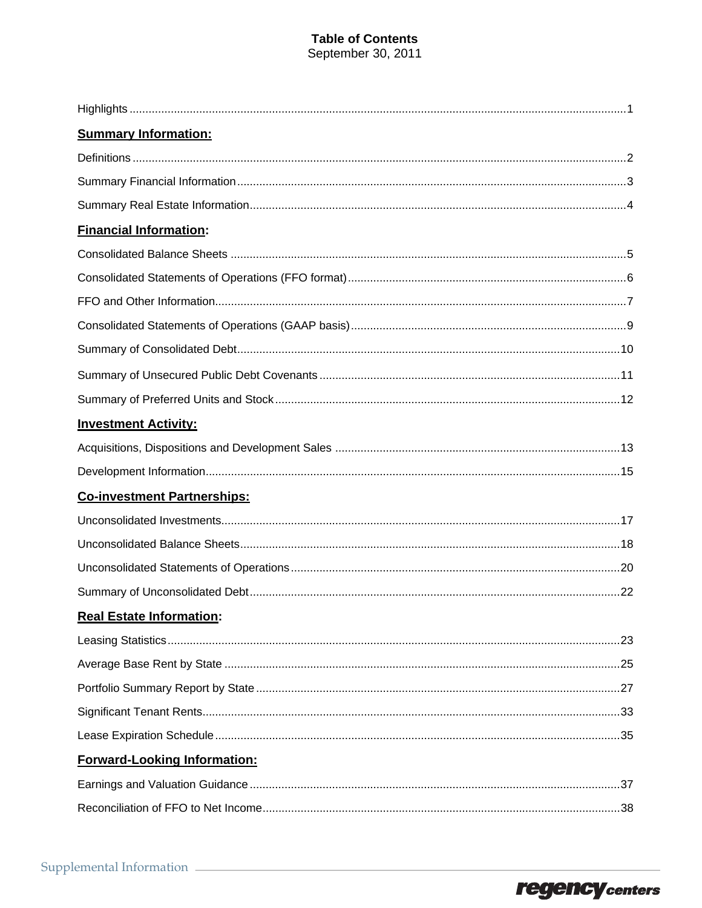# Table of Contents
September 30, 2011

Highlights ........................................................................ 1

**Summary Information:**

Definitions ........................................................................ 2

Summary Financial Information ........................................................................ 3

Summary Real Estate Information ........................................................................ 4

**Financial Information:**

Consolidated Balance Sheets ........................................................................ 5

Consolidated Statements of Operations (FFO format) ........................................................................ 6

FFO and Other Information ........................................................................ 7

Consolidated Statements of Operations (GAAP basis) ........................................................................ 9

Summary of Consolidated Debt ........................................................................ 10

Summary of Unsecured Public Debt Covenants ........................................................................ 11

Summary of Preferred Units and Stock ........................................................................ 12

**Investment Activity:**

Acquisitions, Dispositions and Development Sales ........................................................................ 13

Development Information ........................................................................ 15

**Co-investment Partnerships:**

Unconsolidated Investments ........................................................................ 17

Unconsolidated Balance Sheets ........................................................................ 18

Unconsolidated Statements of Operations ........................................................................ 20

Summary of Unconsolidated Debt ........................................................................ 22

**Real Estate Information:**

Leasing Statistics ........................................................................ 23

Average Base Rent by State ........................................................................ 25

Portfolio Summary Report by State ........................................................................ 27

Significant Tenant Rents ........................................................................ 33

Lease Expiration Schedule ........................................................................ 35

**Forward-Looking Information:**

Earnings and Valuation Guidance ........................................................................ 37

Reconciliation of FFO to Net Income ........................................................................ 38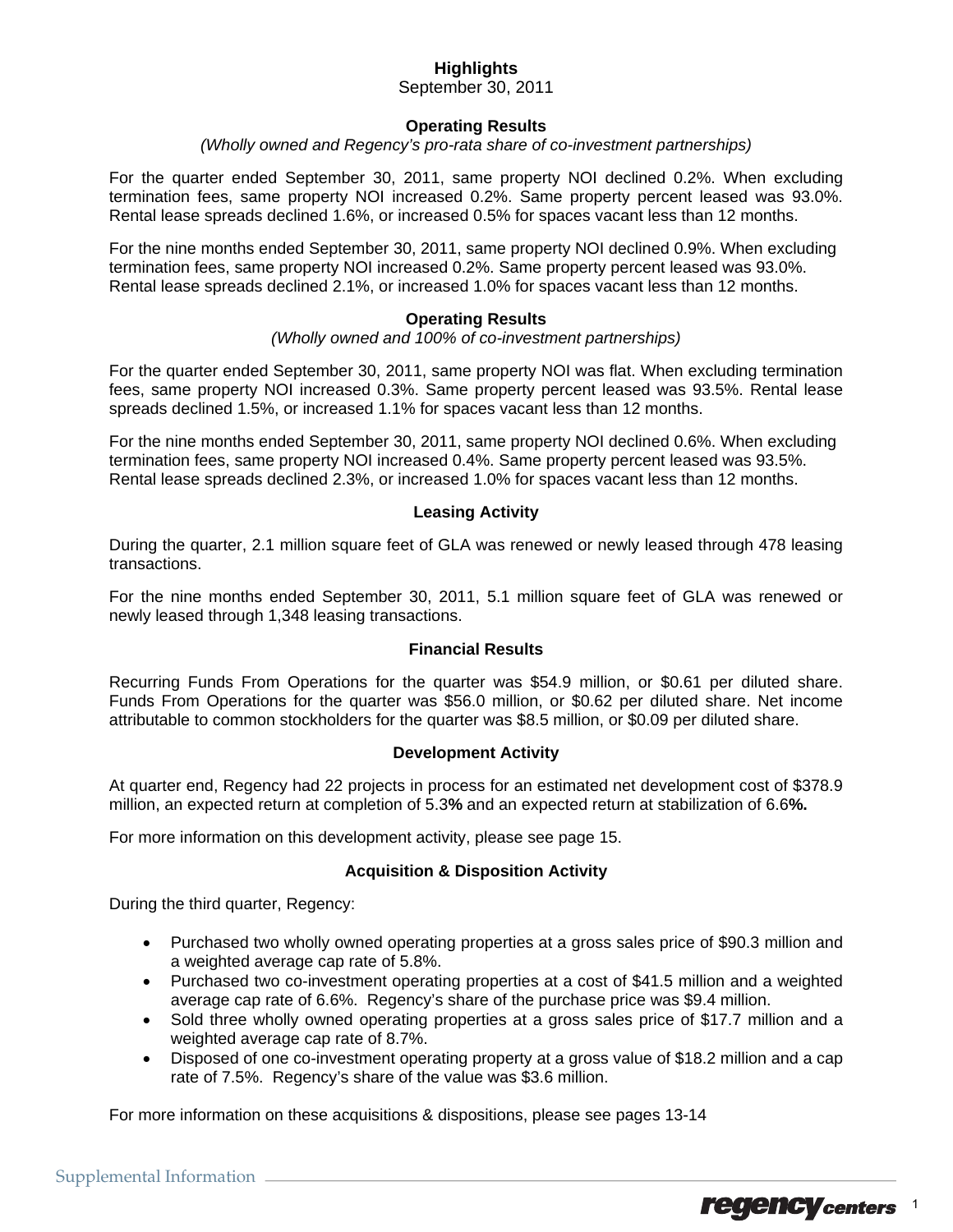# Highlights

September 30, 2011

## Operating Results

*(Wholly owned and Regency's pro-rata share of co-investment partnerships)*

For the quarter ended September 30, 2011, same property NOI declined 0.2%. When excluding termination fees, same property NOI increased 0.2%. Same property percent leased was 93.0%. Rental lease spreads declined 1.6%, or increased 0.5% for spaces vacant less than 12 months.

For the nine months ended September 30, 2011, same property NOI declined 0.9%. When excluding termination fees, same property NOI increased 0.2%. Same property percent leased was 93.0%. Rental lease spreads declined 2.1%, or increased 1.0% for spaces vacant less than 12 months.

## Operating Results

*(Wholly owned and 100% of co-investment partnerships)*

For the quarter ended September 30, 2011, same property NOI was flat. When excluding termination fees, same property NOI increased 0.3%. Same property percent leased was 93.5%. Rental lease spreads declined 1.5%, or increased 1.1% for spaces vacant less than 12 months.

For the nine months ended September 30, 2011, same property NOI declined 0.6%. When excluding termination fees, same property NOI increased 0.4%. Same property percent leased was 93.5%. Rental lease spreads declined 2.3%, or increased 1.0% for spaces vacant less than 12 months.

## Leasing Activity

During the quarter, 2.1 million square feet of GLA was renewed or newly leased through 478 leasing transactions.

For the nine months ended September 30, 2011, 5.1 million square feet of GLA was renewed or newly leased through 1,348 leasing transactions.

## Financial Results

Recurring Funds From Operations for the quarter was $54.9 million, or $0.61 per diluted share. Funds From Operations for the quarter was $56.0 million, or $0.62 per diluted share. Net income attributable to common stockholders for the quarter was $8.5 million, or $0.09 per diluted share.

## Development Activity

At quarter end, Regency had 22 projects in process for an estimated net development cost of $378.9 million, an expected return at completion of 5.3**%** and an expected return at stabilization of 6.6**%.**

For more information on this development activity, please see page 15.

## Acquisition & Disposition Activity

During the third quarter, Regency:

- Purchased two wholly owned operating properties at a gross sales price of $90.3 million and a weighted average cap rate of 5.8%.
- Purchased two co-investment operating properties at a cost of $41.5 million and a weighted average cap rate of 6.6%. Regency's share of the purchase price was $9.4 million.
- Sold three wholly owned operating properties at a gross sales price of $17.7 million and a weighted average cap rate of 8.7%.
- Disposed of one co-investment operating property at a gross value of $18.2 million and a cap rate of 7.5%. Regency's share of the value was $3.6 million.

For more information on these acquisitions & dispositions, please see pages 13-14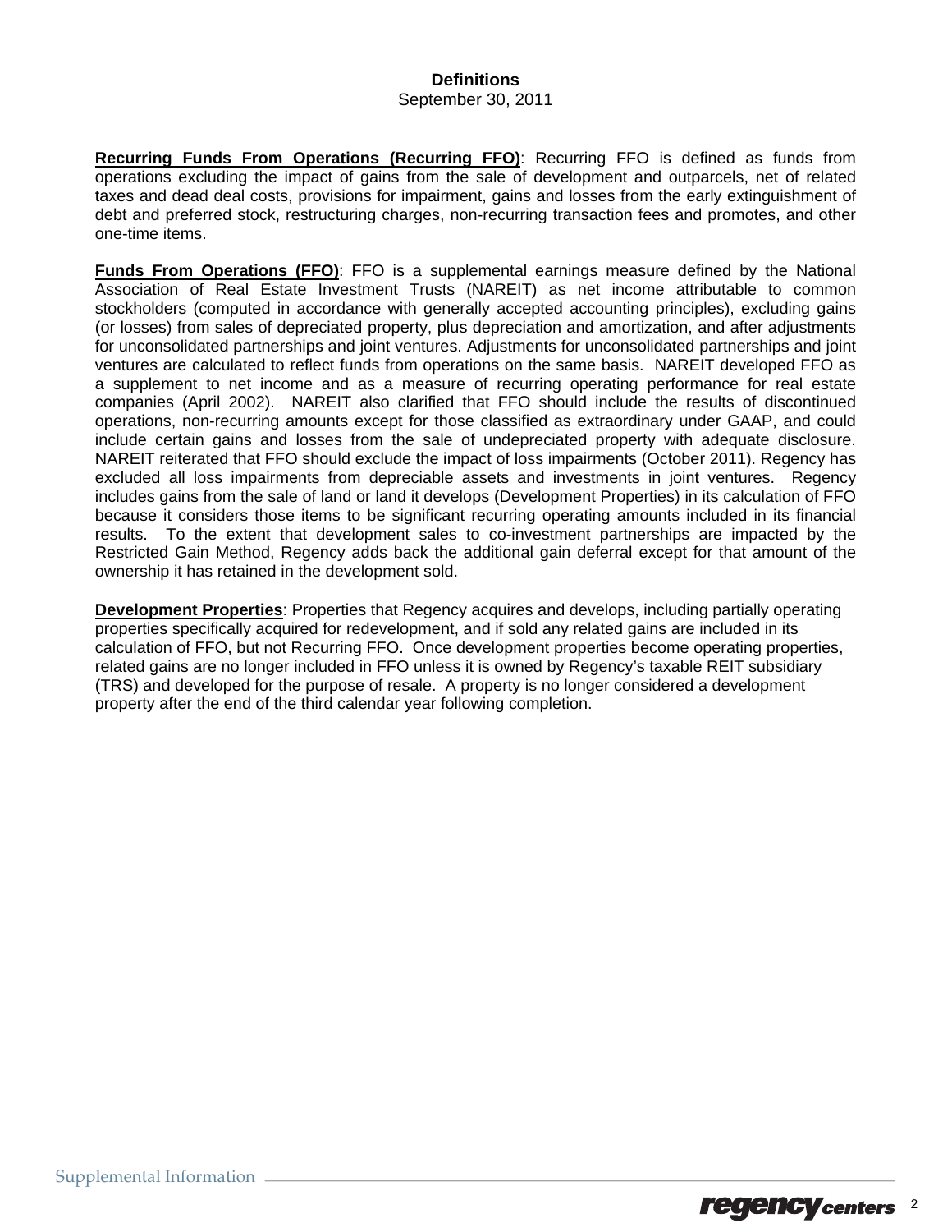# Definitions

September 30, 2011

**Recurring Funds From Operations (Recurring FFO)**: Recurring FFO is defined as funds from operations excluding the impact of gains from the sale of development and outparcels, net of related taxes and dead deal costs, provisions for impairment, gains and losses from the early extinguishment of debt and preferred stock, restructuring charges, non-recurring transaction fees and promotes, and other one-time items.

**Funds From Operations (FFO)**: FFO is a supplemental earnings measure defined by the National Association of Real Estate Investment Trusts (NAREIT) as net income attributable to common stockholders (computed in accordance with generally accepted accounting principles), excluding gains (or losses) from sales of depreciated property, plus depreciation and amortization, and after adjustments for unconsolidated partnerships and joint ventures. Adjustments for unconsolidated partnerships and joint ventures are calculated to reflect funds from operations on the same basis. NAREIT developed FFO as a supplement to net income and as a measure of recurring operating performance for real estate companies (April 2002). NAREIT also clarified that FFO should include the results of discontinued operations, non-recurring amounts except for those classified as extraordinary under GAAP, and could include certain gains and losses from the sale of undepreciated property with adequate disclosure. NAREIT reiterated that FFO should exclude the impact of loss impairments (October 2011). Regency has excluded all loss impairments from depreciable assets and investments in joint ventures. Regency includes gains from the sale of land or land it develops (Development Properties) in its calculation of FFO because it considers those items to be significant recurring operating amounts included in its financial results. To the extent that development sales to co-investment partnerships are impacted by the Restricted Gain Method, Regency adds back the additional gain deferral except for that amount of the ownership it has retained in the development sold.

**Development Properties**: Properties that Regency acquires and develops, including partially operating properties specifically acquired for redevelopment, and if sold any related gains are included in its calculation of FFO, but not Recurring FFO. Once development properties become operating properties, related gains are no longer included in FFO unless it is owned by Regency's taxable REIT subsidiary (TRS) and developed for the purpose of resale. A property is no longer considered a development property after the end of the third calendar year following completion.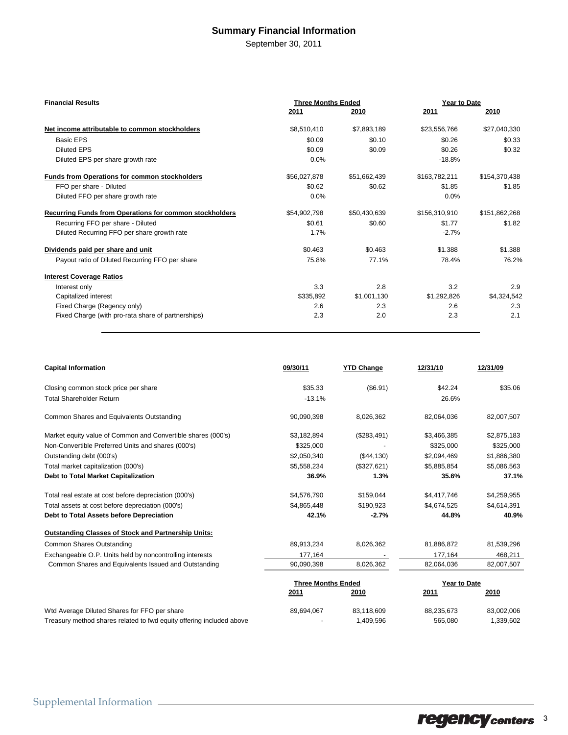# Summary Financial Information

September 30, 2011

| Financial Results | Three Months Ended | | Year to Date | |
|---|---|---|---|---|
| | 2011 | 2010 | 2011 | 2010 |
| **Net income attributable to common stockholders** | $8,510,410 | $7,893,189 | $23,556,766 | $27,040,330 |
| Basic EPS | $0.09 | $0.10 | $0.26 | $0.33 |
| Diluted EPS | $0.09 | $0.09 | $0.26 | $0.32 |
| Diluted EPS per share growth rate | 0.0% | | -18.8% | |
| **Funds from Operations for common stockholders** | $56,027,878 | $51,662,439 | $163,782,211 | $154,370,438 |
| FFO per share - Diluted | $0.62 | $0.62 | $1.85 | $1.85 |
| Diluted FFO per share growth rate | 0.0% | | 0.0% | |
| **Recurring Funds from Operations for common stockholders** | $54,902,798 | $50,430,639 | $156,310,910 | $151,862,268 |
| Recurring FFO per share - Diluted | $0.61 | $0.60 | $1.77 | $1.82 |
| Diluted Recurring FFO per share growth rate | 1.7% | | -2.7% | |
| **Dividends paid per share and unit** | $0.463 | $0.463 | $1.388 | $1.388 |
| Payout ratio of Diluted Recurring FFO per share | 75.8% | 77.1% | 78.4% | 76.2% |
| **Interest Coverage Ratios** | | | | |
| Interest only | 3.3 | 2.8 | 3.2 | 2.9 |
| Capitalized interest | $335,892 | $1,001,130 | $1,292,826 | $4,324,542 |
| Fixed Charge (Regency only) | 2.6 | 2.3 | 2.6 | 2.3 |
| Fixed Charge (with pro-rata share of partnerships) | 2.3 | 2.0 | 2.3 | 2.1 |

| Capital Information | 09/30/11 | YTD Change | 12/31/10 | 12/31/09 |
|---|---|---|---|---|
| Closing common stock price per share | $35.33 | ($6.91) | $42.24 | $35.06 |
| Total Shareholder Return | -13.1% | | 26.6% | |
| Common Shares and Equivalents Outstanding | 90,090,398 | 8,026,362 | 82,064,036 | 82,007,507 |
| Market equity value of Common and Convertible shares (000's) | $3,182,894 | ($283,491) | $3,466,385 | $2,875,183 |
| Non-Convertible Preferred Units and shares (000's) | $325,000 | - | $325,000 | $325,000 |
| Outstanding debt (000's) | $2,050,340 | ($44,130) | $2,094,469 | $1,886,380 |
| Total market capitalization (000's) | $5,558,234 | ($327,621) | $5,885,854 | $5,086,563 |
| **Debt to Total Market Capitalization** | **36.9%** | **1.3%** | **35.6%** | **37.1%** |
| Total real estate at cost before depreciation (000's) | $4,576,790 | $159,044 | $4,417,746 | $4,259,955 |
| Total assets at cost before depreciation (000's) | $4,865,448 | $190,923 | $4,674,525 | $4,614,391 |
| **Debt to Total Assets before Depreciation** | **42.1%** | **-2.7%** | **44.8%** | **40.9%** |
| **Outstanding Classes of Stock and Partnership Units:** | | | | |
| Common Shares Outstanding | 89,913,234 | 8,026,362 | 81,886,872 | 81,539,296 |
| Exchangeable O.P. Units held by noncontrolling interests | 177,164 | - | 177,164 | 468,211 |
| Common Shares and Equivalents Issued and Outstanding | 90,090,398 | 8,026,362 | 82,064,036 | 82,007,507 |

| | Three Months Ended | | Year to Date | |
|---|---|---|---|---|
| | 2011 | 2010 | 2011 | 2010 |
| Wtd Average Diluted Shares for FFO per share | 89,694,067 | 83,118,609 | 88,235,673 | 83,002,006 |
| Treasury method shares related to fwd equity offering included above | - | 1,409,596 | 565,080 | 1,339,602 |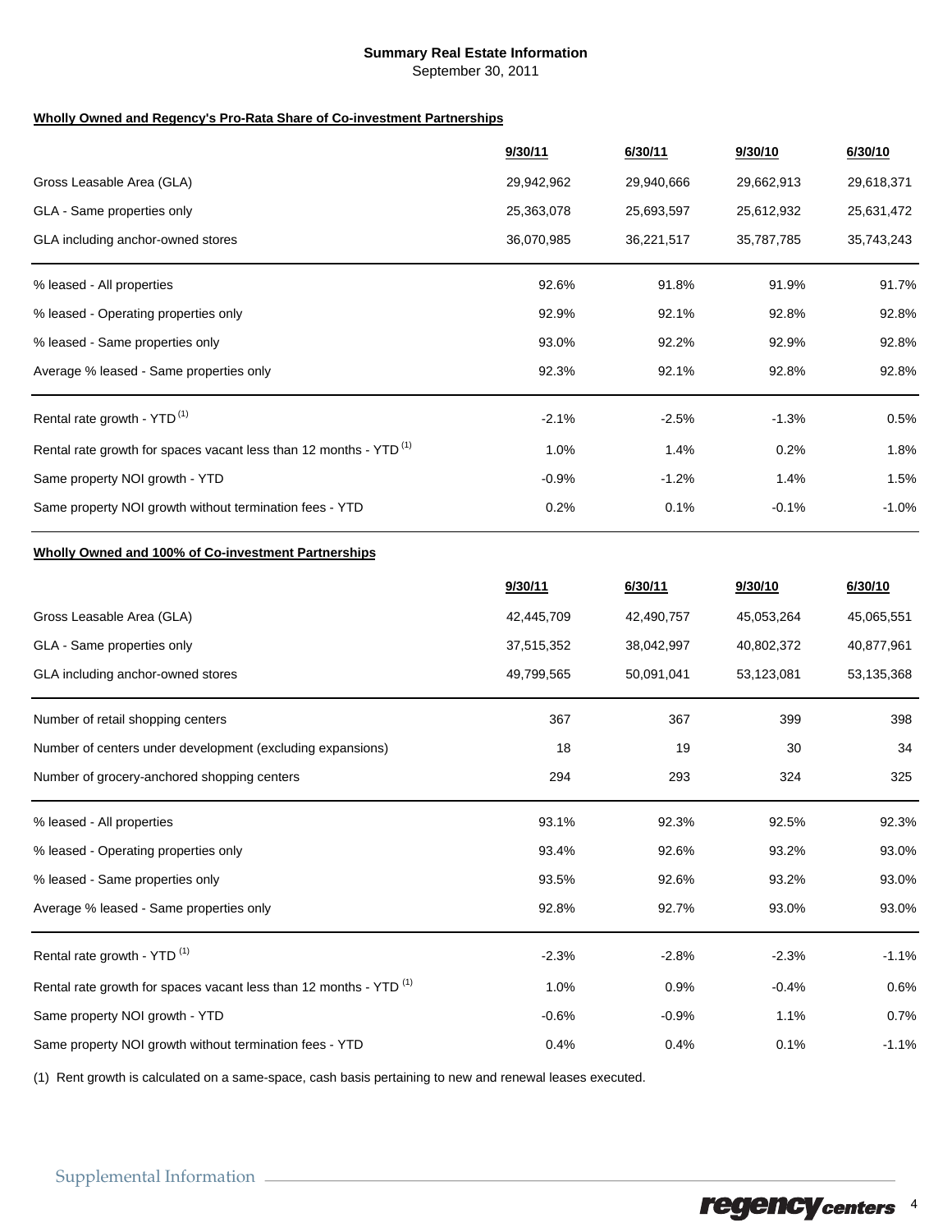# Summary Real Estate Information

September 30, 2011

**Wholly Owned and Regency's Pro-Rata Share of Co-investment Partnerships**

| | 9/30/11 | 6/30/11 | 9/30/10 | 6/30/10 |
|---|---|---|---|---|
| Gross Leasable Area (GLA) | 29,942,962 | 29,940,666 | 29,662,913 | 29,618,371 |
| GLA - Same properties only | 25,363,078 | 25,693,597 | 25,612,932 | 25,631,472 |
| GLA including anchor-owned stores | 36,070,985 | 36,221,517 | 35,787,785 | 35,743,243 |
| % leased - All properties | 92.6% | 91.8% | 91.9% | 91.7% |
| % leased - Operating properties only | 92.9% | 92.1% | 92.8% | 92.8% |
| % leased - Same properties only | 93.0% | 92.2% | 92.9% | 92.8% |
| Average % leased - Same properties only | 92.3% | 92.1% | 92.8% | 92.8% |
| Rental rate growth - YTD (1) | -2.1% | -2.5% | -1.3% | 0.5% |
| Rental rate growth for spaces vacant less than 12 months - YTD (1) | 1.0% | 1.4% | 0.2% | 1.8% |
| Same property NOI growth - YTD | -0.9% | -1.2% | 1.4% | 1.5% |
| Same property NOI growth without termination fees - YTD | 0.2% | 0.1% | -0.1% | -1.0% |

**Wholly Owned and 100% of Co-investment Partnerships**

| | 9/30/11 | 6/30/11 | 9/30/10 | 6/30/10 |
|---|---|---|---|---|
| Gross Leasable Area (GLA) | 42,445,709 | 42,490,757 | 45,053,264 | 45,065,551 |
| GLA - Same properties only | 37,515,352 | 38,042,997 | 40,802,372 | 40,877,961 |
| GLA including anchor-owned stores | 49,799,565 | 50,091,041 | 53,123,081 | 53,135,368 |
| Number of retail shopping centers | 367 | 367 | 399 | 398 |
| Number of centers under development (excluding expansions) | 18 | 19 | 30 | 34 |
| Number of grocery-anchored shopping centers | 294 | 293 | 324 | 325 |
| % leased - All properties | 93.1% | 92.3% | 92.5% | 92.3% |
| % leased - Operating properties only | 93.4% | 92.6% | 93.2% | 93.0% |
| % leased - Same properties only | 93.5% | 92.6% | 93.2% | 93.0% |
| Average % leased - Same properties only | 92.8% | 92.7% | 93.0% | 93.0% |
| Rental rate growth - YTD (1) | -2.3% | -2.8% | -2.3% | -1.1% |
| Rental rate growth for spaces vacant less than 12 months - YTD (1) | 1.0% | 0.9% | -0.4% | 0.6% |
| Same property NOI growth - YTD | -0.6% | -0.9% | 1.1% | 0.7% |
| Same property NOI growth without termination fees - YTD | 0.4% | 0.4% | 0.1% | -1.1% |

(1) Rent growth is calculated on a same-space, cash basis pertaining to new and renewal leases executed.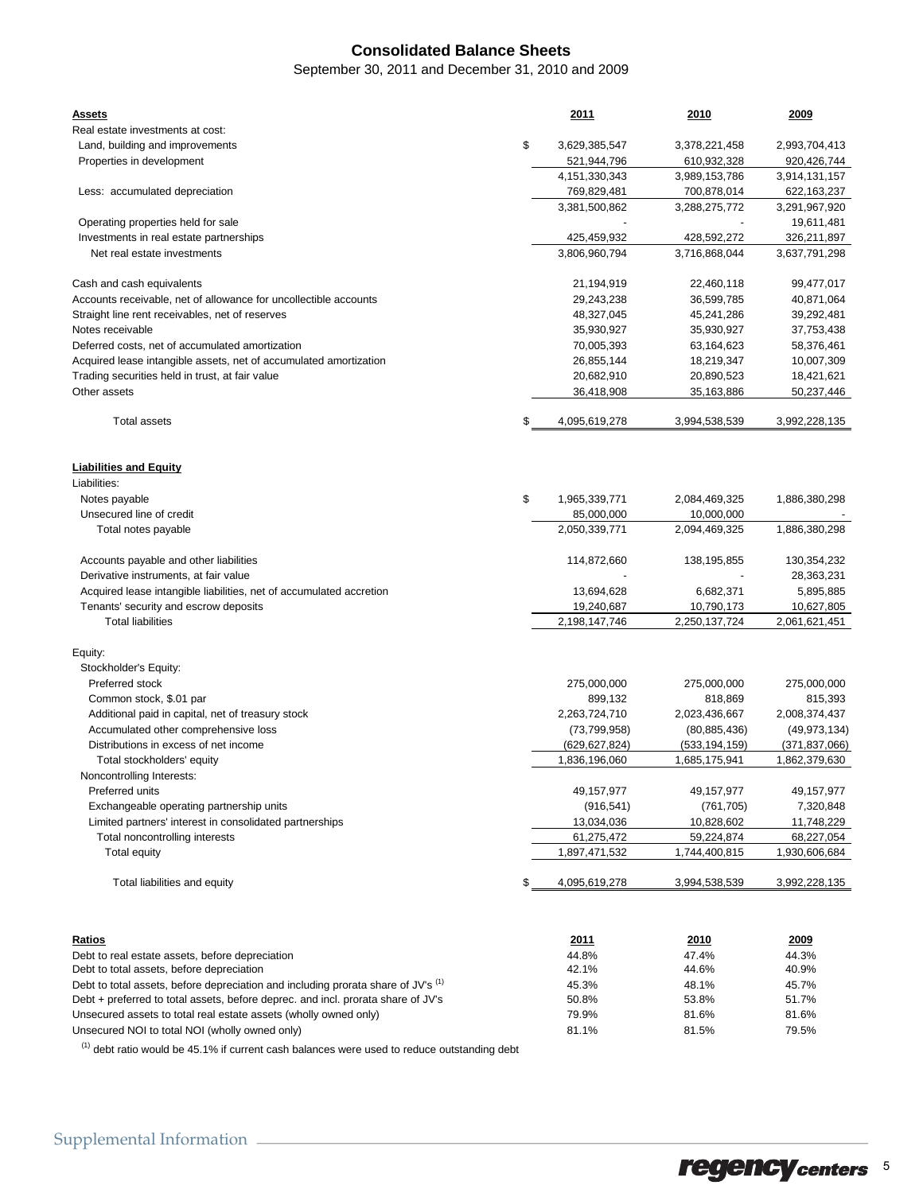# Consolidated Balance Sheets

September 30, 2011 and December 31, 2010 and 2009

| **Assets** | | **2011** | **2010** | **2009** |
|---|---|---|---|---|
| Real estate investments at cost: | | | | |
| Land, building and improvements | $ | 3,629,385,547 | 3,378,221,458 | 2,993,704,413 |
| Properties in development | | 521,944,796 | 610,932,328 | 920,426,744 |
| | | 4,151,330,343 | 3,989,153,786 | 3,914,131,157 |
| Less: accumulated depreciation | | 769,829,481 | 700,878,014 | 622,163,237 |
| | | 3,381,500,862 | 3,288,275,772 | 3,291,967,920 |
| Operating properties held for sale | | - | - | 19,611,481 |
| Investments in real estate partnerships | | 425,459,932 | 428,592,272 | 326,211,897 |
| Net real estate investments | | 3,806,960,794 | 3,716,868,044 | 3,637,791,298 |
| | | | | |
| Cash and cash equivalents | | 21,194,919 | 22,460,118 | 99,477,017 |
| Accounts receivable, net of allowance for uncollectible accounts | | 29,243,238 | 36,599,785 | 40,871,064 |
| Straight line rent receivables, net of reserves | | 48,327,045 | 45,241,286 | 39,292,481 |
| Notes receivable | | 35,930,927 | 35,930,927 | 37,753,438 |
| Deferred costs, net of accumulated amortization | | 70,005,393 | 63,164,623 | 58,376,461 |
| Acquired lease intangible assets, net of accumulated amortization | | 26,855,144 | 18,219,347 | 10,007,309 |
| Trading securities held in trust, at fair value | | 20,682,910 | 20,890,523 | 18,421,621 |
| Other assets | | 36,418,908 | 35,163,886 | 50,237,446 |
| | | | | |
| Total assets | $ | 4,095,619,278 | 3,994,538,539 | 3,992,228,135 |
| | | | | |
| **Liabilities and Equity** | | | | |
| Liabilities: | | | | |
| Notes payable | $ | 1,965,339,771 | 2,084,469,325 | 1,886,380,298 |
| Unsecured line of credit | | 85,000,000 | 10,000,000 | - |
| Total notes payable | | 2,050,339,771 | 2,094,469,325 | 1,886,380,298 |
| | | | | |
| Accounts payable and other liabilities | | 114,872,660 | 138,195,855 | 130,354,232 |
| Derivative instruments, at fair value | | - | - | 28,363,231 |
| Acquired lease intangible liabilities, net of accumulated accretion | | 13,694,628 | 6,682,371 | 5,895,885 |
| Tenants' security and escrow deposits | | 19,240,687 | 10,790,173 | 10,627,805 |
| Total liabilities | | 2,198,147,746 | 2,250,137,724 | 2,061,621,451 |
| | | | | |
| Equity: | | | | |
| Stockholder's Equity: | | | | |
| Preferred stock | | 275,000,000 | 275,000,000 | 275,000,000 |
| Common stock, $.01 par | | 899,132 | 818,869 | 815,393 |
| Additional paid in capital, net of treasury stock | | 2,263,724,710 | 2,023,436,667 | 2,008,374,437 |
| Accumulated other comprehensive loss | | (73,799,958) | (80,885,436) | (49,973,134) |
| Distributions in excess of net income | | (629,627,824) | (533,194,159) | (371,837,066) |
| Total stockholders' equity | | 1,836,196,060 | 1,685,175,941 | 1,862,379,630 |
| Noncontrolling Interests: | | | | |
| Preferred units | | 49,157,977 | 49,157,977 | 49,157,977 |
| Exchangeable operating partnership units | | (916,541) | (761,705) | 7,320,848 |
| Limited partners' interest in consolidated partnerships | | 13,034,036 | 10,828,602 | 11,748,229 |
| Total noncontrolling interests | | 61,275,472 | 59,224,874 | 68,227,054 |
| Total equity | | 1,897,471,532 | 1,744,400,815 | 1,930,606,684 |
| | | | | |
| Total liabilities and equity | $ | 4,095,619,278 | 3,994,538,539 | 3,992,228,135 |

| **Ratios** | **2011** | **2010** | **2009** |
|---|---|---|---|
| Debt to real estate assets, before depreciation | 44.8% | 47.4% | 44.3% |
| Debt to total assets, before depreciation | 42.1% | 44.6% | 40.9% |
| Debt to total assets, before depreciation and including prorata share of JV's [1] | 45.3% | 48.1% | 45.7% |
| Debt + preferred to total assets, before deprec. and incl. prorata share of JV's | 50.8% | 53.8% | 51.7% |
| Unsecured assets to total real estate assets (wholly owned only) | 79.9% | 81.6% | 81.6% |
| Unsecured NOI to total NOI (wholly owned only) | 81.1% | 81.5% | 79.5% |

[1] debt ratio would be 45.1% if current cash balances were used to reduce outstanding debt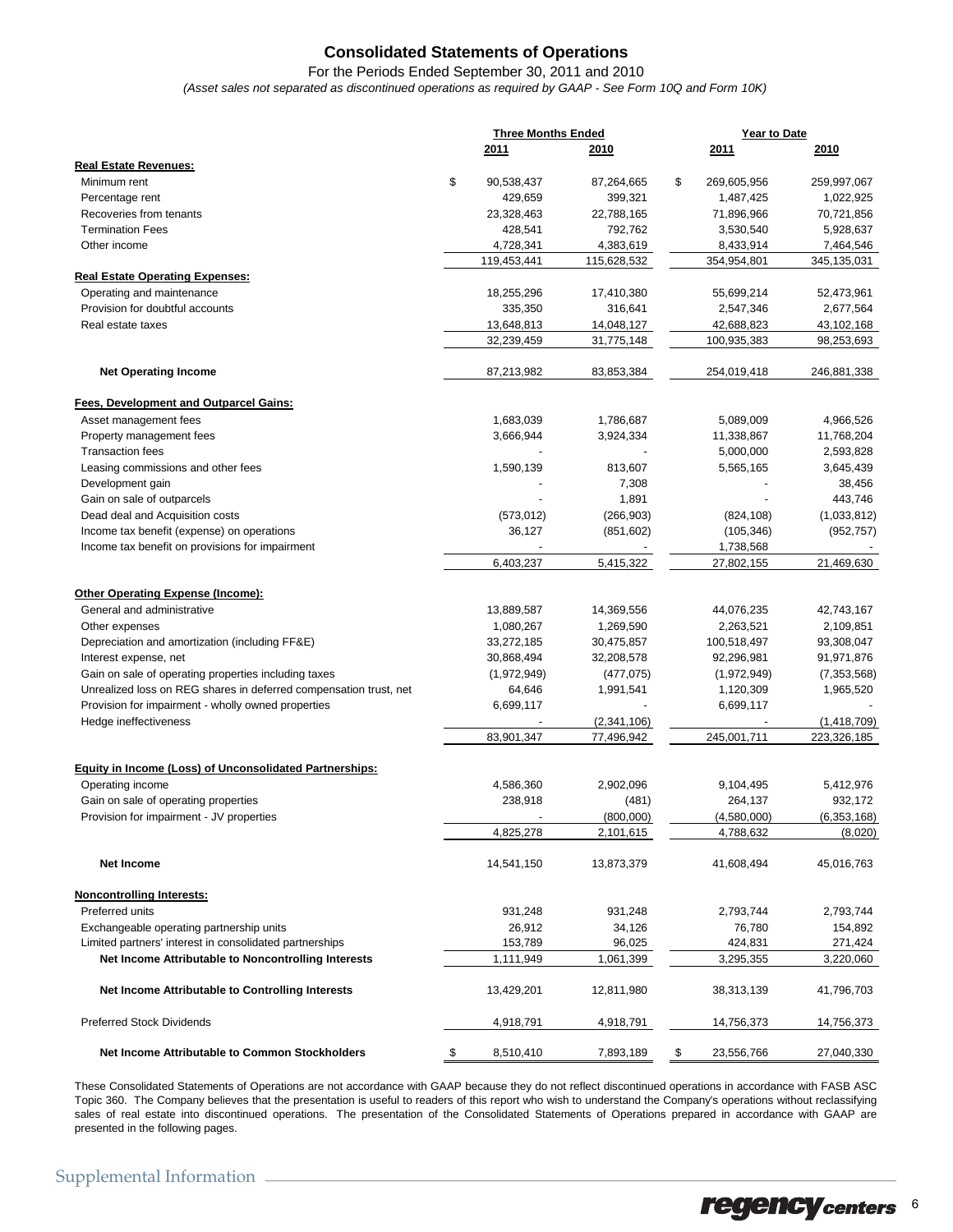# Consolidated Statements of Operations

For the Periods Ended September 30, 2011 and 2010

*(Asset sales not separated as discontinued operations as required by GAAP - See Form 10Q and Form 10K)*

| | Three Months Ended | | Year to Date | |
|---|---|---|---|---|
| | 2011 | 2010 | 2011 | 2010 |
| **Real Estate Revenues:** | | | | |
| Minimum rent | $ 90,538,437 | 87,264,665 | $ 269,605,956 | 259,997,067 |
| Percentage rent | 429,659 | 399,321 | 1,487,425 | 1,022,925 |
| Recoveries from tenants | 23,328,463 | 22,788,165 | 71,896,966 | 70,721,856 |
| Termination Fees | 428,541 | 792,762 | 3,530,540 | 5,928,637 |
| Other income | 4,728,341 | 4,383,619 | 8,433,914 | 7,464,546 |
| | 119,453,441 | 115,628,532 | 354,954,801 | 345,135,031 |
| **Real Estate Operating Expenses:** | | | | |
| Operating and maintenance | 18,255,296 | 17,410,380 | 55,699,214 | 52,473,961 |
| Provision for doubtful accounts | 335,350 | 316,641 | 2,547,346 | 2,677,564 |
| Real estate taxes | 13,648,813 | 14,048,127 | 42,688,823 | 43,102,168 |
| | 32,239,459 | 31,775,148 | 100,935,383 | 98,253,693 |
| **Net Operating Income** | 87,213,982 | 83,853,384 | 254,019,418 | 246,881,338 |
| **Fees, Development and Outparcel Gains:** | | | | |
| Asset management fees | 1,683,039 | 1,786,687 | 5,089,009 | 4,966,526 |
| Property management fees | 3,666,944 | 3,924,334 | 11,338,867 | 11,768,204 |
| Transaction fees | - | - | 5,000,000 | 2,593,828 |
| Leasing commissions and other fees | 1,590,139 | 813,607 | 5,565,165 | 3,645,439 |
| Development gain | - | 7,308 | - | 38,456 |
| Gain on sale of outparcels | - | 1,891 | - | 443,746 |
| Dead deal and Acquisition costs | (573,012) | (266,903) | (824,108) | (1,033,812) |
| Income tax benefit (expense) on operations | 36,127 | (851,602) | (105,346) | (952,757) |
| Income tax benefit on provisions for impairment | - | - | 1,738,568 | - |
| | 6,403,237 | 5,415,322 | 27,802,155 | 21,469,630 |
| **Other Operating Expense (Income):** | | | | |
| General and administrative | 13,889,587 | 14,369,556 | 44,076,235 | 42,743,167 |
| Other expenses | 1,080,267 | 1,269,590 | 2,263,521 | 2,109,851 |
| Depreciation and amortization (including FF&E) | 33,272,185 | 30,475,857 | 100,518,497 | 93,308,047 |
| Interest expense, net | 30,868,494 | 32,208,578 | 92,296,981 | 91,971,876 |
| Gain on sale of operating properties including taxes | (1,972,949) | (477,075) | (1,972,949) | (7,353,568) |
| Unrealized loss on REG shares in deferred compensation trust, net | 64,646 | 1,991,541 | 1,120,309 | 1,965,520 |
| Provision for impairment - wholly owned properties | 6,699,117 | - | 6,699,117 | - |
| Hedge ineffectiveness | - | (2,341,106) | - | (1,418,709) |
| | 83,901,347 | 77,496,942 | 245,001,711 | 223,326,185 |
| **Equity in Income (Loss) of Unconsolidated Partnerships:** | | | | |
| Operating income | 4,586,360 | 2,902,096 | 9,104,495 | 5,412,976 |
| Gain on sale of operating properties | 238,918 | (481) | 264,137 | 932,172 |
| Provision for impairment - JV properties | - | (800,000) | (4,580,000) | (6,353,168) |
| | 4,825,278 | 2,101,615 | 4,788,632 | (8,020) |
| **Net Income** | 14,541,150 | 13,873,379 | 41,608,494 | 45,016,763 |
| **Noncontrolling Interests:** | | | | |
| Preferred units | 931,248 | 931,248 | 2,793,744 | 2,793,744 |
| Exchangeable operating partnership units | 26,912 | 34,126 | 76,780 | 154,892 |
| Limited partners' interest in consolidated partnerships | 153,789 | 96,025 | 424,831 | 271,424 |
| **Net Income Attributable to Noncontrolling Interests** | 1,111,949 | 1,061,399 | 3,295,355 | 3,220,060 |
| **Net Income Attributable to Controlling Interests** | 13,429,201 | 12,811,980 | 38,313,139 | 41,796,703 |
| Preferred Stock Dividends | 4,918,791 | 4,918,791 | 14,756,373 | 14,756,373 |
| **Net Income Attributable to Common Stockholders** | $ 8,510,410 | 7,893,189 | $ 23,556,766 | 27,040,330 |

These Consolidated Statements of Operations are not accordance with GAAP because they do not reflect discontinued operations in accordance with FASB ASC Topic 360. The Company believes that the presentation is useful to readers of this report who wish to understand the Company's operations without reclassifying sales of real estate into discontinued operations. The presentation of the Consolidated Statements of Operations prepared in accordance with GAAP are presented in the following pages.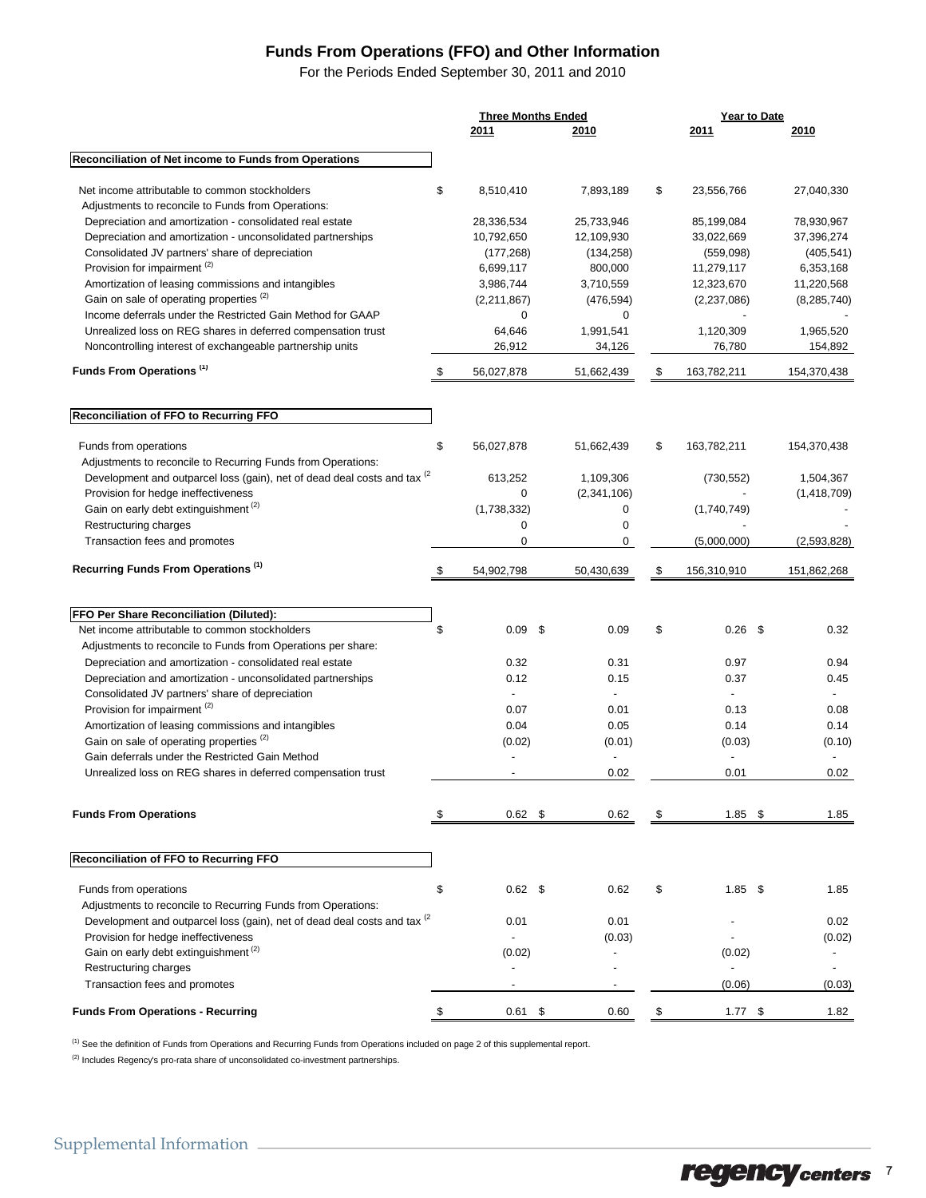# Funds From Operations (FFO) and Other Information

For the Periods Ended September 30, 2011 and 2010

| | Three Months Ended | | Year to Date | |
|---|---|---|---|---|
| | 2011 | 2010 | 2011 | 2010 |
| **Reconciliation of Net income to Funds from Operations** | | | | |
| Net income attributable to common stockholders | $ 8,510,410 | 7,893,189 | $ 23,556,766 | 27,040,330 |
| Adjustments to reconcile to Funds from Operations: | | | | |
| Depreciation and amortization - consolidated real estate | 28,336,534 | 25,733,946 | 85,199,084 | 78,930,967 |
| Depreciation and amortization - unconsolidated partnerships | 10,792,650 | 12,109,930 | 33,022,669 | 37,396,274 |
| Consolidated JV partners' share of depreciation | (177,268) | (134,258) | (559,098) | (405,541) |
| Provision for impairment [2] | 6,699,117 | 800,000 | 11,279,117 | 6,353,168 |
| Amortization of leasing commissions and intangibles | 3,986,744 | 3,710,559 | 12,323,670 | 11,220,568 |
| Gain on sale of operating properties [2] | (2,211,867) | (476,594) | (2,237,086) | (8,285,740) |
| Income deferrals under the Restricted Gain Method for GAAP | 0 | 0 | - | - |
| Unrealized loss on REG shares in deferred compensation trust | 64,646 | 1,991,541 | 1,120,309 | 1,965,520 |
| Noncontrolling interest of exchangeable partnership units | 26,912 | 34,126 | 76,780 | 154,892 |
| **Funds From Operations [1]** | $ 56,027,878 | 51,662,439 | $ 163,782,211 | 154,370,438 |
| **Reconciliation of FFO to Recurring FFO** | | | | |
| Funds from operations | $ 56,027,878 | 51,662,439 | $ 163,782,211 | 154,370,438 |
| Adjustments to reconcile to Recurring Funds from Operations: | | | | |
| Development and outparcel loss (gain), net of dead deal costs and tax [2] | 613,252 | 1,109,306 | (730,552) | 1,504,367 |
| Provision for hedge ineffectiveness | 0 | (2,341,106) | - | (1,418,709) |
| Gain on early debt extinguishment [2] | (1,738,332) | 0 | (1,740,749) | - |
| Restructuring charges | 0 | 0 | - | - |
| Transaction fees and promotes | 0 | 0 | (5,000,000) | (2,593,828) |
| **Recurring Funds From Operations [1]** | $ 54,902,798 | 50,430,639 | $ 156,310,910 | 151,862,268 |
| **FFO Per Share Reconciliation (Diluted):** | | | | |
| Net income attributable to common stockholders | $ 0.09 | $ 0.09 | $ 0.26 | $ 0.32 |
| Adjustments to reconcile to Funds from Operations per share: | | | | |
| Depreciation and amortization - consolidated real estate | 0.32 | 0.31 | 0.97 | 0.94 |
| Depreciation and amortization - unconsolidated partnerships | 0.12 | 0.15 | 0.37 | 0.45 |
| Consolidated JV partners' share of depreciation | - | - | - | - |
| Provision for impairment [2] | 0.07 | 0.01 | 0.13 | 0.08 |
| Amortization of leasing commissions and intangibles | 0.04 | 0.05 | 0.14 | 0.14 |
| Gain on sale of operating properties [2] | (0.02) | (0.01) | (0.03) | (0.10) |
| Gain deferrals under the Restricted Gain Method | - | - | - | - |
| Unrealized loss on REG shares in deferred compensation trust | - | 0.02 | 0.01 | 0.02 |
| **Funds From Operations** | $ 0.62 | $ 0.62 | $ 1.85 | $ 1.85 |
| **Reconciliation of FFO to Recurring FFO** | | | | |
| Funds from operations | $ 0.62 | $ 0.62 | $ 1.85 | $ 1.85 |
| Adjustments to reconcile to Recurring Funds from Operations: | | | | |
| Development and outparcel loss (gain), net of dead deal costs and tax [2] | 0.01 | 0.01 | - | 0.02 |
| Provision for hedge ineffectiveness | - | (0.03) | - | (0.02) |
| Gain on early debt extinguishment [2] | (0.02) | - | (0.02) | - |
| Restructuring charges | - | - | - | - |
| Transaction fees and promotes | - | - | (0.06) | (0.03) |
| **Funds From Operations - Recurring** | $ 0.61 | $ 0.60 | $ 1.77 | $ 1.82 |

[1] See the definition of Funds from Operations and Recurring Funds from Operations included on page 2 of this supplemental report.

[2] Includes Regency's pro-rata share of unconsolidated co-investment partnerships.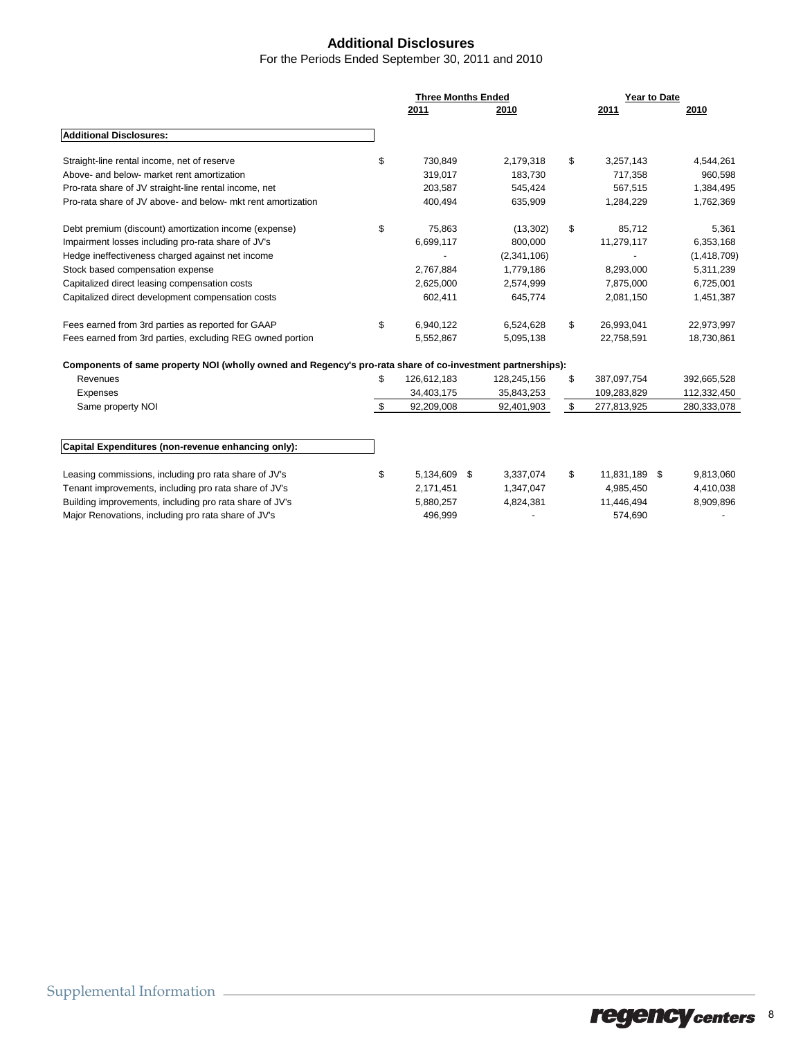# Additional Disclosures

For the Periods Ended September 30, 2011 and 2010

| | Three Months Ended | | Year to Date | |
|---|---|---|---|---|
| | 2011 | 2010 | 2011 | 2010 |
| **Additional Disclosures:** | | | | |
| Straight-line rental income, net of reserve | $ 730,849 | 2,179,318 | $ 3,257,143 | 4,544,261 |
| Above- and below- market rent amortization | 319,017 | 183,730 | 717,358 | 960,598 |
| Pro-rata share of JV straight-line rental income, net | 203,587 | 545,424 | 567,515 | 1,384,495 |
| Pro-rata share of JV above- and below- mkt rent amortization | 400,494 | 635,909 | 1,284,229 | 1,762,369 |
| Debt premium (discount) amortization income (expense) | $ 75,863 | (13,302) | $ 85,712 | 5,361 |
| Impairment losses including pro-rata share of JV's | 6,699,117 | 800,000 | 11,279,117 | 6,353,168 |
| Hedge ineffectiveness charged against net income | - | (2,341,106) | - | (1,418,709) |
| Stock based compensation expense | 2,767,884 | 1,779,186 | 8,293,000 | 5,311,239 |
| Capitalized direct leasing compensation costs | 2,625,000 | 2,574,999 | 7,875,000 | 6,725,001 |
| Capitalized direct development compensation costs | 602,411 | 645,774 | 2,081,150 | 1,451,387 |
| Fees earned from 3rd parties as reported for GAAP | $ 6,940,122 | 6,524,628 | $ 26,993,041 | 22,973,997 |
| Fees earned from 3rd parties, excluding REG owned portion | 5,552,867 | 5,095,138 | 22,758,591 | 18,730,861 |
| **Components of same property NOI (wholly owned and Regency's pro-rata share of co-investment partnerships):** | | | | |
| Revenues | $ 126,612,183 | 128,245,156 | $ 387,097,754 | 392,665,528 |
| Expenses | 34,403,175 | 35,843,253 | 109,283,829 | 112,332,450 |
| Same property NOI | $ 92,209,008 | 92,401,903 | $ 277,813,925 | 280,333,078 |
| **Capital Expenditures (non-revenue enhancing only):** | | | | |
| Leasing commissions, including pro rata share of JV's | $ 5,134,609 | $ 3,337,074 | $ 11,831,189 | $ 9,813,060 |
| Tenant improvements, including pro rata share of JV's | 2,171,451 | 1,347,047 | 4,985,450 | 4,410,038 |
| Building improvements, including pro rata share of JV's | 5,880,257 | 4,824,381 | 11,446,494 | 8,909,896 |
| Major Renovations, including pro rata share of JV's | 496,999 | - | 574,690 | - |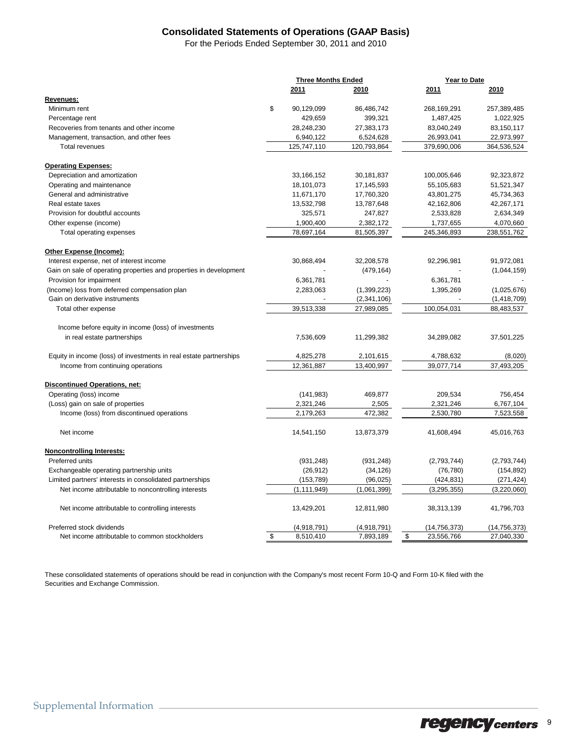## Consolidated Statements of Operations (GAAP Basis)

For the Periods Ended September 30, 2011 and 2010

| | Three Months Ended | | Year to Date | |
|---|---|---|---|---|
| | 2011 | 2010 | 2011 | 2010 |
| **Revenues:** | | | | |
| Minimum rent | $ 90,129,099 | 86,486,742 | 268,169,291 | 257,389,485 |
| Percentage rent | 429,659 | 399,321 | 1,487,425 | 1,022,925 |
| Recoveries from tenants and other income | 28,248,230 | 27,383,173 | 83,040,249 | 83,150,117 |
| Management, transaction, and other fees | 6,940,122 | 6,524,628 | 26,993,041 | 22,973,997 |
| Total revenues | 125,747,110 | 120,793,864 | 379,690,006 | 364,536,524 |
| **Operating Expenses:** | | | | |
| Depreciation and amortization | 33,166,152 | 30,181,837 | 100,005,646 | 92,323,872 |
| Operating and maintenance | 18,101,073 | 17,145,593 | 55,105,683 | 51,521,347 |
| General and administrative | 11,671,170 | 17,760,320 | 43,801,275 | 45,734,363 |
| Real estate taxes | 13,532,798 | 13,787,648 | 42,162,806 | 42,267,171 |
| Provision for doubtful accounts | 325,571 | 247,827 | 2,533,828 | 2,634,349 |
| Other expense (income) | 1,900,400 | 2,382,172 | 1,737,655 | 4,070,660 |
| Total operating expenses | 78,697,164 | 81,505,397 | 245,346,893 | 238,551,762 |
| **Other Expense (Income):** | | | | |
| Interest expense, net of interest income | 30,868,494 | 32,208,578 | 92,296,981 | 91,972,081 |
| Gain on sale of operating properties and properties in development | - | (479,164) | - | (1,044,159) |
| Provision for impairment | 6,361,781 | - | 6,361,781 | - |
| (Income) loss from deferred compensation plan | 2,283,063 | (1,399,223) | 1,395,269 | (1,025,676) |
| Gain on derivative instruments | - | (2,341,106) | - | (1,418,709) |
| Total other expense | 39,513,338 | 27,989,085 | 100,054,031 | 88,483,537 |
| Income before equity in income (loss) of investments in real estate partnerships | 7,536,609 | 11,299,382 | 34,289,082 | 37,501,225 |
| Equity in income (loss) of investments in real estate partnerships | 4,825,278 | 2,101,615 | 4,788,632 | (8,020) |
| Income from continuing operations | 12,361,887 | 13,400,997 | 39,077,714 | 37,493,205 |
| **Discontinued Operations, net:** | | | | |
| Operating (loss) income | (141,983) | 469,877 | 209,534 | 756,454 |
| (Loss) gain on sale of properties | 2,321,246 | 2,505 | 2,321,246 | 6,767,104 |
| Income (loss) from discontinued operations | 2,179,263 | 472,382 | 2,530,780 | 7,523,558 |
| Net income | 14,541,150 | 13,873,379 | 41,608,494 | 45,016,763 |
| **Noncontrolling Interests:** | | | | |
| Preferred units | (931,248) | (931,248) | (2,793,744) | (2,793,744) |
| Exchangeable operating partnership units | (26,912) | (34,126) | (76,780) | (154,892) |
| Limited partners' interests in consolidated partnerships | (153,789) | (96,025) | (424,831) | (271,424) |
| Net income attributable to noncontrolling interests | (1,111,949) | (1,061,399) | (3,295,355) | (3,220,060) |
| Net income attributable to controlling interests | 13,429,201 | 12,811,980 | 38,313,139 | 41,796,703 |
| Preferred stock dividends | (4,918,791) | (4,918,791) | (14,756,373) | (14,756,373) |
| Net income attributable to common stockholders | $ 8,510,410 | 7,893,189 | $ 23,556,766 | 27,040,330 |

These consolidated statements of operations should be read in conjunction with the Company's most recent Form 10-Q and Form 10-K filed with the Securities and Exchange Commission.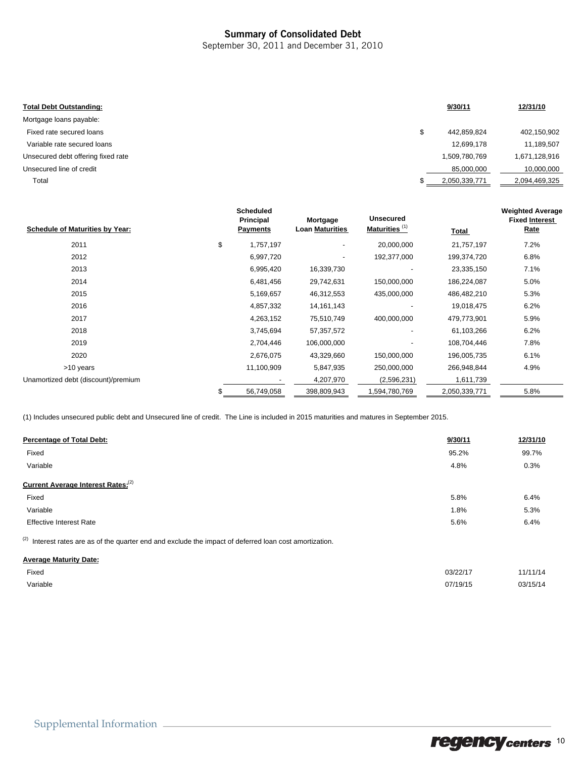# Summary of Consolidated Debt

September 30, 2011 and December 31, 2010

| **Total Debt Outstanding:** | 9/30/11 | 12/31/10 |
|---|---|---|
| Mortgage loans payable: | | |
| Fixed rate secured loans | $ 442,859,824 | 402,150,902 |
| Variable rate secured loans | 12,699,178 | 11,189,507 |
| Unsecured debt offering fixed rate | 1,509,780,769 | 1,671,128,916 |
| Unsecured line of credit | 85,000,000 | 10,000,000 |
| Total | $ 2,050,339,771 | 2,094,469,325 |

| **Schedule of Maturities by Year:** | Scheduled Principal Payments | Mortgage Loan Maturities | Unsecured Maturities [1] | Total | Weighted Average Fixed Interest Rate |
|---|---|---|---|---|---|
| 2011 | $ 1,757,197 | - | 20,000,000 | 21,757,197 | 7.2% |
| 2012 | 6,997,720 | - | 192,377,000 | 199,374,720 | 6.8% |
| 2013 | 6,995,420 | 16,339,730 | - | 23,335,150 | 7.1% |
| 2014 | 6,481,456 | 29,742,631 | 150,000,000 | 186,224,087 | 5.0% |
| 2015 | 5,169,657 | 46,312,553 | 435,000,000 | 486,482,210 | 5.3% |
| 2016 | 4,857,332 | 14,161,143 | - | 19,018,475 | 6.2% |
| 2017 | 4,263,152 | 75,510,749 | 400,000,000 | 479,773,901 | 5.9% |
| 2018 | 3,745,694 | 57,357,572 | - | 61,103,266 | 6.2% |
| 2019 | 2,704,446 | 106,000,000 | - | 108,704,446 | 7.8% |
| 2020 | 2,676,075 | 43,329,660 | 150,000,000 | 196,005,735 | 6.1% |
| >10 years | 11,100,909 | 5,847,935 | 250,000,000 | 266,948,844 | 4.9% |
| Unamortized debt (discount)/premium | - | 4,207,970 | (2,596,231) | 1,611,739 | |
| | $ 56,749,058 | 398,809,943 | 1,594,780,769 | 2,050,339,771 | 5.8% |

(1) Includes unsecured public debt and Unsecured line of credit. The Line is included in 2015 maturities and matures in September 2015.

| **Percentage of Total Debt:** | 9/30/11 | 12/31/10 |
|---|---|---|
| Fixed | 95.2% | 99.7% |
| Variable | 4.8% | 0.3% |
| **Current Average Interest Rates:**[2] | | |
| Fixed | 5.8% | 6.4% |
| Variable | 1.8% | 5.3% |
| Effective Interest Rate | 5.6% | 6.4% |

(2) Interest rates are as of the quarter end and exclude the impact of deferred loan cost amortization.

| **Average Maturity Date:** | | |
|---|---|---|
| Fixed | 03/22/17 | 11/11/14 |
| Variable | 07/19/15 | 03/15/14 |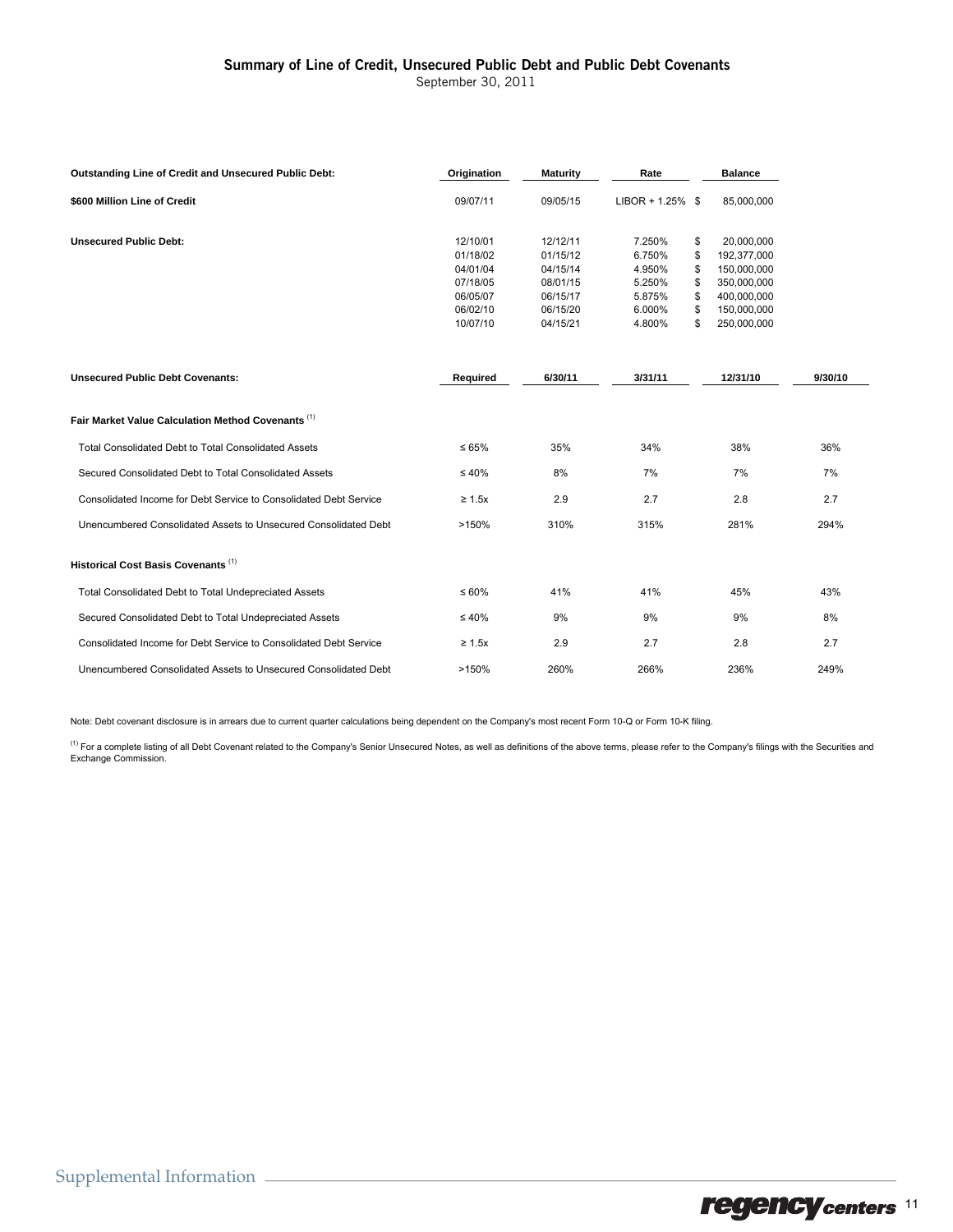## Summary of Line of Credit, Unsecured Public Debt and Public Debt Covenants

September 30, 2011

| Outstanding Line of Credit and Unsecured Public Debt: | Origination | Maturity | Rate | Balance |
|---|---|---|---|---|
| **$600 Million Line of Credit** | 09/07/11 | 09/05/15 | LIBOR + 1.25% | $ 85,000,000 |
| **Unsecured Public Debt:** | 12/10/01 | 12/12/11 | 7.250% | $ 20,000,000 |
| | 01/18/02 | 01/15/12 | 6.750% | $ 192,377,000 |
| | 04/01/04 | 04/15/14 | 4.950% | $ 150,000,000 |
| | 07/18/05 | 08/01/15 | 5.250% | $ 350,000,000 |
| | 06/05/07 | 06/15/17 | 5.875% | $ 400,000,000 |
| | 06/02/10 | 06/15/20 | 6.000% | $ 150,000,000 |
| | 10/07/10 | 04/15/21 | 4.800% | $ 250,000,000 |

| Unsecured Public Debt Covenants: | Required | 6/30/11 | 3/31/11 | 12/31/10 | 9/30/10 |
|---|---|---|---|---|---|
| **Fair Market Value Calculation Method Covenants** [1] | | | | | |
| Total Consolidated Debt to Total Consolidated Assets | ≤ 65% | 35% | 34% | 38% | 36% |
| Secured Consolidated Debt to Total Consolidated Assets | ≤ 40% | 8% | 7% | 7% | 7% |
| Consolidated Income for Debt Service to Consolidated Debt Service | ≥ 1.5x | 2.9 | 2.7 | 2.8 | 2.7 |
| Unencumbered Consolidated Assets to Unsecured Consolidated Debt | >150% | 310% | 315% | 281% | 294% |
| **Historical Cost Basis Covenants** [1] | | | | | |
| Total Consolidated Debt to Total Undepreciated Assets | ≤ 60% | 41% | 41% | 45% | 43% |
| Secured Consolidated Debt to Total Undepreciated Assets | ≤ 40% | 9% | 9% | 9% | 8% |
| Consolidated Income for Debt Service to Consolidated Debt Service | ≥ 1.5x | 2.9 | 2.7 | 2.8 | 2.7 |
| Unencumbered Consolidated Assets to Unsecured Consolidated Debt | >150% | 260% | 266% | 236% | 249% |

Note: Debt covenant disclosure is in arrears due to current quarter calculations being dependent on the Company's most recent Form 10-Q or Form 10-K filing.

[1] For a complete listing of all Debt Covenant related to the Company's Senior Unsecured Notes, as well as definitions of the above terms, please refer to the Company's filings with the Securities and Exchange Commission.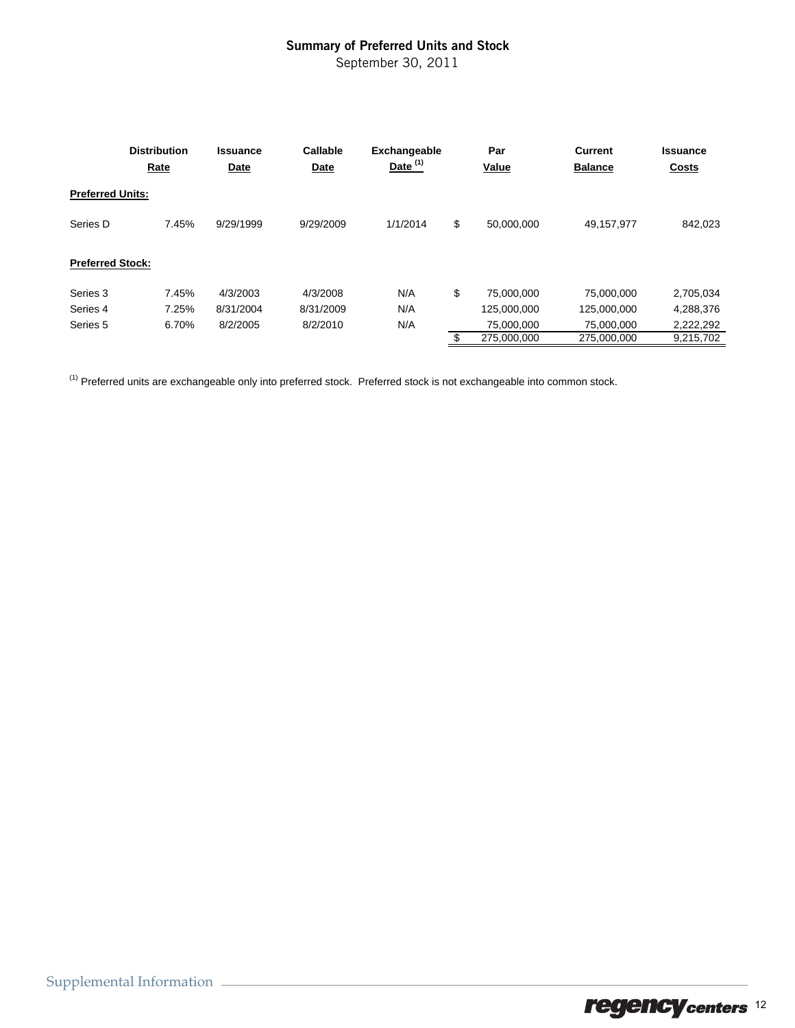## Summary of Preferred Units and Stock

September 30, 2011

| | Distribution Rate | Issuance Date | Callable Date | Exchangeable Date [1] | Par Value | Current Balance | Issuance Costs |
|---|---|---|---|---|---|---|---|
| **Preferred Units:** | | | | | | | |
| Series D | 7.45% | 9/29/1999 | 9/29/2009 | 1/1/2014 | $ 50,000,000 | 49,157,977 | 842,023 |
| **Preferred Stock:** | | | | | | | |
| Series 3 | 7.45% | 4/3/2003 | 4/3/2008 | N/A | $ 75,000,000 | 75,000,000 | 2,705,034 |
| Series 4 | 7.25% | 8/31/2004 | 8/31/2009 | N/A | 125,000,000 | 125,000,000 | 4,288,376 |
| Series 5 | 6.70% | 8/2/2005 | 8/2/2010 | N/A | 75,000,000 | 75,000,000 | 2,222,292 |
| | | | | | $ 275,000,000 | 275,000,000 | 9,215,702 |

[1] Preferred units are exchangeable only into preferred stock. Preferred stock is not exchangeable into common stock.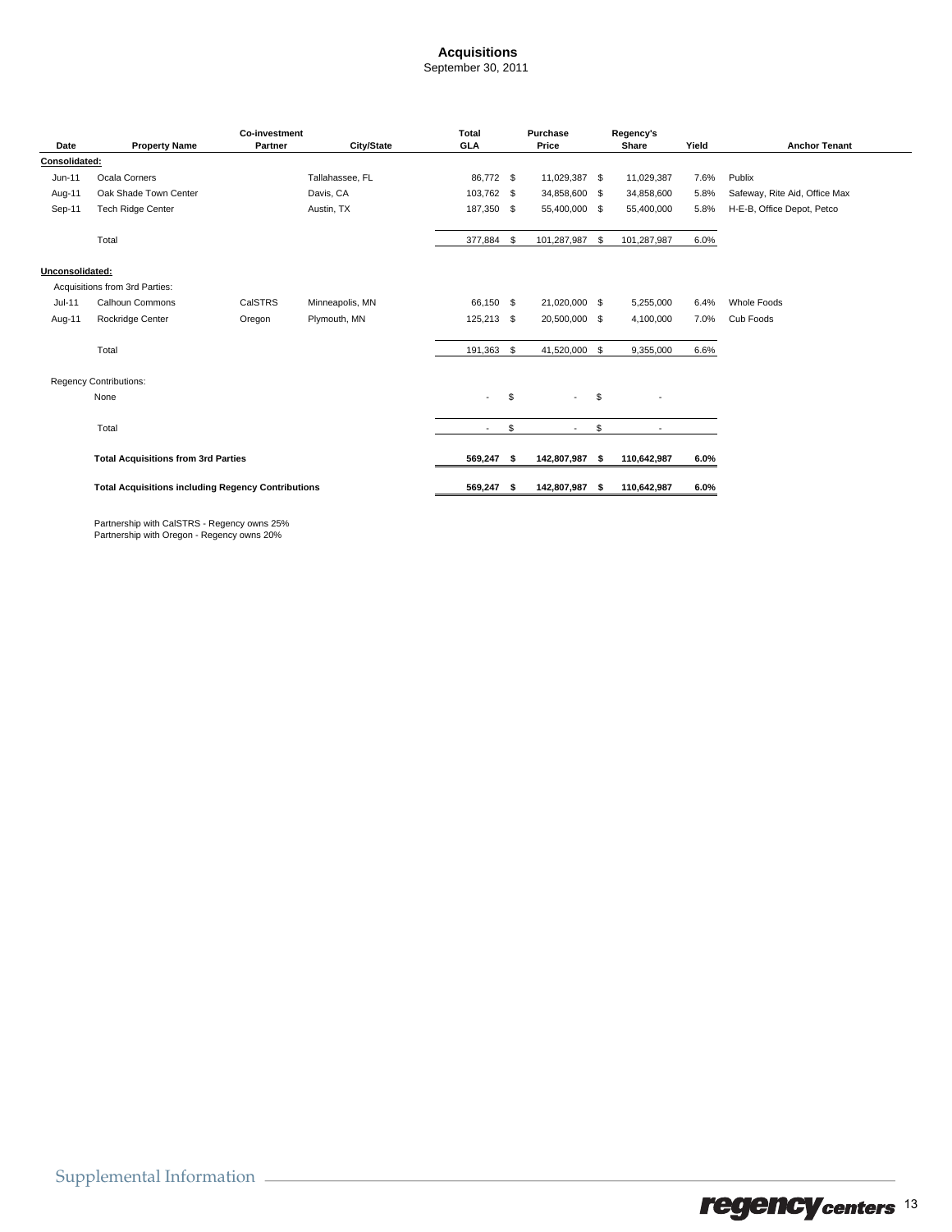# Acquisitions

September 30, 2011

| Date | Property Name | Co-investment Partner | City/State | Total GLA | Purchase Price | Regency's Share | Yield | Anchor Tenant |
|---|---|---|---|---|---|---|---|---|
| **Consolidated:** | | | | | | | | |
| Jun-11 | Ocala Corners | | Tallahassee, FL | 86,772 | $ 11,029,387 | $ 11,029,387 | 7.6% | Publix |
| Aug-11 | Oak Shade Town Center | | Davis, CA | 103,762 | $ 34,858,600 | $ 34,858,600 | 5.8% | Safeway, Rite Aid, Office Max |
| Sep-11 | Tech Ridge Center | | Austin, TX | 187,350 | $ 55,400,000 | $ 55,400,000 | 5.8% | H-E-B, Office Depot, Petco |
| | Total | | | 377,884 | $ 101,287,987 | $ 101,287,987 | 6.0% | |
| **Unconsolidated:** | | | | | | | | |
| | Acquisitions from 3rd Parties: | | | | | | | |
| Jul-11 | Calhoun Commons | CalSTRS | Minneapolis, MN | 66,150 | $ 21,020,000 | $ 5,255,000 | 6.4% | Whole Foods |
| Aug-11 | Rockridge Center | Oregon | Plymouth, MN | 125,213 | $ 20,500,000 | $ 4,100,000 | 7.0% | Cub Foods |
| | Total | | | 191,363 | $ 41,520,000 | $ 9,355,000 | 6.6% | |
| | Regency Contributions: | | | | | | | |
| | None | | | - | $ - | $ - | | |
| | Total | | | - | $ - | $ - | | |
| | **Total Acquisitions from 3rd Parties** | | | **569,247** | **$ 142,807,987** | **$ 110,642,987** | **6.0%** | |
| | **Total Acquisitions including Regency Contributions** | | | **569,247** | **$ 142,807,987** | **$ 110,642,987** | **6.0%** | |

Partnership with CalSTRS - Regency owns 25%
Partnership with Oregon - Regency owns 20%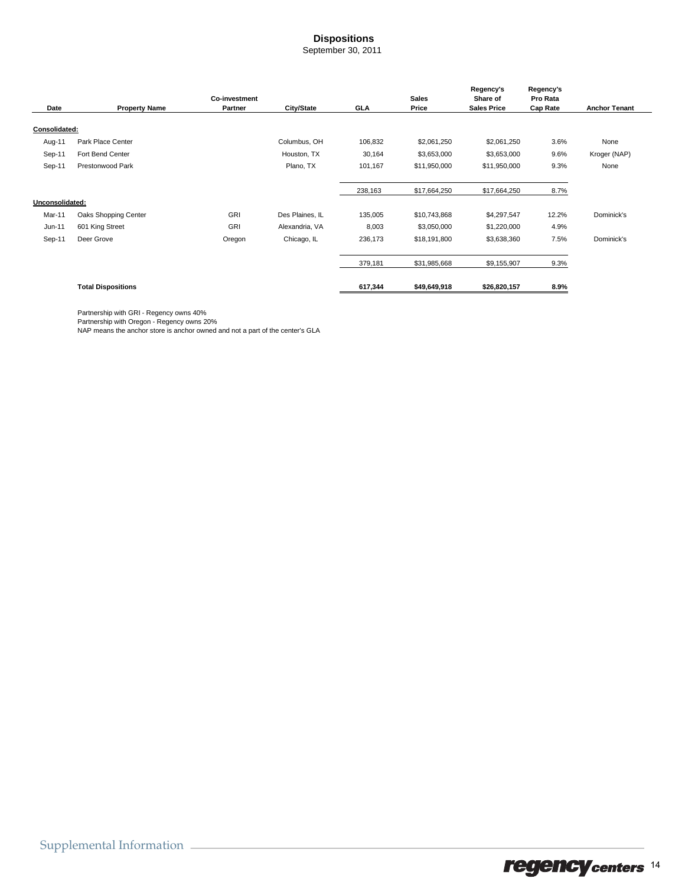# Dispositions

September 30, 2011

| Date | Property Name | Co-investment Partner | City/State | GLA | Sales Price | Regency's Share of Sales Price | Regency's Pro Rata Cap Rate | Anchor Tenant |
|---|---|---|---|---|---|---|---|---|
| **Consolidated:** | | | | | | | | |
| Aug-11 | Park Place Center | | Columbus, OH | 106,832 | $2,061,250 | $2,061,250 | 3.6% | None |
| Sep-11 | Fort Bend Center | | Houston, TX | 30,164 | $3,653,000 | $3,653,000 | 9.6% | Kroger (NAP) |
| Sep-11 | Prestonwood Park | | Plano, TX | 101,167 | $11,950,000 | $11,950,000 | 9.3% | None |
| | | | | 238,163 | $17,664,250 | $17,664,250 | 8.7% | |
| **Unconsolidated:** | | | | | | | | |
| Mar-11 | Oaks Shopping Center | GRI | Des Plaines, IL | 135,005 | $10,743,868 | $4,297,547 | 12.2% | Dominick's |
| Jun-11 | 601 King Street | GRI | Alexandria, VA | 8,003 | $3,050,000 | $1,220,000 | 4.9% | |
| Sep-11 | Deer Grove | Oregon | Chicago, IL | 236,173 | $18,191,800 | $3,638,360 | 7.5% | Dominick's |
| | | | | 379,181 | $31,985,668 | $9,155,907 | 9.3% | |
| | **Total Dispositions** | | | **617,344** | **$49,649,918** | **$26,820,157** | **8.9%** | |

Partnership with GRI - Regency owns 40%
Partnership with Oregon - Regency owns 20%
NAP means the anchor store is anchor owned and not a part of the center's GLA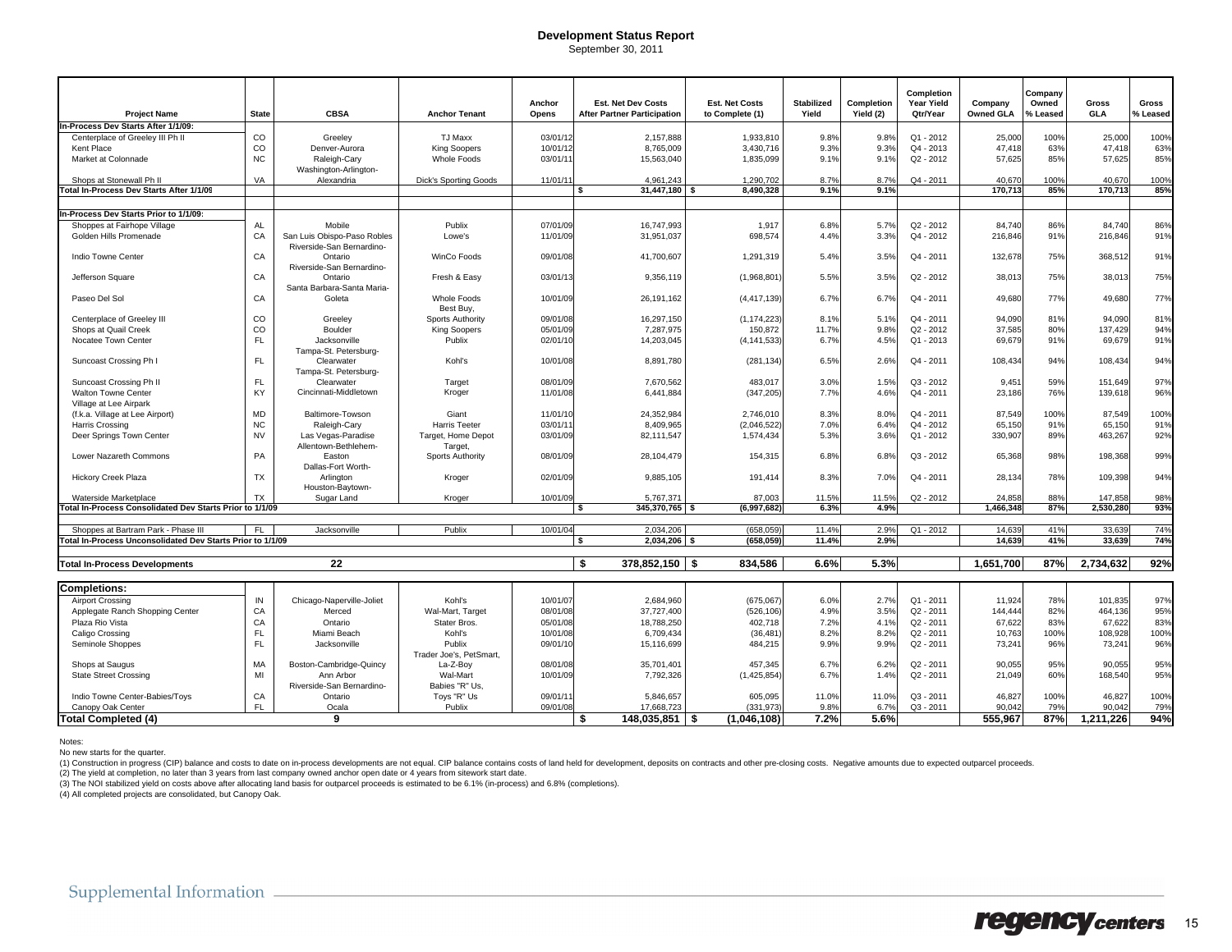# Development Status Report

September 30, 2011

| Project Name | State | CBSA | Anchor Tenant | Anchor Opens | Est. Net Dev Costs After Partner Participation | Est. Net Costs to Complete (1) | Stabilized Yield | Completion Yield (2) | Completion Year Yield Qtr/Year | Company Owned GLA | Company Owned % Leased | Gross GLA | Gross % Leased |
|---|---|---|---|---|---|---|---|---|---|---|---|---|---|
| **In-Process Dev Starts After 1/1/09:** | | | | | | | | | | | | | |
| Centerplace of Greeley III Ph II | CO | Greeley | TJ Maxx | 03/01/12 | 2,157,888 | 1,933,810 | 9.8% | 9.8% | Q1 - 2012 | 25,000 | 100% | 25,000 | 100% |
| Kent Place | CO | Denver-Aurora | King Soopers | 10/01/12 | 8,765,009 | 3,430,716 | 9.3% | 9.3% | Q4 - 2013 | 47,418 | 63% | 47,418 | 63% |
| Market at Colonnade | NC | Raleigh-Cary | Whole Foods | 03/01/11 | 15,563,040 | 1,835,099 | 9.1% | 9.1% | Q2 - 2012 | 57,625 | 85% | 57,625 | 85% |
| Shops at Stonewall Ph II | VA | Washington-Arlington-Alexandria | Dick's Sporting Goods | 11/01/11 | 4,961,243 | 1,290,702 | 8.7% | 8.7% | Q4 - 2011 | 40,670 | 100% | 40,670 | 100% |
| **Total In-Process Dev Starts After 1/1/09** | | | | | **$ 31,447,180** | **$ 8,490,328** | **9.1%** | **9.1%** | | **170,713** | **85%** | **170,713** | **85%** |
| **In-Process Dev Starts Prior to 1/1/09:** | | | | | | | | | | | | | |
| Shoppes at Fairhope Village | AL | Mobile | Publix | 07/01/09 | 16,747,993 | 1,917 | 6.8% | 5.7% | Q2 - 2012 | 84,740 | 86% | 84,740 | 86% |
| Golden Hills Promenade | CA | San Luis Obispo-Paso Robles | Lowe's | 11/01/09 | 31,951,037 | 698,574 | 4.4% | 3.3% | Q4 - 2012 | 216,846 | 91% | 216,846 | 91% |
| Indio Towne Center | CA | Riverside-San Bernardino-Ontario | WinCo Foods | 09/01/08 | 41,700,607 | 1,291,319 | 5.4% | 3.5% | Q4 - 2011 | 132,678 | 75% | 368,512 | 91% |
| Jefferson Square | CA | Riverside-San Bernardino-Ontario | Fresh & Easy | 03/01/13 | 9,356,119 | (1,968,801) | 5.5% | 3.5% | Q2 - 2012 | 38,013 | 75% | 38,013 | 75% |
| Paseo Del Sol | CA | Santa Barbara-Santa Maria-Goleta | Whole Foods | 10/01/09 | 26,191,162 | (4,417,139) | 6.7% | 6.7% | Q4 - 2011 | 49,680 | 77% | 49,680 | 77% |
| Centerplace of Greeley III | CO | Greeley | Best Buy, Sports Authority | 09/01/08 | 16,297,150 | (1,174,223) | 8.1% | 5.1% | Q4 - 2011 | 94,090 | 81% | 94,090 | 81% |
| Shops at Quail Creek | CO | Boulder | King Soopers | 05/01/09 | 7,287,975 | 150,872 | 11.7% | 9.8% | Q2 - 2012 | 37,585 | 80% | 137,429 | 94% |
| Nocatee Town Center | FL | Jacksonville | Publix | 02/01/10 | 14,203,045 | (4,141,533) | 6.7% | 4.5% | Q1 - 2013 | 69,679 | 91% | 69,679 | 91% |
| Suncoast Crossing Ph I | FL | Tampa-St. Petersburg-Clearwater | Kohl's | 10/01/08 | 8,891,780 | (281,134) | 6.5% | 2.6% | Q4 - 2011 | 108,434 | 94% | 108,434 | 94% |
| Suncoast Crossing Ph II | FL | Tampa-St. Petersburg-Clearwater | Target | 08/01/09 | 7,670,562 | 483,017 | 3.0% | 1.5% | Q3 - 2012 | 9,451 | 59% | 151,649 | 97% |
| Walton Towne Center | KY | Cincinnati-Middletown | Kroger | 11/01/08 | 6,441,884 | (347,205) | 7.7% | 4.6% | Q4 - 2011 | 23,186 | 76% | 139,618 | 96% |
| Village at Lee Airpark (f.k.a. Village at Lee Airport) | MD | Baltimore-Towson | Giant | 11/01/10 | 24,352,984 | 2,746,010 | 8.3% | 8.0% | Q4 - 2011 | 87,549 | 100% | 87,549 | 100% |
| Harris Crossing | NC | Raleigh-Cary | Harris Teeter | 03/01/11 | 8,409,965 | (2,046,522) | 7.0% | 6.4% | Q4 - 2012 | 65,150 | 91% | 65,150 | 91% |
| Deer Springs Town Center | NV | Las Vegas-Paradise | Target, Home Depot | 03/01/09 | 82,111,547 | 1,574,434 | 5.3% | 3.6% | Q1 - 2012 | 330,907 | 89% | 463,267 | 92% |
| Lower Nazareth Commons | PA | Allentown-Bethlehem-Easton | Target, Sports Authority | 08/01/09 | 28,104,479 | 154,315 | 6.8% | 6.8% | Q3 - 2012 | 65,368 | 98% | 198,368 | 99% |
| Hickory Creek Plaza | TX | Dallas-Fort Worth-Arlington | Kroger | 02/01/09 | 9,885,105 | 191,414 | 8.3% | 7.0% | Q4 - 2011 | 28,134 | 78% | 109,398 | 94% |
| Waterside Marketplace | TX | Houston-Baytown-Sugar Land | Kroger | 10/01/09 | 5,767,371 | 87,003 | 11.5% | 11.5% | Q2 - 2012 | 24,858 | 88% | 147,858 | 98% |
| **Total In-Process Consolidated Dev Starts Prior to 1/1/09** | | | | | **$ 345,370,765** | **$ (6,997,682)** | **6.3%** | **4.9%** | | **1,466,348** | **87%** | **2,530,280** | **93%** |
| Shoppes at Bartram Park - Phase III | FL | Jacksonville | Publix | 10/01/04 | 2,034,206 | (658,059) | 11.4% | 2.9% | Q1 - 2012 | 14,639 | 41% | 33,639 | 74% |
| **Total In-Process Unconsolidated Dev Starts Prior to 1/1/09** | | | | | **$ 2,034,206** | **$ (658,059)** | **11.4%** | **2.9%** | | **14,639** | **41%** | **33,639** | **74%** |
| **Total In-Process Developments** | | **22** | | | **$ 378,852,150** | **$ 834,586** | **6.6%** | **5.3%** | | **1,651,700** | **87%** | **2,734,632** | **92%** |
| **Completions:** | | | | | | | | | | | | | |
| Airport Crossing | IN | Chicago-Naperville-Joliet | Kohl's | 10/01/07 | 2,684,960 | (675,067) | 6.0% | 2.7% | Q1 - 2011 | 11,924 | 78% | 101,835 | 97% |
| Applegate Ranch Shopping Center | CA | Merced | Wal-Mart, Target | 08/01/08 | 37,727,400 | (526,106) | 4.9% | 3.5% | Q2 - 2011 | 144,444 | 82% | 464,136 | 95% |
| Plaza Rio Vista | CA | Ontario | Stater Bros. | 05/01/08 | 18,788,250 | 402,718 | 7.2% | 4.1% | Q2 - 2011 | 67,622 | 83% | 67,622 | 83% |
| Caligo Crossing | FL | Miami Beach | Kohl's | 10/01/08 | 6,709,434 | (36,481) | 8.2% | 8.2% | Q2 - 2011 | 10,763 | 100% | 108,928 | 100% |
| Seminole Shoppes | FL | Jacksonville | Publix | 09/01/10 | 15,116,699 | 484,215 | 9.9% | 9.9% | Q2 - 2011 | 73,241 | 96% | 73,241 | 96% |
| Shops at Saugus | MA | Boston-Cambridge-Quincy | Trader Joe's, PetSmart, La-Z-Boy | 08/01/08 | 35,701,401 | 457,345 | 6.7% | 6.2% | Q2 - 2011 | 90,055 | 95% | 90,055 | 95% |
| State Street Crossing | MI | Ann Arbor | Wal-Mart | 10/01/09 | 7,792,326 | (1,425,854) | 6.7% | 1.4% | Q2 - 2011 | 21,049 | 60% | 168,540 | 95% |
| Indio Towne Center-Babies/Toys | CA | Riverside-San Bernardino-Ontario | Babies "R" Us, Toys "R" Us | 09/01/11 | 5,846,657 | 605,095 | 11.0% | 11.0% | Q3 - 2011 | 46,827 | 100% | 46,827 | 100% |
| Canopy Oak Center | FL | Ocala | Publix | 09/01/08 | 17,668,723 | (331,973) | 9.8% | 6.7% | Q3 - 2011 | 90,042 | 79% | 90,042 | 79% |
| **Total Completed (4)** | | **9** | | | **$ 148,035,851** | **$ (1,046,108)** | **7.2%** | **5.6%** | | **555,967** | **87%** | **1,211,226** | **94%** |

Notes:

No new starts for the quarter.

(1) Construction in progress (CIP) balance and costs to date on in-process developments are not equal. CIP balance contains costs of land held for development, deposits on contracts and other pre-closing costs. Negative amounts due to expected outparcel proceeds.

(2) The yield at completion, no later than 3 years from last company owned anchor open date or 4 years from sitework start date.

(3) The NOI stabilized yield on costs above after allocating land basis for outparcel proceeds is estimated to be 6.1% (in-process) and 6.8% (completions).

(4) All completed projects are consolidated, but Canopy Oak.

Supplemental Information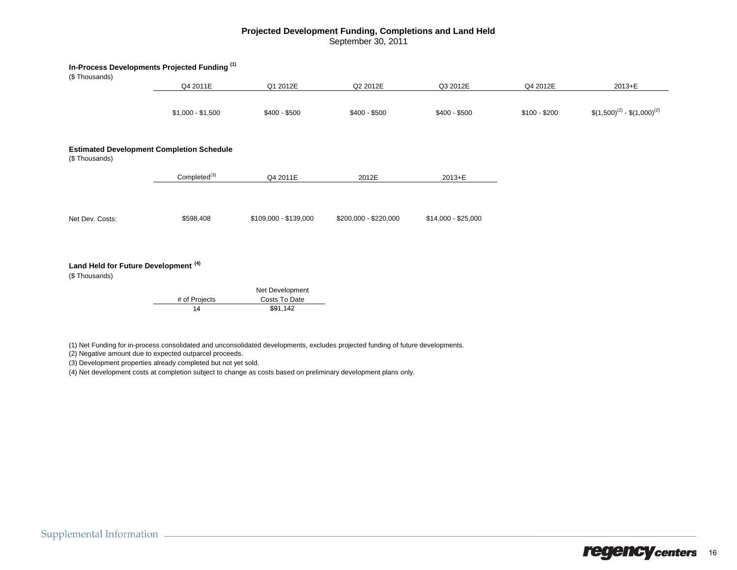# Projected Development Funding, Completions and Land Held

September 30, 2011

**In-Process Developments Projected Funding** [1]

($ Thousands)

| Q4 2011E | Q1 2012E | Q2 2012E | Q3 2012E | Q4 2012E | 2013+E |
|---|---|---|---|---|---|
| $1,000 - $1,500 | $400 - $500 | $400 - $500 | $400 - $500 | $100 - $200 | $(1,500)[2] - $(1,000)[2] |

**Estimated Development Completion Schedule**

($ Thousands)

| | Completed[3] | Q4 2011E | 2012E | 2013+E |
|---|---|---|---|---|
| Net Dev. Costs: | $598,408 | $109,000 - $139,000 | $200,000 - $220,000 | $14,000 - $25,000 |

**Land Held for Future Development** [4]

($ Thousands)

| # of Projects | Net Development Costs To Date |
|---|---|
| 14 | $91,142 |

(1) Net Funding for in-process consolidated and unconsolidated developments, excludes projected funding of future developments.

(2) Negative amount due to expected outparcel proceeds.

(3) Development properties already completed but not yet sold.

(4) Net development costs at completion subject to change as costs based on preliminary development plans only.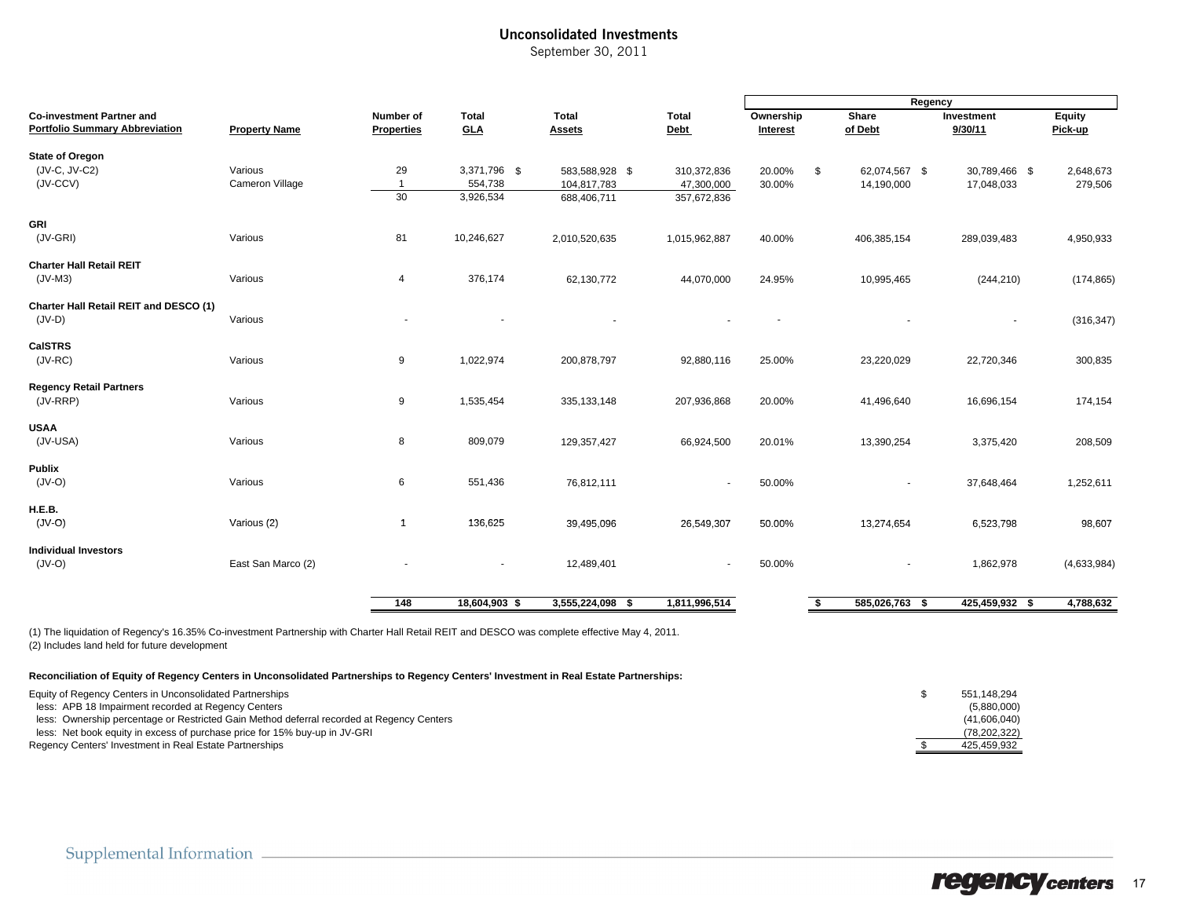# Unconsolidated Investments

September 30, 2011

| Co-investment Partner and Portfolio Summary Abbreviation | Property Name | Number of Properties | Total GLA | Total Assets | Total Debt | Regency Ownership Interest | Regency Share of Debt | Regency Investment 9/30/11 | Regency Equity Pick-up |
|---|---|---|---|---|---|---|---|---|---|
| **State of Oregon** | | | | | | | | | |
| (JV-C, JV-C2) | Various | 29 | 3,371,796 | $ 583,588,928 | $ 310,372,836 | 20.00% | $ 62,074,567 | $ 30,789,466 | $ 2,648,673 |
| (JV-CCV) | Cameron Village | 1 | 554,738 | 104,817,783 | 47,300,000 | 30.00% | 14,190,000 | 17,048,033 | 279,506 |
| | | 30 | 3,926,534 | 688,406,711 | 357,672,836 | | | | |
| **GRI** | | | | | | | | | |
| (JV-GRI) | Various | 81 | 10,246,627 | 2,010,520,635 | 1,015,962,887 | 40.00% | 406,385,154 | 289,039,483 | 4,950,933 |
| **Charter Hall Retail REIT** | | | | | | | | | |
| (JV-M3) | Various | 4 | 376,174 | 62,130,772 | 44,070,000 | 24.95% | 10,995,465 | (244,210) | (174,865) |
| **Charter Hall Retail REIT and DESCO (1)** | | | | | | | | | |
| (JV-D) | Various | - | - | - | - | - | - | - | (316,347) |
| **CalSTRS** | | | | | | | | | |
| (JV-RC) | Various | 9 | 1,022,974 | 200,878,797 | 92,880,116 | 25.00% | 23,220,029 | 22,720,346 | 300,835 |
| **Regency Retail Partners** | | | | | | | | | |
| (JV-RRP) | Various | 9 | 1,535,454 | 335,133,148 | 207,936,868 | 20.00% | 41,496,640 | 16,696,154 | 174,154 |
| **USAA** | | | | | | | | | |
| (JV-USA) | Various | 8 | 809,079 | 129,357,427 | 66,924,500 | 20.01% | 13,390,254 | 3,375,420 | 208,509 |
| **Publix** | | | | | | | | | |
| (JV-O) | Various | 6 | 551,436 | 76,812,111 | - | 50.00% | - | 37,648,464 | 1,252,611 |
| **H.E.B.** | | | | | | | | | |
| (JV-O) | Various (2) | 1 | 136,625 | 39,495,096 | 26,549,307 | 50.00% | 13,274,654 | 6,523,798 | 98,607 |
| **Individual Investors** | | | | | | | | | |
| (JV-O) | East San Marco (2) | - | - | 12,489,401 | - | 50.00% | - | 1,862,978 | (4,633,984) |
| | | **148** | **18,604,903** | **$ 3,555,224,098** | **$ 1,811,996,514** | | **$ 585,026,763** | **$ 425,459,932** | **$ 4,788,632** |

(1) The liquidation of Regency's 16.35% Co-investment Partnership with Charter Hall Retail REIT and DESCO was complete effective May 4, 2011.

(2) Includes land held for future development

**Reconciliation of Equity of Regency Centers in Unconsolidated Partnerships to Regency Centers' Investment in Real Estate Partnerships:**

| | |
|---|---|
| Equity of Regency Centers in Unconsolidated Partnerships | $ 551,148,294 |
| less: APB 18 Impairment recorded at Regency Centers | (5,880,000) |
| less: Ownership percentage or Restricted Gain Method deferral recorded at Regency Centers | (41,606,040) |
| less: Net book equity in excess of purchase price for 15% buy-up in JV-GRI | (78,202,322) |
| Regency Centers' Investment in Real Estate Partnerships | $ 425,459,932 |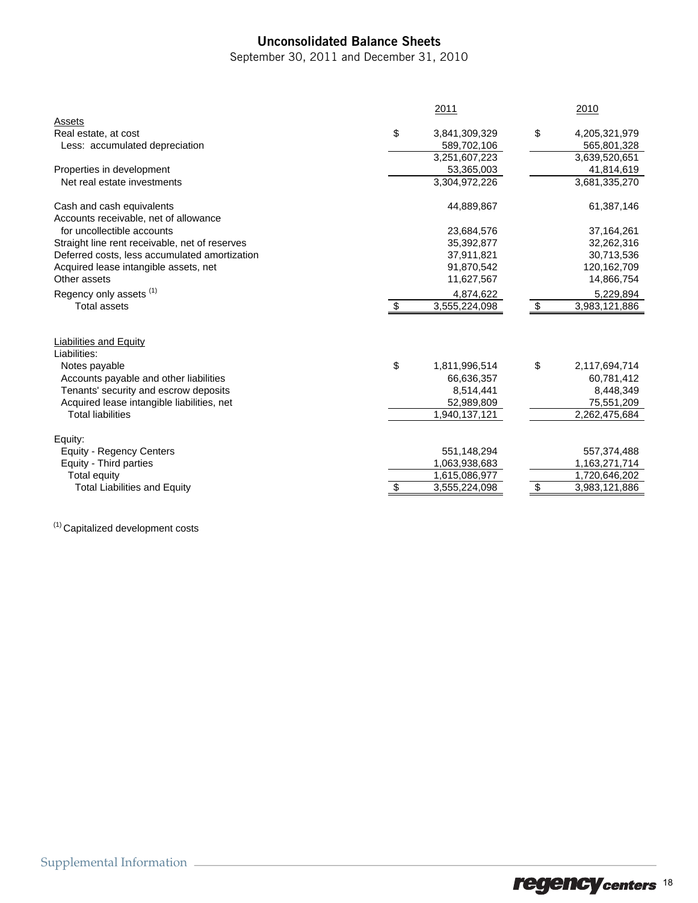## Unconsolidated Balance Sheets

September 30, 2011 and December 31, 2010

| | 2011 | 2010 |
|---|---|---|
| **Assets** | | |
| Real estate, at cost | $ 3,841,309,329 | $ 4,205,321,979 |
| Less: accumulated depreciation | 589,702,106 | 565,801,328 |
| | 3,251,607,223 | 3,639,520,651 |
| Properties in development | 53,365,003 | 41,814,619 |
| Net real estate investments | 3,304,972,226 | 3,681,335,270 |
| | | |
| Cash and cash equivalents | 44,889,867 | 61,387,146 |
| Accounts receivable, net of allowance for uncollectible accounts | 23,684,576 | 37,164,261 |
| Straight line rent receivable, net of reserves | 35,392,877 | 32,262,316 |
| Deferred costs, less accumulated amortization | 37,911,821 | 30,713,536 |
| Acquired lease intangible assets, net | 91,870,542 | 120,162,709 |
| Other assets | 11,627,567 | 14,866,754 |
| Regency only assets [1] | 4,874,622 | 5,229,894 |
| Total assets | $ 3,555,224,098 | $ 3,983,121,886 |
| | | |
| **Liabilities and Equity** | | |
| Liabilities: | | |
| Notes payable | $ 1,811,996,514 | $ 2,117,694,714 |
| Accounts payable and other liabilities | 66,636,357 | 60,781,412 |
| Tenants' security and escrow deposits | 8,514,441 | 8,448,349 |
| Acquired lease intangible liabilities, net | 52,989,809 | 75,551,209 |
| Total liabilities | 1,940,137,121 | 2,262,475,684 |
| | | |
| Equity: | | |
| Equity - Regency Centers | 551,148,294 | 557,374,488 |
| Equity - Third parties | 1,063,938,683 | 1,163,271,714 |
| Total equity | 1,615,086,977 | 1,720,646,202 |
| Total Liabilities and Equity | $ 3,555,224,098 | $ 3,983,121,886 |

[1] Capitalized development costs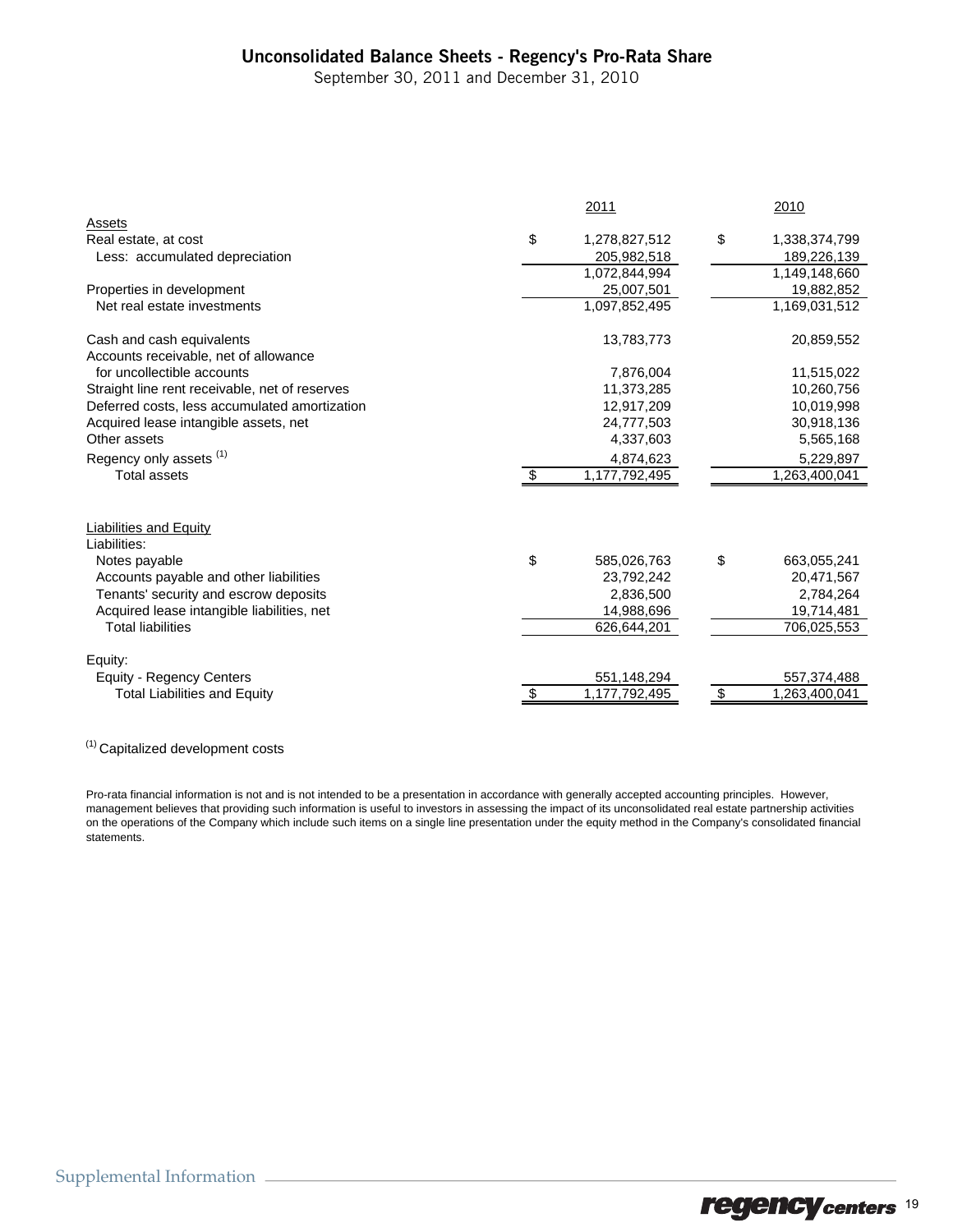# Unconsolidated Balance Sheets - Regency's Pro-Rata Share

September 30, 2011 and December 31, 2010

| | 2011 | 2010 |
|---|---|---|
| **Assets** | | |
| Real estate, at cost | $ 1,278,827,512 | $ 1,338,374,799 |
| Less: accumulated depreciation | 205,982,518 | 189,226,139 |
| | 1,072,844,994 | 1,149,148,660 |
| Properties in development | 25,007,501 | 19,882,852 |
| Net real estate investments | 1,097,852,495 | 1,169,031,512 |
| | | |
| Cash and cash equivalents | 13,783,773 | 20,859,552 |
| Accounts receivable, net of allowance for uncollectible accounts | 7,876,004 | 11,515,022 |
| Straight line rent receivable, net of reserves | 11,373,285 | 10,260,756 |
| Deferred costs, less accumulated amortization | 12,917,209 | 10,019,998 |
| Acquired lease intangible assets, net | 24,777,503 | 30,918,136 |
| Other assets | 4,337,603 | 5,565,168 |
| Regency only assets [1] | 4,874,623 | 5,229,897 |
| Total assets | $ 1,177,792,495 | 1,263,400,041 |
| | | |
| **Liabilities and Equity** | | |
| Liabilities: | | |
| Notes payable | $ 585,026,763 | $ 663,055,241 |
| Accounts payable and other liabilities | 23,792,242 | 20,471,567 |
| Tenants' security and escrow deposits | 2,836,500 | 2,784,264 |
| Acquired lease intangible liabilities, net | 14,988,696 | 19,714,481 |
| Total liabilities | 626,644,201 | 706,025,553 |
| | | |
| Equity: | | |
| Equity - Regency Centers | 551,148,294 | 557,374,488 |
| Total Liabilities and Equity | $ 1,177,792,495 | $ 1,263,400,041 |

[1] Capitalized development costs

Pro-rata financial information is not and is not intended to be a presentation in accordance with generally accepted accounting principles. However, management believes that providing such information is useful to investors in assessing the impact of its unconsolidated real estate partnership activities on the operations of the Company which include such items on a single line presentation under the equity method in the Company's consolidated financial statements.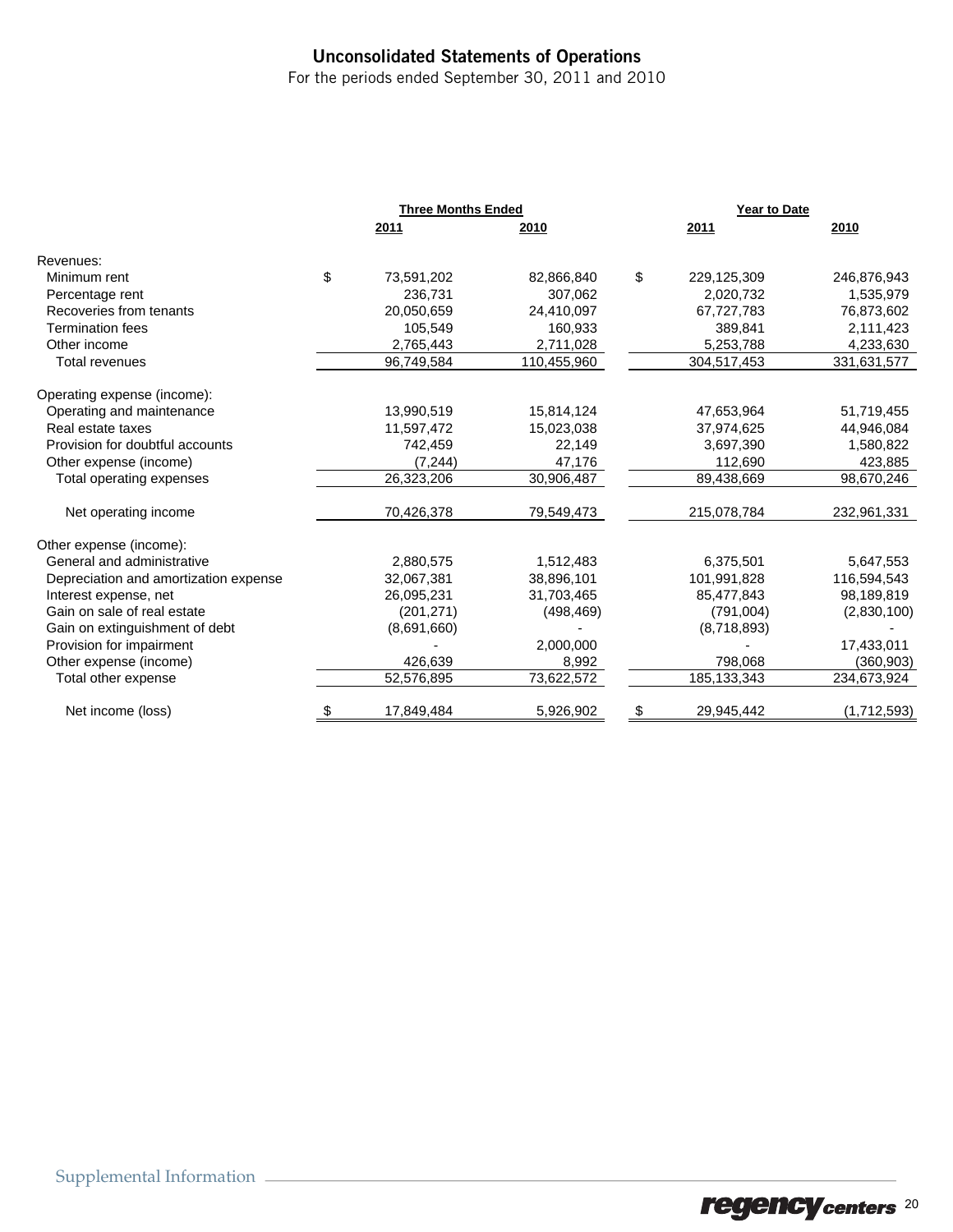## Unconsolidated Statements of Operations

For the periods ended September 30, 2011 and 2010

| | Three Months Ended | | Year to Date | |
|---|---|---|---|---|
| | 2011 | 2010 | 2011 | 2010 |
| Revenues: | | | | |
| Minimum rent | $ 73,591,202 | 82,866,840 | $ 229,125,309 | 246,876,943 |
| Percentage rent | 236,731 | 307,062 | 2,020,732 | 1,535,979 |
| Recoveries from tenants | 20,050,659 | 24,410,097 | 67,727,783 | 76,873,602 |
| Termination fees | 105,549 | 160,933 | 389,841 | 2,111,423 |
| Other income | 2,765,443 | 2,711,028 | 5,253,788 | 4,233,630 |
| Total revenues | 96,749,584 | 110,455,960 | 304,517,453 | 331,631,577 |
| Operating expense (income): | | | | |
| Operating and maintenance | 13,990,519 | 15,814,124 | 47,653,964 | 51,719,455 |
| Real estate taxes | 11,597,472 | 15,023,038 | 37,974,625 | 44,946,084 |
| Provision for doubtful accounts | 742,459 | 22,149 | 3,697,390 | 1,580,822 |
| Other expense (income) | (7,244) | 47,176 | 112,690 | 423,885 |
| Total operating expenses | 26,323,206 | 30,906,487 | 89,438,669 | 98,670,246 |
| Net operating income | 70,426,378 | 79,549,473 | 215,078,784 | 232,961,331 |
| Other expense (income): | | | | |
| General and administrative | 2,880,575 | 1,512,483 | 6,375,501 | 5,647,553 |
| Depreciation and amortization expense | 32,067,381 | 38,896,101 | 101,991,828 | 116,594,543 |
| Interest expense, net | 26,095,231 | 31,703,465 | 85,477,843 | 98,189,819 |
| Gain on sale of real estate | (201,271) | (498,469) | (791,004) | (2,830,100) |
| Gain on extinguishment of debt | (8,691,660) | - | (8,718,893) | - |
| Provision for impairment | - | 2,000,000 | - | 17,433,011 |
| Other expense (income) | 426,639 | 8,992 | 798,068 | (360,903) |
| Total other expense | 52,576,895 | 73,622,572 | 185,133,343 | 234,673,924 |
| Net income (loss) | $ 17,849,484 | 5,926,902 | $ 29,945,442 | (1,712,593) |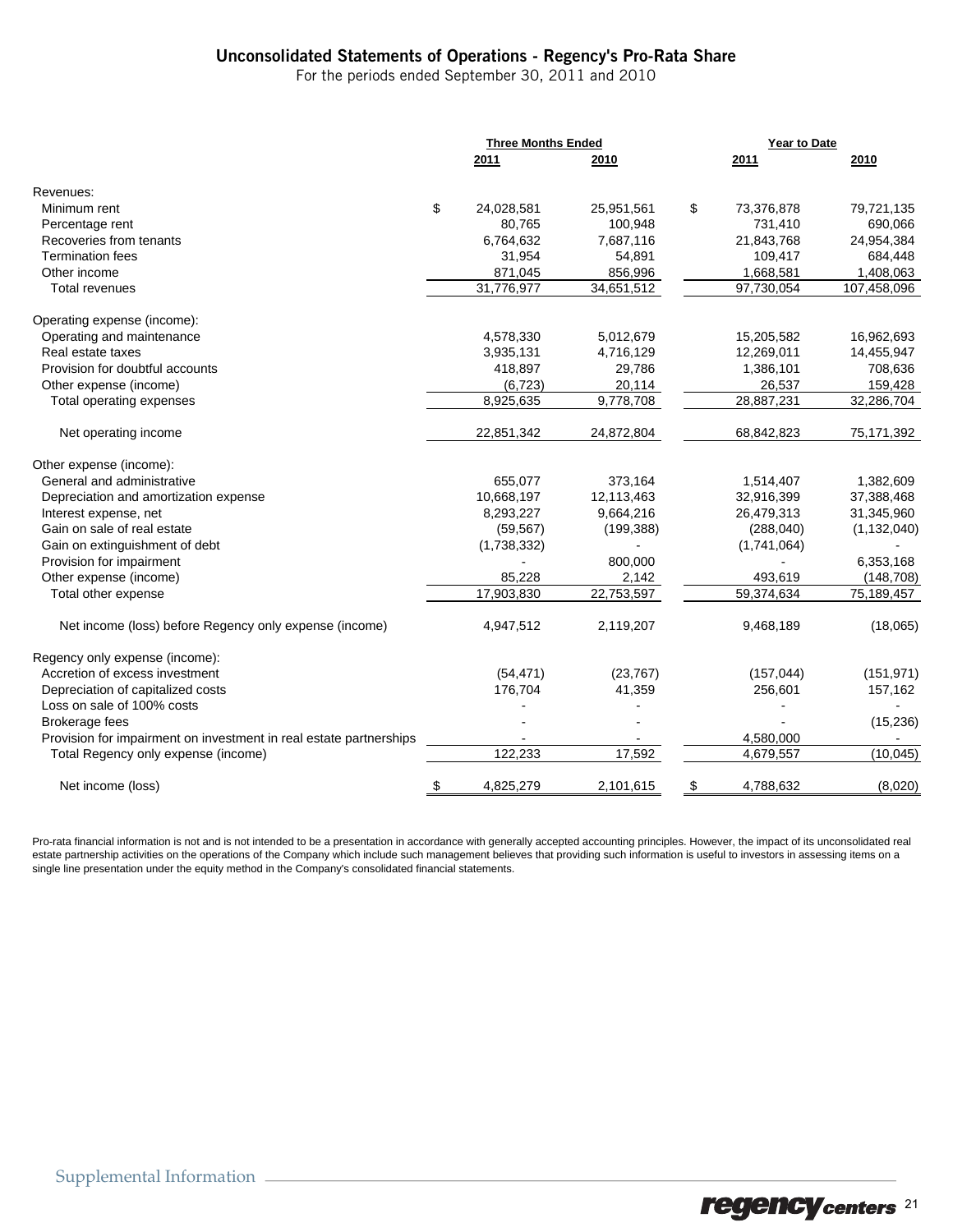## Unconsolidated Statements of Operations - Regency's Pro-Rata Share

For the periods ended September 30, 2011 and 2010

| | Three Months Ended | | Year to Date | |
|---|---|---|---|---|
| | 2011 | 2010 | 2011 | 2010 |
| **Revenues:** | | | | |
| Minimum rent | $ 24,028,581 | 25,951,561 | $ 73,376,878 | 79,721,135 |
| Percentage rent | 80,765 | 100,948 | 731,410 | 690,066 |
| Recoveries from tenants | 6,764,632 | 7,687,116 | 21,843,768 | 24,954,384 |
| Termination fees | 31,954 | 54,891 | 109,417 | 684,448 |
| Other income | 871,045 | 856,996 | 1,668,581 | 1,408,063 |
| Total revenues | 31,776,977 | 34,651,512 | 97,730,054 | 107,458,096 |
| **Operating expense (income):** | | | | |
| Operating and maintenance | 4,578,330 | 5,012,679 | 15,205,582 | 16,962,693 |
| Real estate taxes | 3,935,131 | 4,716,129 | 12,269,011 | 14,455,947 |
| Provision for doubtful accounts | 418,897 | 29,786 | 1,386,101 | 708,636 |
| Other expense (income) | (6,723) | 20,114 | 26,537 | 159,428 |
| Total operating expenses | 8,925,635 | 9,778,708 | 28,887,231 | 32,286,704 |
| Net operating income | 22,851,342 | 24,872,804 | 68,842,823 | 75,171,392 |
| **Other expense (income):** | | | | |
| General and administrative | 655,077 | 373,164 | 1,514,407 | 1,382,609 |
| Depreciation and amortization expense | 10,668,197 | 12,113,463 | 32,916,399 | 37,388,468 |
| Interest expense, net | 8,293,227 | 9,664,216 | 26,479,313 | 31,345,960 |
| Gain on sale of real estate | (59,567) | (199,388) | (288,040) | (1,132,040) |
| Gain on extinguishment of debt | (1,738,332) | - | (1,741,064) | - |
| Provision for impairment | - | 800,000 | - | 6,353,168 |
| Other expense (income) | 85,228 | 2,142 | 493,619 | (148,708) |
| Total other expense | 17,903,830 | 22,753,597 | 59,374,634 | 75,189,457 |
| Net income (loss) before Regency only expense (income) | 4,947,512 | 2,119,207 | 9,468,189 | (18,065) |
| **Regency only expense (income):** | | | | |
| Accretion of excess investment | (54,471) | (23,767) | (157,044) | (151,971) |
| Depreciation of capitalized costs | 176,704 | 41,359 | 256,601 | 157,162 |
| Loss on sale of 100% costs | - | - | - | - |
| Brokerage fees | - | - | - | (15,236) |
| Provision for impairment on investment in real estate partnerships | - | - | 4,580,000 | - |
| Total Regency only expense (income) | 122,233 | 17,592 | 4,679,557 | (10,045) |
| Net income (loss) | $ 4,825,279 | 2,101,615 | $ 4,788,632 | (8,020) |

Pro-rata financial information is not and is not intended to be a presentation in accordance with generally accepted accounting principles. However, the impact of its unconsolidated real estate partnership activities on the operations of the Company which include such management believes that providing such information is useful to investors in assessing items on a single line presentation under the equity method in the Company's consolidated financial statements.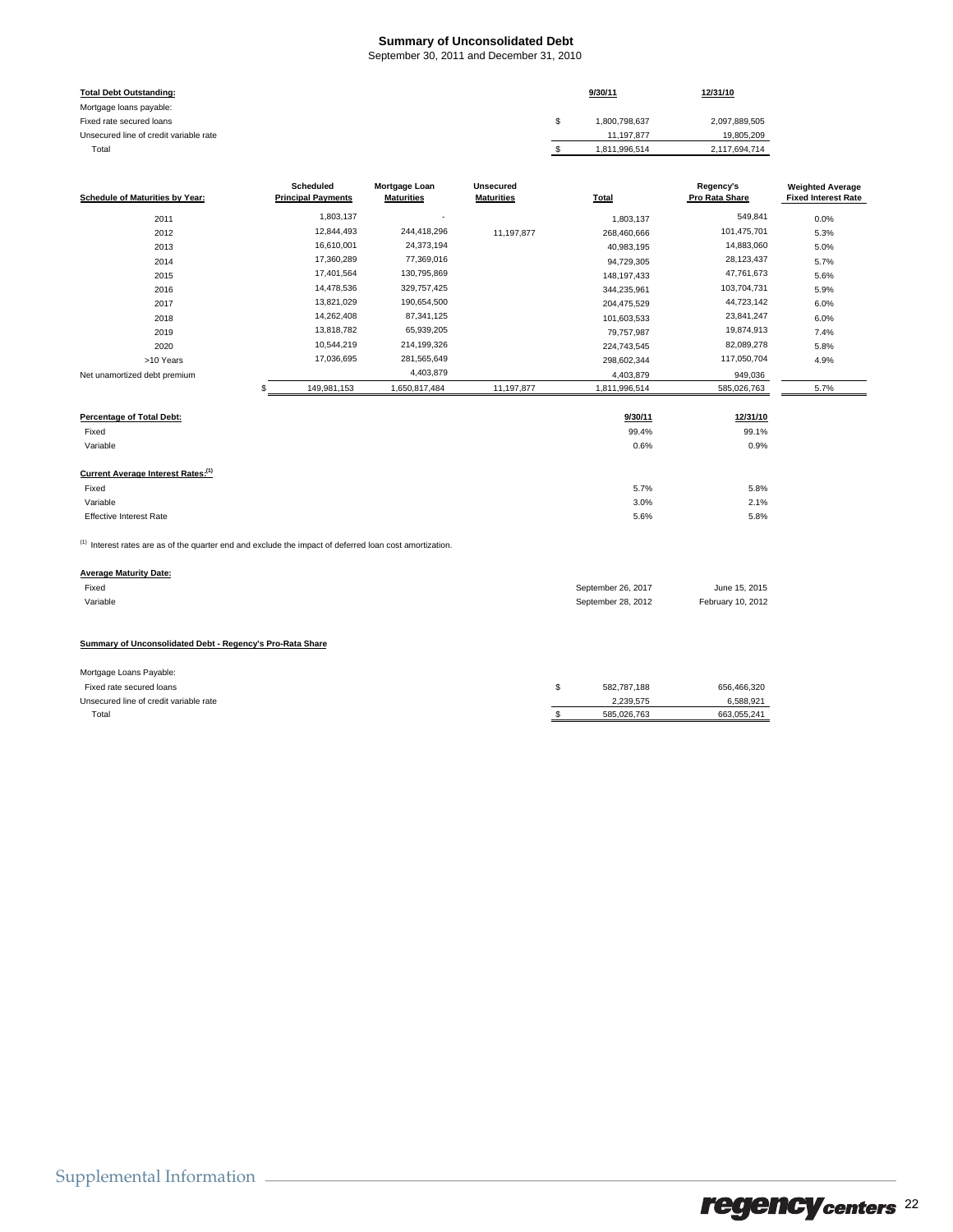# Summary of Unconsolidated Debt

September 30, 2011 and December 31, 2010

| **Total Debt Outstanding:** | | **9/30/11** | **12/31/10** |
|---|---|---|---|
| Mortgage loans payable: | | | |
| Fixed rate secured loans | $ | 1,800,798,637 | 2,097,889,505 |
| Unsecured line of credit variable rate | | 11,197,877 | 19,805,209 |
| Total | $ | 1,811,996,514 | 2,117,694,714 |

| **Schedule of Maturities by Year:** | **Scheduled Principal Payments** | **Mortgage Loan Maturities** | **Unsecured Maturities** | **Total** | **Regency's Pro Rata Share** | **Weighted Average Fixed Interest Rate** |
|---|---|---|---|---|---|---|
| 2011 | 1,803,137 | - | | 1,803,137 | 549,841 | 0.0% |
| 2012 | 12,844,493 | 244,418,296 | 11,197,877 | 268,460,666 | 101,475,701 | 5.3% |
| 2013 | 16,610,001 | 24,373,194 | | 40,983,195 | 14,883,060 | 5.0% |
| 2014 | 17,360,289 | 77,369,016 | | 94,729,305 | 28,123,437 | 5.7% |
| 2015 | 17,401,564 | 130,795,869 | | 148,197,433 | 47,761,673 | 5.6% |
| 2016 | 14,478,536 | 329,757,425 | | 344,235,961 | 103,704,731 | 5.9% |
| 2017 | 13,821,029 | 190,654,500 | | 204,475,529 | 44,723,142 | 6.0% |
| 2018 | 14,262,408 | 87,341,125 | | 101,603,533 | 23,841,247 | 6.0% |
| 2019 | 13,818,782 | 65,939,205 | | 79,757,987 | 19,874,913 | 7.4% |
| 2020 | 10,544,219 | 214,199,326 | | 224,743,545 | 82,089,278 | 5.8% |
| >10 Years | 17,036,695 | 281,565,649 | | 298,602,344 | 117,050,704 | 4.9% |
| Net unamortized debt premium | | 4,403,879 | | 4,403,879 | 949,036 | |
| | $ 149,981,153 | 1,650,817,484 | 11,197,877 | 1,811,996,514 | 585,026,763 | 5.7% |

| **Percentage of Total Debt:** | **9/30/11** | **12/31/10** |
|---|---|---|
| Fixed | 99.4% | 99.1% |
| Variable | 0.6% | 0.9% |
| **Current Average Interest Rates:**[(1)] | | |
| Fixed | 5.7% | 5.8% |
| Variable | 3.0% | 2.1% |
| Effective Interest Rate | 5.6% | 5.8% |

[(1)] Interest rates are as of the quarter end and exclude the impact of deferred loan cost amortization.

| **Average Maturity Date:** | | |
|---|---|---|
| Fixed | September 26, 2017 | June 15, 2015 |
| Variable | September 28, 2012 | February 10, 2012 |

**Summary of Unconsolidated Debt - Regency's Pro-Rata Share**

| Mortgage Loans Payable: | | | |
|---|---|---|---|
| Fixed rate secured loans | $ | 582,787,188 | 656,466,320 |
| Unsecured line of credit variable rate | | 2,239,575 | 6,588,921 |
| Total | $ | 585,026,763 | 663,055,241 |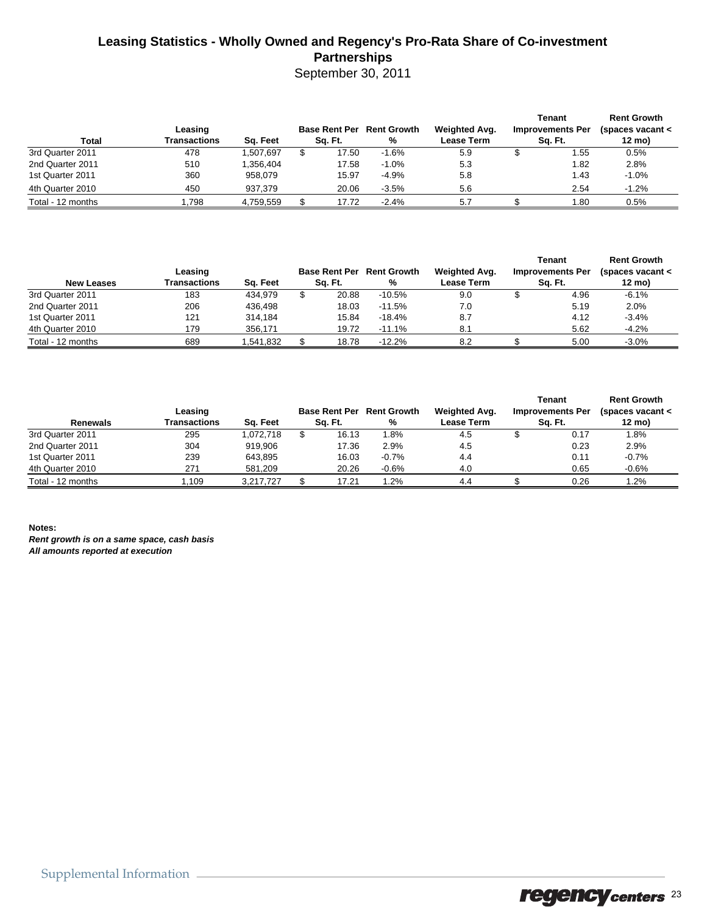# Leasing Statistics - Wholly Owned and Regency's Pro-Rata Share of Co-investment Partnerships

September 30, 2011

| Total | Leasing Transactions | Sq. Feet | Base Rent Per Sq. Ft. | Rent Growth % | Weighted Avg. Lease Term | Tenant Improvements Per Sq. Ft. | Rent Growth (spaces vacant < 12 mo) |
|---|---|---|---|---|---|---|---|
| 3rd Quarter 2011 | 478 | 1,507,697 | $ 17.50 | -1.6% | 5.9 | $ 1.55 | 0.5% |
| 2nd Quarter 2011 | 510 | 1,356,404 | 17.58 | -1.0% | 5.3 | 1.82 | 2.8% |
| 1st Quarter 2011 | 360 | 958,079 | 15.97 | -4.9% | 5.8 | 1.43 | -1.0% |
| 4th Quarter 2010 | 450 | 937,379 | 20.06 | -3.5% | 5.6 | 2.54 | -1.2% |
| Total - 12 months | 1,798 | 4,759,559 | $ 17.72 | -2.4% | 5.7 | $ 1.80 | 0.5% |

| New Leases | Leasing Transactions | Sq. Feet | Base Rent Per Sq. Ft. | Rent Growth % | Weighted Avg. Lease Term | Tenant Improvements Per Sq. Ft. | Rent Growth (spaces vacant < 12 mo) |
|---|---|---|---|---|---|---|---|
| 3rd Quarter 2011 | 183 | 434,979 | $ 20.88 | -10.5% | 9.0 | $ 4.96 | -6.1% |
| 2nd Quarter 2011 | 206 | 436,498 | 18.03 | -11.5% | 7.0 | 5.19 | 2.0% |
| 1st Quarter 2011 | 121 | 314,184 | 15.84 | -18.4% | 8.7 | 4.12 | -3.4% |
| 4th Quarter 2010 | 179 | 356,171 | 19.72 | -11.1% | 8.1 | 5.62 | -4.2% |
| Total - 12 months | 689 | 1,541,832 | $ 18.78 | -12.2% | 8.2 | $ 5.00 | -3.0% |

| Renewals | Leasing Transactions | Sq. Feet | Base Rent Per Sq. Ft. | Rent Growth % | Weighted Avg. Lease Term | Tenant Improvements Per Sq. Ft. | Rent Growth (spaces vacant < 12 mo) |
|---|---|---|---|---|---|---|---|
| 3rd Quarter 2011 | 295 | 1,072,718 | $ 16.13 | 1.8% | 4.5 | $ 0.17 | 1.8% |
| 2nd Quarter 2011 | 304 | 919,906 | 17.36 | 2.9% | 4.5 | 0.23 | 2.9% |
| 1st Quarter 2011 | 239 | 643,895 | 16.03 | -0.7% | 4.4 | 0.11 | -0.7% |
| 4th Quarter 2010 | 271 | 581,209 | 20.26 | -0.6% | 4.0 | 0.65 | -0.6% |
| Total - 12 months | 1,109 | 3,217,727 | $ 17.21 | 1.2% | 4.4 | $ 0.26 | 1.2% |

**Notes:**

***Rent growth is on a same space, cash basis***

***All amounts reported at execution***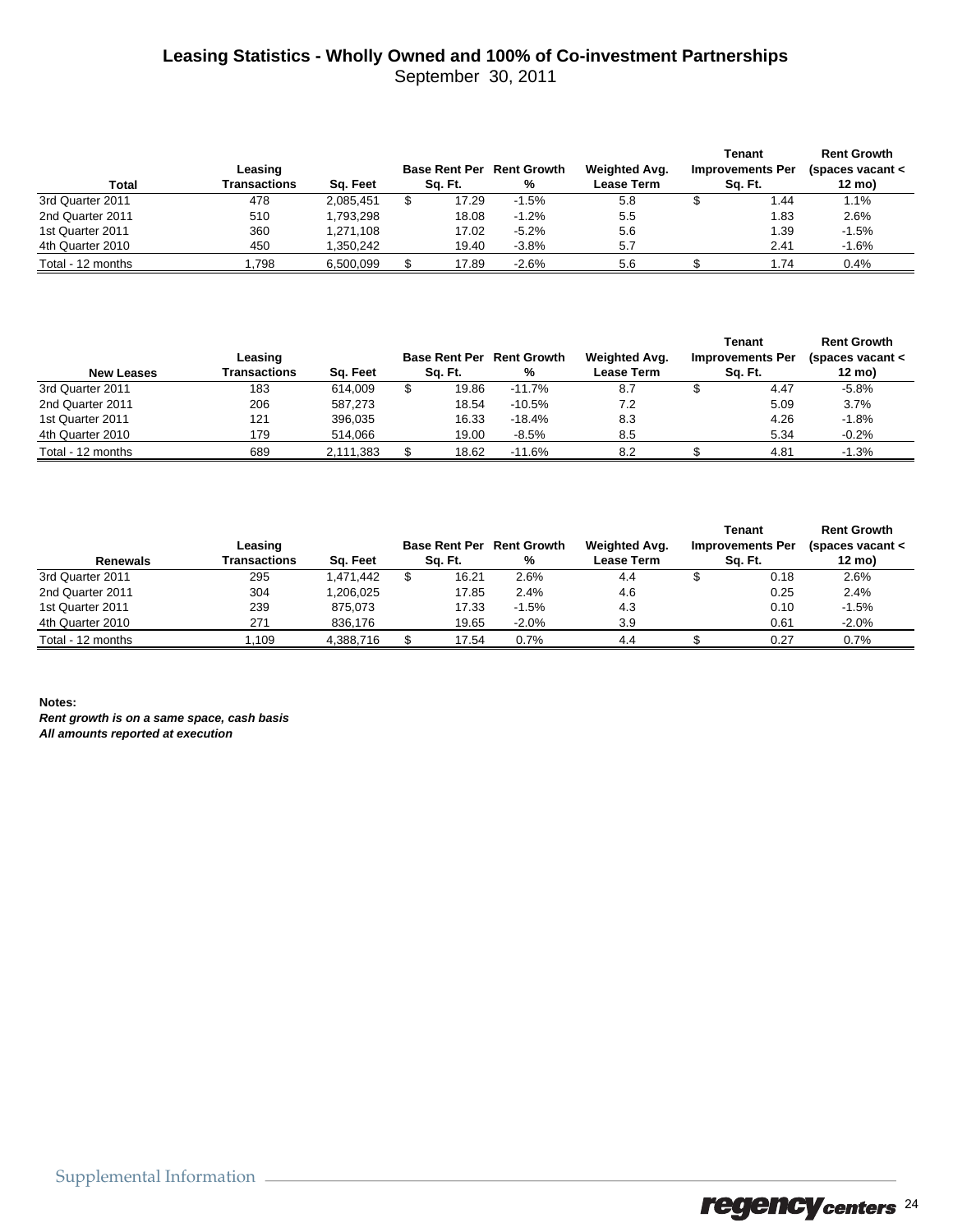# Leasing Statistics - Wholly Owned and 100% of Co-investment Partnerships

September 30, 2011

| Total | Leasing Transactions | Sq. Feet | Base Rent Per Sq. Ft. | Rent Growth % | Weighted Avg. Lease Term | Tenant Improvements Per Sq. Ft. | Rent Growth (spaces vacant < 12 mo) |
|---|---|---|---|---|---|---|---|
| 3rd Quarter 2011 | 478 | 2,085,451 | $ 17.29 | -1.5% | 5.8 | $ 1.44 | 1.1% |
| 2nd Quarter 2011 | 510 | 1,793,298 | 18.08 | -1.2% | 5.5 | 1.83 | 2.6% |
| 1st Quarter 2011 | 360 | 1,271,108 | 17.02 | -5.2% | 5.6 | 1.39 | -1.5% |
| 4th Quarter 2010 | 450 | 1,350,242 | 19.40 | -3.8% | 5.7 | 2.41 | -1.6% |
| Total - 12 months | 1,798 | 6,500,099 | $ 17.89 | -2.6% | 5.6 | $ 1.74 | 0.4% |

| New Leases | Leasing Transactions | Sq. Feet | Base Rent Per Sq. Ft. | Rent Growth % | Weighted Avg. Lease Term | Tenant Improvements Per Sq. Ft. | Rent Growth (spaces vacant < 12 mo) |
|---|---|---|---|---|---|---|---|
| 3rd Quarter 2011 | 183 | 614,009 | $ 19.86 | -11.7% | 8.7 | $ 4.47 | -5.8% |
| 2nd Quarter 2011 | 206 | 587,273 | 18.54 | -10.5% | 7.2 | 5.09 | 3.7% |
| 1st Quarter 2011 | 121 | 396,035 | 16.33 | -18.4% | 8.3 | 4.26 | -1.8% |
| 4th Quarter 2010 | 179 | 514,066 | 19.00 | -8.5% | 8.5 | 5.34 | -0.2% |
| Total - 12 months | 689 | 2,111,383 | $ 18.62 | -11.6% | 8.2 | $ 4.81 | -1.3% |

| Renewals | Leasing Transactions | Sq. Feet | Base Rent Per Sq. Ft. | Rent Growth % | Weighted Avg. Lease Term | Tenant Improvements Per Sq. Ft. | Rent Growth (spaces vacant < 12 mo) |
|---|---|---|---|---|---|---|---|
| 3rd Quarter 2011 | 295 | 1,471,442 | $ 16.21 | 2.6% | 4.4 | $ 0.18 | 2.6% |
| 2nd Quarter 2011 | 304 | 1,206,025 | 17.85 | 2.4% | 4.6 | 0.25 | 2.4% |
| 1st Quarter 2011 | 239 | 875,073 | 17.33 | -1.5% | 4.3 | 0.10 | -1.5% |
| 4th Quarter 2010 | 271 | 836,176 | 19.65 | -2.0% | 3.9 | 0.61 | -2.0% |
| Total - 12 months | 1,109 | 4,388,716 | $ 17.54 | 0.7% | 4.4 | $ 0.27 | 0.7% |

**Notes:**

***Rent growth is on a same space, cash basis***

***All amounts reported at execution***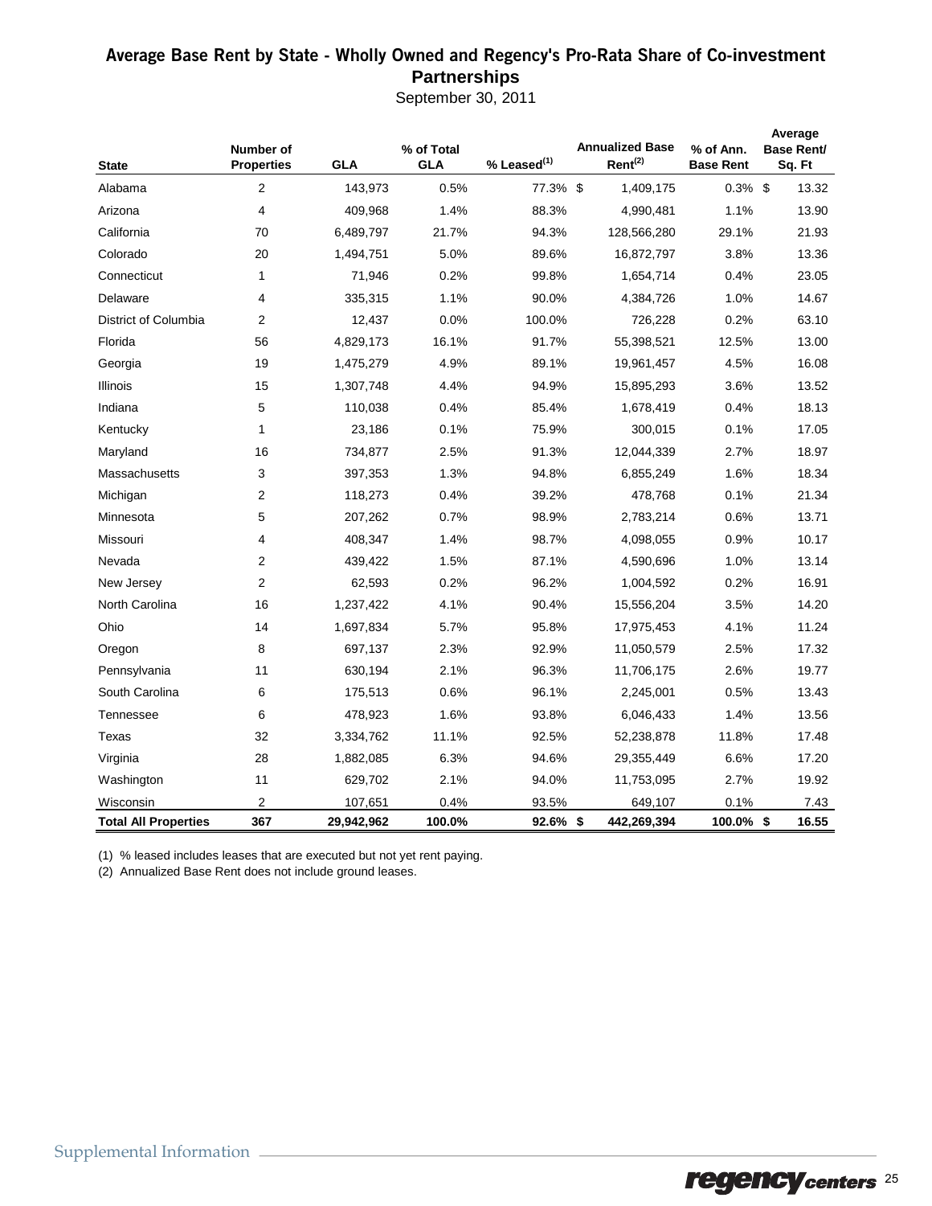# Average Base Rent by State - Wholly Owned and Regency's Pro-Rata Share of Co-investment Partnerships

September 30, 2011

| State | Number of Properties | GLA | % of Total GLA | % Leased[1] | Annualized Base Rent[2] | % of Ann. Base Rent | Average Base Rent/ Sq. Ft |
|---|---|---|---|---|---|---|---|
| Alabama | 2 | 143,973 | 0.5% | 77.3% | $ 1,409,175 | 0.3% | $ 13.32 |
| Arizona | 4 | 409,968 | 1.4% | 88.3% | 4,990,481 | 1.1% | 13.90 |
| California | 70 | 6,489,797 | 21.7% | 94.3% | 128,566,280 | 29.1% | 21.93 |
| Colorado | 20 | 1,494,751 | 5.0% | 89.6% | 16,872,797 | 3.8% | 13.36 |
| Connecticut | 1 | 71,946 | 0.2% | 99.8% | 1,654,714 | 0.4% | 23.05 |
| Delaware | 4 | 335,315 | 1.1% | 90.0% | 4,384,726 | 1.0% | 14.67 |
| District of Columbia | 2 | 12,437 | 0.0% | 100.0% | 726,228 | 0.2% | 63.10 |
| Florida | 56 | 4,829,173 | 16.1% | 91.7% | 55,398,521 | 12.5% | 13.00 |
| Georgia | 19 | 1,475,279 | 4.9% | 89.1% | 19,961,457 | 4.5% | 16.08 |
| Illinois | 15 | 1,307,748 | 4.4% | 94.9% | 15,895,293 | 3.6% | 13.52 |
| Indiana | 5 | 110,038 | 0.4% | 85.4% | 1,678,419 | 0.4% | 18.13 |
| Kentucky | 1 | 23,186 | 0.1% | 75.9% | 300,015 | 0.1% | 17.05 |
| Maryland | 16 | 734,877 | 2.5% | 91.3% | 12,044,339 | 2.7% | 18.97 |
| Massachusetts | 3 | 397,353 | 1.3% | 94.8% | 6,855,249 | 1.6% | 18.34 |
| Michigan | 2 | 118,273 | 0.4% | 39.2% | 478,768 | 0.1% | 21.34 |
| Minnesota | 5 | 207,262 | 0.7% | 98.9% | 2,783,214 | 0.6% | 13.71 |
| Missouri | 4 | 408,347 | 1.4% | 98.7% | 4,098,055 | 0.9% | 10.17 |
| Nevada | 2 | 439,422 | 1.5% | 87.1% | 4,590,696 | 1.0% | 13.14 |
| New Jersey | 2 | 62,593 | 0.2% | 96.2% | 1,004,592 | 0.2% | 16.91 |
| North Carolina | 16 | 1,237,422 | 4.1% | 90.4% | 15,556,204 | 3.5% | 14.20 |
| Ohio | 14 | 1,697,834 | 5.7% | 95.8% | 17,975,453 | 4.1% | 11.24 |
| Oregon | 8 | 697,137 | 2.3% | 92.9% | 11,050,579 | 2.5% | 17.32 |
| Pennsylvania | 11 | 630,194 | 2.1% | 96.3% | 11,706,175 | 2.6% | 19.77 |
| South Carolina | 6 | 175,513 | 0.6% | 96.1% | 2,245,001 | 0.5% | 13.43 |
| Tennessee | 6 | 478,923 | 1.6% | 93.8% | 6,046,433 | 1.4% | 13.56 |
| Texas | 32 | 3,334,762 | 11.1% | 92.5% | 52,238,878 | 11.8% | 17.48 |
| Virginia | 28 | 1,882,085 | 6.3% | 94.6% | 29,355,449 | 6.6% | 17.20 |
| Washington | 11 | 629,702 | 2.1% | 94.0% | 11,753,095 | 2.7% | 19.92 |
| Wisconsin | 2 | 107,651 | 0.4% | 93.5% | 649,107 | 0.1% | 7.43 |
| **Total All Properties** | **367** | **29,942,962** | **100.0%** | **92.6%** | **$ 442,269,394** | **100.0%** | **$ 16.55** |

(1) % leased includes leases that are executed but not yet rent paying.

(2) Annualized Base Rent does not include ground leases.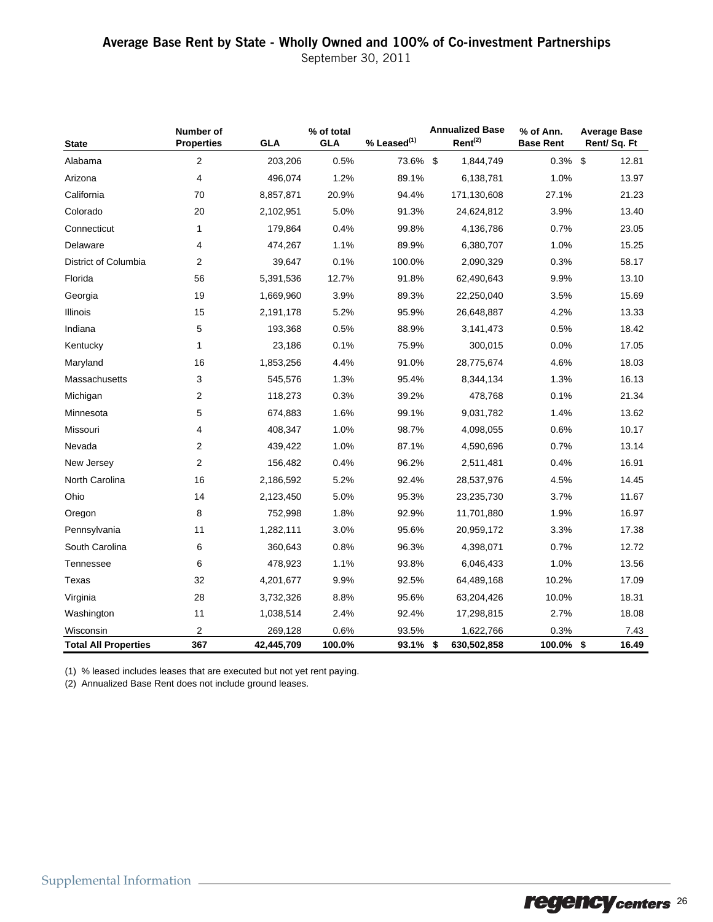# Average Base Rent by State - Wholly Owned and 100% of Co-investment Partnerships

September 30, 2011

| State | Number of Properties | GLA | % of total GLA | % Leased[1] | Annualized Base Rent[2] | % of Ann. Base Rent | Average Base Rent/ Sq. Ft |
|---|---|---|---|---|---|---|---|
| Alabama | 2 | 203,206 | 0.5% | 73.6% | $ 1,844,749 | 0.3% | $ 12.81 |
| Arizona | 4 | 496,074 | 1.2% | 89.1% | 6,138,781 | 1.0% | 13.97 |
| California | 70 | 8,857,871 | 20.9% | 94.4% | 171,130,608 | 27.1% | 21.23 |
| Colorado | 20 | 2,102,951 | 5.0% | 91.3% | 24,624,812 | 3.9% | 13.40 |
| Connecticut | 1 | 179,864 | 0.4% | 99.8% | 4,136,786 | 0.7% | 23.05 |
| Delaware | 4 | 474,267 | 1.1% | 89.9% | 6,380,707 | 1.0% | 15.25 |
| District of Columbia | 2 | 39,647 | 0.1% | 100.0% | 2,090,329 | 0.3% | 58.17 |
| Florida | 56 | 5,391,536 | 12.7% | 91.8% | 62,490,643 | 9.9% | 13.10 |
| Georgia | 19 | 1,669,960 | 3.9% | 89.3% | 22,250,040 | 3.5% | 15.69 |
| Illinois | 15 | 2,191,178 | 5.2% | 95.9% | 26,648,887 | 4.2% | 13.33 |
| Indiana | 5 | 193,368 | 0.5% | 88.9% | 3,141,473 | 0.5% | 18.42 |
| Kentucky | 1 | 23,186 | 0.1% | 75.9% | 300,015 | 0.0% | 17.05 |
| Maryland | 16 | 1,853,256 | 4.4% | 91.0% | 28,775,674 | 4.6% | 18.03 |
| Massachusetts | 3 | 545,576 | 1.3% | 95.4% | 8,344,134 | 1.3% | 16.13 |
| Michigan | 2 | 118,273 | 0.3% | 39.2% | 478,768 | 0.1% | 21.34 |
| Minnesota | 5 | 674,883 | 1.6% | 99.1% | 9,031,782 | 1.4% | 13.62 |
| Missouri | 4 | 408,347 | 1.0% | 98.7% | 4,098,055 | 0.6% | 10.17 |
| Nevada | 2 | 439,422 | 1.0% | 87.1% | 4,590,696 | 0.7% | 13.14 |
| New Jersey | 2 | 156,482 | 0.4% | 96.2% | 2,511,481 | 0.4% | 16.91 |
| North Carolina | 16 | 2,186,592 | 5.2% | 92.4% | 28,537,976 | 4.5% | 14.45 |
| Ohio | 14 | 2,123,450 | 5.0% | 95.3% | 23,235,730 | 3.7% | 11.67 |
| Oregon | 8 | 752,998 | 1.8% | 92.9% | 11,701,880 | 1.9% | 16.97 |
| Pennsylvania | 11 | 1,282,111 | 3.0% | 95.6% | 20,959,172 | 3.3% | 17.38 |
| South Carolina | 6 | 360,643 | 0.8% | 96.3% | 4,398,071 | 0.7% | 12.72 |
| Tennessee | 6 | 478,923 | 1.1% | 93.8% | 6,046,433 | 1.0% | 13.56 |
| Texas | 32 | 4,201,677 | 9.9% | 92.5% | 64,489,168 | 10.2% | 17.09 |
| Virginia | 28 | 3,732,326 | 8.8% | 95.6% | 63,204,426 | 10.0% | 18.31 |
| Washington | 11 | 1,038,514 | 2.4% | 92.4% | 17,298,815 | 2.7% | 18.08 |
| Wisconsin | 2 | 269,128 | 0.6% | 93.5% | 1,622,766 | 0.3% | 7.43 |
| **Total All Properties** | **367** | **42,445,709** | **100.0%** | **93.1%** | **$ 630,502,858** | **100.0%** | **$ 16.49** |

(1) % leased includes leases that are executed but not yet rent paying.

(2) Annualized Base Rent does not include ground leases.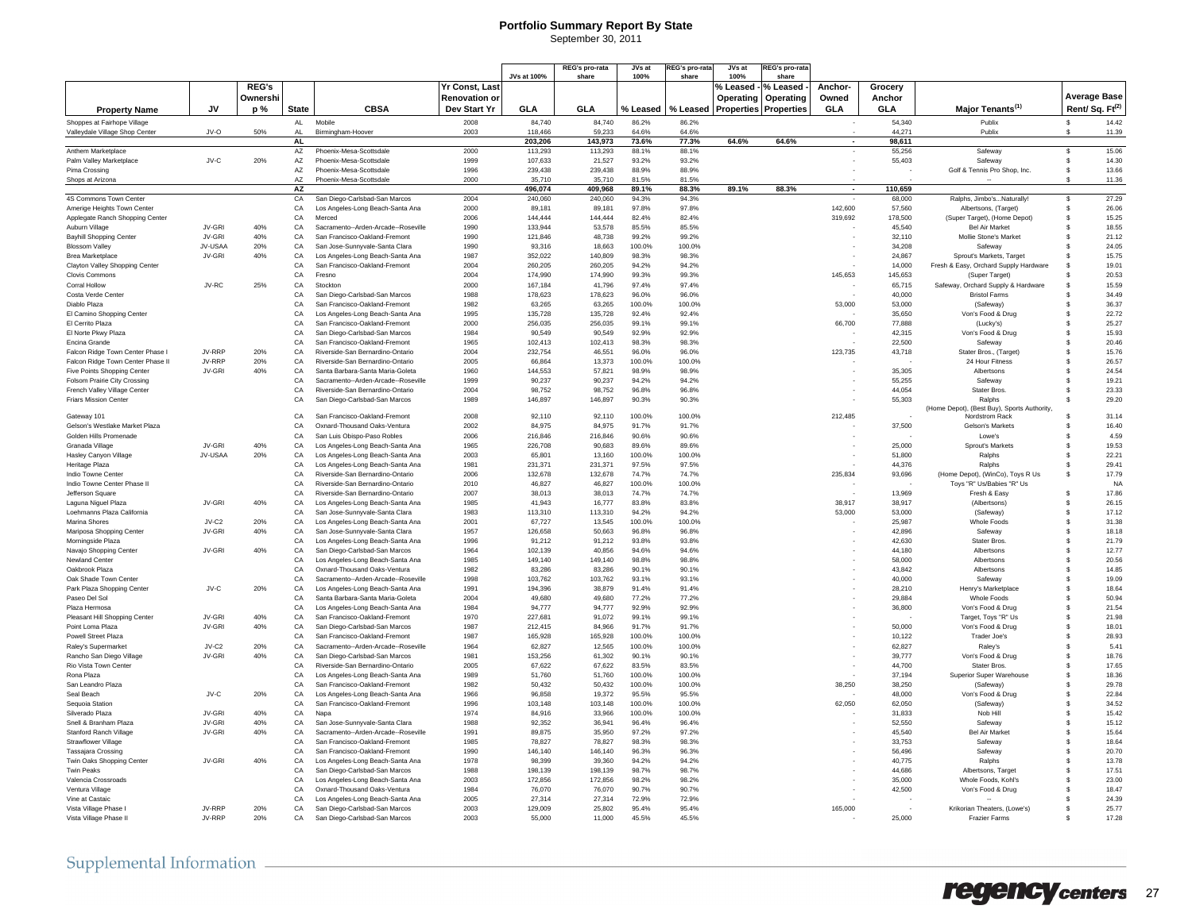# Portfolio Summary Report By State

September 30, 2011

| Property Name | JV | REG's Ownership % | State | CBSA | Yr Const, Last Renovation or Dev Start Yr | JVs at 100% GLA | REG's pro-rata share GLA | JVs at 100% % Leased | REG's pro-rata share % Leased | JVs at 100% % Leased - Operating Properties | REG's pro-rata share % Leased - Operating Properties | Anchor-Owned GLA | Grocery Anchor GLA | Major Tenants[1] | Average Base Rent/ Sq. Ft[2] |
|---|---|---|---|---|---|---|---|---|---|---|---|---|---|---|---|
| Shoppes at Fairhope Village | | | AL | Mobile | 2008 | 84,740 | 84,740 | 86.2% | 86.2% | | | - | 54,340 | Publix | $ 14.42 |
| Valleydale Village Shop Center | JV-O | 50% | AL | Birmingham-Hoover | 2003 | 118,466 | 59,233 | 64.6% | 64.6% | | | - | 44,271 | Publix | $ 11.39 |
| | | | **AL** | | | **203,206** | **143,973** | **73.6%** | **77.3%** | **64.6%** | **64.6%** | **-** | **98,611** | | |
| Anthem Marketplace | | | AZ | Phoenix-Mesa-Scottsdale | 2000 | 113,293 | 113,293 | 88.1% | 88.1% | | | - | 55,256 | Safeway | $ 15.06 |
| Palm Valley Marketplace | JV-C | 20% | AZ | Phoenix-Mesa-Scottsdale | 1999 | 107,633 | 21,527 | 93.2% | 93.2% | | | - | 55,403 | Safeway | $ 14.30 |
| Pima Crossing | | | AZ | Phoenix-Mesa-Scottsdale | 1996 | 239,438 | 239,438 | 88.9% | 88.9% | | | - | - | Golf & Tennis Pro Shop, Inc. | $ 13.66 |
| Shops at Arizona | | | AZ | Phoenix-Mesa-Scottsdale | 2000 | 35,710 | 35,710 | 81.5% | 81.5% | | | - | - | -- | $ 11.36 |
| | | | **AZ** | | | **496,074** | **409,968** | **89.1%** | **88.3%** | **89.1%** | **88.3%** | **-** | **110,659** | | |
| 4S Commons Town Center | | | CA | San Diego-Carlsbad-San Marcos | 2004 | 240,060 | 240,060 | 94.3% | 94.3% | | | - | 68,000 | Ralphs, Jimbo's...Naturally! | $ 27.29 |
| Amerige Heights Town Center | | | CA | Los Angeles-Long Beach-Santa Ana | 2000 | 89,181 | 89,181 | 97.8% | 97.8% | | | 142,600 | 57,560 | Albertsons, (Target) | $ 26.06 |
| Applegate Ranch Shopping Center | | | CA | Merced | 2006 | 144,444 | 144,444 | 82.4% | 82.4% | | | 319,692 | 178,500 | (Super Target), (Home Depot) | $ 15.25 |
| Auburn Village | JV-GRI | 40% | CA | Sacramento--Arden-Arcade--Roseville | 1990 | 133,944 | 53,578 | 85.5% | 85.5% | | | - | 45,540 | Bel Air Market | $ 18.55 |
| Bayhill Shopping Center | JV-GRI | 40% | CA | San Francisco-Oakland-Fremont | 1990 | 121,846 | 48,738 | 99.2% | 99.2% | | | - | 32,110 | Mollie Stone's Market | $ 21.12 |
| Blossom Valley | JV-USAA | 20% | CA | San Jose-Sunnyvale-Santa Clara | 1990 | 93,316 | 18,663 | 100.0% | 100.0% | | | - | 34,208 | Safeway | $ 24.05 |
| Brea Marketplace | JV-GRI | 40% | CA | Los Angeles-Long Beach-Santa Ana | 1987 | 352,022 | 140,809 | 98.3% | 98.3% | | | - | 24,867 | Sprout's Markets, Target | $ 15.75 |
| Clayton Valley Shopping Center | | | CA | San Francisco-Oakland-Fremont | 2004 | 260,205 | 260,205 | 94.2% | 94.2% | | | - | 14,000 | Fresh & Easy, Orchard Supply Hardware | $ 19.01 |
| Clovis Commons | | | CA | Fresno | 2004 | 174,990 | 174,990 | 99.3% | 99.3% | | | 145,653 | 145,653 | (Super Target) | $ 20.53 |
| Corral Hollow | JV-RC | 25% | CA | Stockton | 2000 | 167,184 | 41,796 | 97.4% | 97.4% | | | - | 65,715 | Safeway, Orchard Supply & Hardware | $ 15.59 |
| Costa Verde Center | | | CA | San Diego-Carlsbad-San Marcos | 1988 | 178,623 | 178,623 | 96.0% | 96.0% | | | - | 40,000 | Bristol Farms | $ 34.49 |
| Diablo Plaza | | | CA | San Francisco-Oakland-Fremont | 1982 | 63,265 | 63,265 | 100.0% | 100.0% | | | 53,000 | 53,000 | (Safeway) | $ 36.37 |
| El Camino Shopping Center | | | CA | Los Angeles-Long Beach-Santa Ana | 1995 | 135,728 | 135,728 | 92.4% | 92.4% | | | - | 35,650 | Von's Food & Drug | $ 22.72 |
| El Cerrito Plaza | | | CA | San Francisco-Oakland-Fremont | 2000 | 256,035 | 256,035 | 99.1% | 99.1% | | | 66,700 | 77,888 | (Lucky's) | $ 25.27 |
| El Norte Pkwy Plaza | | | CA | San Diego-Carlsbad-San Marcos | 1984 | 90,549 | 90,549 | 92.9% | 92.9% | | | - | 42,315 | Von's Food & Drug | $ 15.93 |
| Encina Grande | | | CA | San Francisco-Oakland-Fremont | 1965 | 102,413 | 102,413 | 98.3% | 98.3% | | | - | 22,500 | Safeway | $ 20.46 |
| Falcon Ridge Town Center Phase I | JV-RRP | 20% | CA | Riverside-San Bernardino-Ontario | 2004 | 232,754 | 46,551 | 96.0% | 96.0% | | | 123,735 | 43,718 | Stater Bros., (Target) | $ 15.76 |
| Falcon Ridge Town Center Phase II | JV-RRP | 20% | CA | Riverside-San Bernardino-Ontario | 2005 | 66,864 | 13,373 | 100.0% | 100.0% | | | - | - | 24 Hour Fitness | $ 26.57 |
| Five Points Shopping Center | JV-GRI | 40% | CA | Santa Barbara-Santa Maria-Goleta | 1960 | 144,553 | 57,821 | 98.9% | 98.9% | | | - | 35,305 | Albertsons | $ 24.54 |
| Folsom Prairie City Crossing | | | CA | Sacramento--Arden-Arcade--Roseville | 1999 | 90,237 | 90,237 | 94.2% | 94.2% | | | - | 55,255 | Safeway | $ 19.21 |
| French Valley Village Center | | | CA | Riverside-San Bernardino-Ontario | 2004 | 98,752 | 98,752 | 96.8% | 96.8% | | | - | 44,054 | Stater Bros. | $ 23.33 |
| Friars Mission Center | | | CA | San Diego-Carlsbad-San Marcos | 1989 | 146,897 | 146,897 | 90.3% | 90.3% | | | - | 55,303 | Ralphs | $ 29.20 |
| Gateway 101 | | | CA | San Francisco-Oakland-Fremont | 2008 | 92,110 | 92,110 | 100.0% | 100.0% | | | 212,485 | - | (Home Depot), (Best Buy), Sports Authority, Nordstrom Rack | $ 31.14 |
| Gelson's Westlake Market Plaza | | | CA | Oxnard-Thousand Oaks-Ventura | 2002 | 84,975 | 84,975 | 91.7% | 91.7% | | | - | 37,500 | Gelson's Markets | $ 16.40 |
| Golden Hills Promenade | | | CA | San Luis Obispo-Paso Robles | 2006 | 216,846 | 216,846 | 90.6% | 90.6% | | | - | - | Lowe's | $ 4.59 |
| Granada Village | JV-GRI | 40% | CA | Los Angeles-Long Beach-Santa Ana | 1965 | 226,708 | 90,683 | 89.6% | 89.6% | | | - | 25,000 | Sprout's Markets | $ 19.53 |
| Hasley Canyon Village | JV-USAA | 20% | CA | Los Angeles-Long Beach-Santa Ana | 2003 | 65,801 | 13,160 | 100.0% | 100.0% | | | - | 51,800 | Ralphs | $ 22.21 |
| Heritage Plaza | | | CA | Los Angeles-Long Beach-Santa Ana | 1981 | 231,371 | 231,371 | 97.5% | 97.5% | | | - | 44,376 | Ralphs | $ 29.41 |
| Indio Towne Center | | | CA | Riverside-San Bernardino-Ontario | 2006 | 132,678 | 132,678 | 74.7% | 74.7% | | | 235,834 | 93,696 | (Home Depot), (WinCo), Toys R Us | $ 17.79 |
| Indio Towne Center Phase II | | | CA | Riverside-San Bernardino-Ontario | 2010 | 46,827 | 46,827 | 100.0% | 100.0% | | | - | - | Toys "R" Us/Babies "R" Us | NA |
| Jefferson Square | | | CA | Riverside-San Bernardino-Ontario | 2007 | 38,013 | 38,013 | 74.7% | 74.7% | | | - | 13,969 | Fresh & Easy | $ 17.86 |
| Laguna Niguel Plaza | JV-GRI | 40% | CA | Los Angeles-Long Beach-Santa Ana | 1985 | 41,943 | 16,777 | 83.8% | 83.8% | | | 38,917 | 38,917 | (Albertsons) | $ 26.15 |
| Loehmanns Plaza California | | | CA | San Jose-Sunnyvale-Santa Clara | 1983 | 113,310 | 113,310 | 94.2% | 94.2% | | | 53,000 | 53,000 | (Safeway) | $ 17.12 |
| Marina Shores | JV-C2 | 20% | CA | Los Angeles-Long Beach-Santa Ana | 2001 | 67,727 | 13,545 | 100.0% | 100.0% | | | - | 25,987 | Whole Foods | $ 31.38 |
| Mariposa Shopping Center | JV-GRI | 40% | CA | San Jose-Sunnyvale-Santa Clara | 1957 | 126,658 | 50,663 | 96.8% | 96.8% | | | - | 42,896 | Safeway | $ 18.18 |
| Morningside Plaza | | | CA | Los Angeles-Long Beach-Santa Ana | 1996 | 91,212 | 91,212 | 93.8% | 93.8% | | | - | 42,630 | Stater Bros. | $ 21.79 |
| Navajo Shopping Center | JV-GRI | 40% | CA | San Diego-Carlsbad-San Marcos | 1964 | 102,139 | 40,856 | 94.6% | 94.6% | | | - | 44,180 | Albertsons | $ 12.77 |
| Newland Center | | | CA | Los Angeles-Long Beach-Santa Ana | 1985 | 149,140 | 149,140 | 98.8% | 98.8% | | | - | 58,000 | Albertsons | $ 20.56 |
| Oakbrook Plaza | | | CA | Oxnard-Thousand Oaks-Ventura | 1982 | 83,286 | 83,286 | 90.1% | 90.1% | | | - | 43,842 | Albertsons | $ 14.85 |
| Oak Shade Town Center | | | CA | Sacramento--Arden-Arcade--Roseville | 1998 | 103,762 | 103,762 | 93.1% | 93.1% | | | - | 40,000 | Safeway | $ 19.09 |
| Park Plaza Shopping Center | JV-C | 20% | CA | Los Angeles-Long Beach-Santa Ana | 1991 | 194,396 | 38,879 | 91.4% | 91.4% | | | - | 28,210 | Henry's Marketplace | $ 18.64 |
| Paseo Del Sol | | | CA | Santa Barbara-Santa Maria-Goleta | 2004 | 49,680 | 49,680 | 77.2% | 77.2% | | | - | 29,884 | Whole Foods | $ 50.94 |
| Plaza Hermosa | | | CA | Los Angeles-Long Beach-Santa Ana | 1984 | 94,777 | 94,777 | 92.9% | 92.9% | | | - | 36,800 | Von's Food & Drug | $ 21.54 |
| Pleasant Hill Shopping Center | JV-GRI | 40% | CA | San Francisco-Oakland-Fremont | 1970 | 227,681 | 91,072 | 99.1% | 99.1% | | | - | - | Target, Toys "R" Us | $ 21.98 |
| Point Loma Plaza | JV-GRI | 40% | CA | San Diego-Carlsbad-San Marcos | 1987 | 212,415 | 84,966 | 91.7% | 91.7% | | | - | 50,000 | Von's Food & Drug | $ 18.01 |
| Powell Street Plaza | | | CA | San Francisco-Oakland-Fremont | 1987 | 165,928 | 165,928 | 100.0% | 100.0% | | | - | 10,122 | Trader Joe's | $ 28.93 |
| Raley's Supermarket | JV-C2 | 20% | CA | Sacramento--Arden-Arcade--Roseville | 1964 | 62,827 | 12,565 | 100.0% | 100.0% | | | - | 62,827 | Raley's | $ 5.41 |
| Rancho San Diego Village | JV-GRI | 40% | CA | San Diego-Carlsbad-San Marcos | 1981 | 153,256 | 61,302 | 90.1% | 90.1% | | | - | 39,777 | Von's Food & Drug | $ 18.76 |
| Rio Vista Town Center | | | CA | Riverside-San Bernardino-Ontario | 2005 | 67,622 | 67,622 | 83.5% | 83.5% | | | - | 44,700 | Stater Bros. | $ 17.65 |
| Rona Plaza | | | CA | Los Angeles-Long Beach-Santa Ana | 1989 | 51,760 | 51,760 | 100.0% | 100.0% | | | - | 37,194 | Superior Super Warehouse | $ 18.36 |
| San Leandro Plaza | | | CA | San Francisco-Oakland-Fremont | 1982 | 50,432 | 50,432 | 100.0% | 100.0% | | | 38,250 | 38,250 | (Safeway) | $ 29.78 |
| Seal Beach | JV-C | 20% | CA | Los Angeles-Long Beach-Santa Ana | 1966 | 96,858 | 19,372 | 95.5% | 95.5% | | | - | 48,000 | Von's Food & Drug | $ 22.84 |
| Sequoia Station | | | CA | San Francisco-Oakland-Fremont | 1996 | 103,148 | 103,148 | 100.0% | 100.0% | | | 62,050 | 62,050 | (Safeway) | $ 34.52 |
| Silverado Plaza | JV-GRI | 40% | CA | Napa | 1974 | 84,916 | 33,966 | 100.0% | 100.0% | | | - | 31,833 | Nob Hill | $ 15.42 |
| Snell & Branham Plaza | JV-GRI | 40% | CA | San Jose-Sunnyvale-Santa Clara | 1988 | 92,352 | 36,941 | 96.4% | 96.4% | | | - | 52,550 | Safeway | $ 15.12 |
| Stanford Ranch Village | JV-GRI | 40% | CA | Sacramento--Arden-Arcade--Roseville | 1991 | 89,875 | 35,950 | 97.2% | 97.2% | | | - | 45,540 | Bel Air Market | $ 15.64 |
| Strawflower Village | | | CA | San Francisco-Oakland-Fremont | 1985 | 78,827 | 78,827 | 98.3% | 98.3% | | | - | 33,753 | Safeway | $ 18.64 |
| Tassajara Crossing | | | CA | San Francisco-Oakland-Fremont | 1990 | 146,140 | 146,140 | 96.3% | 96.3% | | | - | 56,496 | Safeway | $ 20.70 |
| Twin Oaks Shopping Center | JV-GRI | 40% | CA | Los Angeles-Long Beach-Santa Ana | 1978 | 98,399 | 39,360 | 94.2% | 94.2% | | | - | 40,775 | Ralphs | $ 13.78 |
| Twin Peaks | | | CA | San Diego-Carlsbad-San Marcos | 1988 | 198,139 | 198,139 | 98.7% | 98.7% | | | - | 44,686 | Albertsons, Target | $ 17.51 |
| Valencia Crossroads | | | CA | Los Angeles-Long Beach-Santa Ana | 2003 | 172,856 | 172,856 | 98.2% | 98.2% | | | - | 35,000 | Whole Foods, Kohl's | $ 23.00 |
| Ventura Village | | | CA | Oxnard-Thousand Oaks-Ventura | 1984 | 76,070 | 76,070 | 90.7% | 90.7% | | | - | 42,500 | Von's Food & Drug | $ 18.47 |
| Vine at Castaic | | | CA | Los Angeles-Long Beach-Santa Ana | 2005 | 27,314 | 27,314 | 72.9% | 72.9% | | | - | - | -- | $ 24.39 |
| Vista Village Phase I | JV-RRP | 20% | CA | San Diego-Carlsbad-San Marcos | 2003 | 129,009 | 25,802 | 95.4% | 95.4% | | | 165,000 | - | Krikorian Theaters, (Lowe's) | $ 25.77 |
| Vista Village Phase II | JV-RRP | 20% | CA | San Diego-Carlsbad-San Marcos | 2003 | 55,000 | 11,000 | 45.5% | 45.5% | | | - | 25,000 | Frazier Farms | $ 17.28 |

Supplemental Information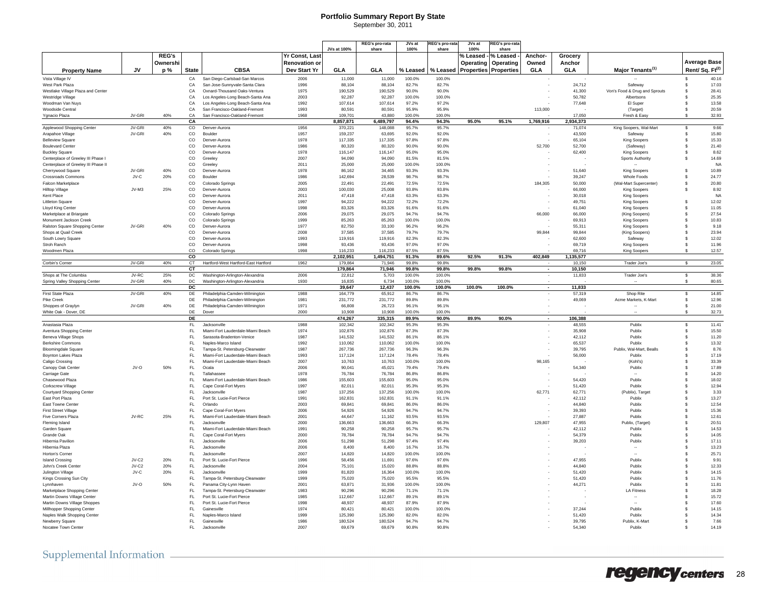# Portfolio Summary Report By State

September 30, 2011

| Property Name | JV | REG's Ownership % | State | CBSA | Yr Const, Last Renovation or Dev Start Yr | JVs at 100% GLA | REG's pro-rata share GLA | JVs at 100% % Leased | REG's pro-rata share % Leased | JVs at 100% % Leased - Operating Properties | REG's pro-rata share % Leased - Operating Properties | Anchor-Owned GLA | Grocery Anchor GLA | Major Tenants[1] | Average Base Rent/ Sq. Ft[2] |
|---|---|---|---|---|---|---|---|---|---|---|---|---|---|---|---|
| Vista Village IV | | | CA | San Diego-Carlsbad-San Marcos | 2006 | 11,000 | 11,000 | 100.0% | 100.0% | | | - | - | -- | $ 40.16 |
| West Park Plaza | | | CA | San Jose-Sunnyvale-Santa Clara | 1996 | 88,104 | 88,104 | 82.7% | 82.7% | | | - | 24,712 | Safeway | $ 17.03 |
| Westlake Village Plaza and Center | | | CA | Oxnard-Thousand Oaks-Ventura | 1975 | 190,529 | 190,529 | 90.0% | 90.0% | | | - | 41,300 | Von's Food & Drug and Sprouts | $ 28.41 |
| Westridge Village | | | CA | Los Angeles-Long Beach-Santa Ana | 2003 | 92,287 | 92,287 | 100.0% | 100.0% | | | - | 50,782 | Albertsons | $ 25.35 |
| Woodman Van Nuys | | | CA | Los Angeles-Long Beach-Santa Ana | 1992 | 107,614 | 107,614 | 97.2% | 97.2% | | | - | 77,648 | El Super | $ 13.58 |
| Woodside Central | | | CA | San Francisco-Oakland-Fremont | 1993 | 80,591 | 80,591 | 95.9% | 95.9% | | | 113,000 | - | (Target) | $ 20.59 |
| Ygnacio Plaza | JV-GRI | 40% | CA | San Francisco-Oakland-Fremont | 1968 | 109,701 | 43,880 | 100.0% | 100.0% | | | - | 17,050 | Fresh & Easy | $ 32.93 |
| | | | **CA** | | | **8,857,871** | **6,489,797** | **94.4%** | **94.3%** | **95.0%** | **95.1%** | **1,769,916** | **2,934,373** | | |
| Applewood Shopping Center | JV-GRI | 40% | CO | Denver-Aurora | 1956 | 370,221 | 148,088 | 95.7% | 95.7% | | | - | 71,074 | King Soopers, Wal-Mart | $ 9.66 |
| Arapahoe Village | JV-GRI | 40% | CO | Boulder | 1957 | 159,237 | 63,695 | 92.0% | 92.0% | | | - | 43,500 | Safeway | $ 15.80 |
| Belleview Square | | | CO | Denver-Aurora | 1978 | 117,335 | 117,335 | 97.8% | 97.8% | | | - | 65,104 | King Soopers | $ 15.33 |
| Boulevard Center | | | CO | Denver-Aurora | 1986 | 80,320 | 80,320 | 90.0% | 90.0% | | | 52,700 | 52,700 | (Safeway) | $ 21.40 |
| Buckley Square | | | CO | Denver-Aurora | 1978 | 116,147 | 116,147 | 95.0% | 95.0% | | | - | 62,400 | King Soopers | $ 8.62 |
| Centerplace of Greeley III Phase I | | | CO | Greeley | 2007 | 94,090 | 94,090 | 81.5% | 81.5% | | | - | - | Sports Authority | $ 14.69 |
| Centerplace of Greeley III Phase II | | | CO | Greeley | 2011 | 25,000 | 25,000 | 100.0% | 100.0% | | | - | - | -- | NA |
| Cherrywood Square | JV-GRI | 40% | CO | Denver-Aurora | 1978 | 86,162 | 34,465 | 93.3% | 93.3% | | | - | 51,640 | King Soopers | $ 10.89 |
| Crossroads Commons | JV-C | 20% | CO | Boulder | 1986 | 142,694 | 28,539 | 98.7% | 98.7% | | | - | 39,247 | Whole Foods | $ 24.77 |
| Falcon Marketplace | | | CO | Colorado Springs | 2005 | 22,491 | 22,491 | 72.5% | 72.5% | | | 184,305 | 50,000 | (Wal-Mart Supercenter) | $ 20.80 |
| Hilltop Village | JV-M3 | 25% | CO | Denver-Aurora | 2003 | 100,030 | 25,008 | 93.8% | 93.8% | | | - | 66,000 | King Soopers | $ 8.92 |
| Kent Place | | | CO | Denver-Aurora | 2011 | 47,418 | 47,418 | 63.3% | 63.3% | | | - | 30,018 | King Soopers | NA |
| Littleton Square | | | CO | Denver-Aurora | 1997 | 94,222 | 94,222 | 72.2% | 72.2% | | | - | 49,751 | King Soopers | $ 12.02 |
| Lloyd King Center | | | CO | Denver-Aurora | 1998 | 83,326 | 83,326 | 91.6% | 91.6% | | | - | 61,040 | King Soopers | $ 11.05 |
| Marketplace at Briargate | | | CO | Colorado Springs | 2006 | 29,075 | 29,075 | 94.7% | 94.7% | | | 66,000 | 66,000 | (King Soopers) | $ 27.54 |
| Monument Jackson Creek | | | CO | Colorado Springs | 1999 | 85,263 | 85,263 | 100.0% | 100.0% | | | - | 69,913 | King Soopers | $ 10.83 |
| Ralston Square Shopping Center | JV-GRI | 40% | CO | Denver-Aurora | 1977 | 82,750 | 33,100 | 96.2% | 96.2% | | | - | 55,311 | King Soopers | $ 9.18 |
| Shops at Quail Creek | | | CO | Denver-Aurora | 2008 | 37,585 | 37,585 | 79.7% | 79.7% | | | 99,844 | 99,844 | (King Soopers) | $ 23.94 |
| South Lowry Square | | | CO | Denver-Aurora | 1993 | 119,916 | 119,916 | 82.3% | 82.3% | | | - | 62,600 | Safeway | $ 12.02 |
| Stroh Ranch | | | CO | Denver-Aurora | 1998 | 93,436 | 93,436 | 97.0% | 97.0% | | | - | 69,719 | King Soopers | $ 11.96 |
| Woodmen Plaza | | | CO | Colorado Springs | 1998 | 116,233 | 116,233 | 87.5% | 87.5% | | | - | 69,716 | King Soopers | $ 12.57 |
| | | | **CO** | | | **2,102,951** | **1,494,751** | **91.3%** | **89.6%** | **92.5%** | **91.3%** | **402,849** | **1,135,577** | | |
| Corbin's Corner | JV-GRI | 40% | CT | Hartford-West Hartford-East Hartford | 1962 | 179,864 | 71,946 | 99.8% | 99.8% | | | - | 10,150 | Trader Joe's | $ 23.05 |
| | | | **CT** | | | **179,864** | **71,946** | **99.8%** | **99.8%** | **99.8%** | **99.8%** | **-** | **10,150** | | |
| Shops at The Columbia | JV-RC | 25% | DC | Washington-Arlington-Alexandria | 2006 | 22,812 | 5,703 | 100.0% | 100.0% | | | - | 11,833 | Trader Joe's | $ 38.36 |
| Spring Valley Shopping Center | JV-GRI | 40% | DC | Washington-Arlington-Alexandria | 1930 | 16,835 | 6,734 | 100.0% | 100.0% | | | - | - | -- | $ 80.65 |
| | | | **DC** | | | **39,647** | **12,437** | **100.0%** | **100.0%** | **100.0%** | **100.0%** | **-** | **11,833** | | |
| First State Plaza | JV-GRI | 40% | DE | Philadelphia-Camden-Wilmington | 1988 | 164,779 | 65,912 | 86.7% | 86.7% | | | - | 57,319 | Shop Rite | $ 14.85 |
| Pike Creek | | | DE | Philadelphia-Camden-Wilmington | 1981 | 231,772 | 231,772 | 89.8% | 89.8% | | | - | 49,069 | Acme Markets, K-Mart | $ 12.96 |
| Shoppes of Graylyn | JV-GRI | 40% | DE | Philadelphia-Camden-Wilmington | 1971 | 66,808 | 26,723 | 96.1% | 96.1% | | | - | - | -- | $ 21.00 |
| White Oak - Dover, DE | | | DE | Dover | 2000 | 10,908 | 10,908 | 100.0% | 100.0% | | | - | - | -- | $ 32.73 |
| | | | **DE** | | | **474,267** | **335,315** | **89.9%** | **90.0%** | **89.9%** | **90.0%** | **-** | **106,388** | | |
| Anastasia Plaza | | | FL | Jacksonville | 1988 | 102,342 | 102,342 | 95.3% | 95.3% | | | - | 48,555 | Publix | $ 11.41 |
| Aventura Shopping Center | | | FL | Miami-Fort Lauderdale-Miami Beach | 1974 | 102,876 | 102,876 | 87.3% | 87.3% | | | - | 35,908 | Publix | $ 15.50 |
| Beneva Village Shops | | | FL | Sarasota-Bradenton-Venice | 1987 | 141,532 | 141,532 | 86.1% | 86.1% | | | - | 42,112 | Publix | $ 11.20 |
| Berkshire Commons | | | FL | Naples-Marco Island | 1992 | 110,062 | 110,062 | 100.0% | 100.0% | | | - | 65,537 | Publix | $ 13.32 |
| Bloomingdale Square | | | FL | Tampa-St. Petersburg-Clearwater | 1987 | 267,736 | 267,736 | 96.3% | 96.3% | | | - | 39,795 | Publix, Wal-Mart, Bealls | $ 8.76 |
| Boynton Lakes Plaza | | | FL | Miami-Fort Lauderdale-Miami Beach | 1993 | 117,124 | 117,124 | 78.4% | 78.4% | | | - | 56,000 | Publix | $ 17.19 |
| Caligo Crossing | | | FL | Miami-Fort Lauderdale-Miami Beach | 2007 | 10,763 | 10,763 | 100.0% | 100.0% | | | 98,165 | - | (Kohl's) | $ 33.39 |
| Canopy Oak Center | JV-O | 50% | FL | Ocala | 2006 | 90,041 | 45,021 | 79.4% | 79.4% | | | - | 54,340 | Publix | $ 17.89 |
| Carriage Gate | | | FL | Tallahassee | 1978 | 76,784 | 76,784 | 86.8% | 86.8% | | | - | - | -- | $ 14.20 |
| Chasewood Plaza | | | FL | Miami-Fort Lauderdale-Miami Beach | 1986 | 155,603 | 155,603 | 95.0% | 95.0% | | | - | 54,420 | Publix | $ 18.02 |
| Corkscrew Village | | | FL | Cape Coral-Fort Myers | 1997 | 82,011 | 82,011 | 95.3% | 95.3% | | | - | 51,420 | Publix | $ 12.94 |
| Courtyard Shopping Center | | | FL | Jacksonville | 1987 | 137,256 | 137,256 | 100.0% | 100.0% | | | 62,771 | 62,771 | (Publix), Target | $ 3.33 |
| East Port Plaza | | | FL | Port St. Lucie-Fort Pierce | 1991 | 162,831 | 162,831 | 91.1% | 91.1% | | | - | 42,112 | Publix | $ 13.27 |
| East Towne Center | | | FL | Orlando | 2003 | 69,841 | 69,841 | 86.0% | 86.0% | | | - | 44,840 | Publix | $ 12.54 |
| First Street Village | | | FL | Cape Coral-Fort Myers | 2006 | 54,926 | 54,926 | 94.7% | 94.7% | | | - | 39,393 | Publix | $ 15.36 |
| Five Corners Plaza | JV-RC | 25% | FL | Miami-Fort Lauderdale-Miami Beach | 2001 | 44,647 | 11,162 | 93.5% | 93.5% | | | - | 27,887 | Publix | $ 12.61 |
| Fleming Island | | | FL | Jacksonville | 2000 | 136,663 | 136,663 | 66.3% | 66.3% | | | 129,807 | 47,955 | Publix, (Target) | $ 20.51 |
| Garden Square | | | FL | Miami-Fort Lauderdale-Miami Beach | 1991 | 90,258 | 90,258 | 95.7% | 95.7% | | | - | 42,112 | Publix | $ 14.53 |
| Grande Oak | | | FL | Cape Coral-Fort Myers | 2000 | 78,784 | 78,784 | 94.7% | 94.7% | | | - | 54,379 | Publix | $ 14.05 |
| Hibernia Pavilion | | | FL | Jacksonville | 2006 | 51,298 | 51,298 | 97.4% | 97.4% | | | - | 39,203 | Publix | $ 17.11 |
| Hibernia Plaza | | | FL | Jacksonville | 2006 | 8,400 | 8,400 | 16.7% | 16.7% | | | - | - | -- | $ 13.23 |
| Horton's Corner | | | FL | Jacksonville | 2007 | 14,820 | 14,820 | 100.0% | 100.0% | | | - | - | -- | $ 25.71 |
| Island Crossing | JV-C2 | 20% | FL | Port St. Lucie-Fort Pierce | 1996 | 58,456 | 11,691 | 97.6% | 97.6% | | | - | 47,955 | Publix | $ 9.91 |
| John's Creek Center | JV-C2 | 20% | FL | Jacksonville | 2004 | 75,101 | 15,020 | 88.8% | 88.8% | | | - | 44,840 | Publix | $ 12.33 |
| Julington Village | JV-C | 20% | FL | Jacksonville | 1999 | 81,820 | 16,364 | 100.0% | 100.0% | | | - | 51,420 | Publix | $ 14.15 |
| Kings Crossing Sun City | | | FL | Tampa-St. Petersburg-Clearwater | 1999 | 75,020 | 75,020 | 95.5% | 95.5% | | | - | 51,420 | Publix | $ 11.76 |
| Lynnhaven | JV-O | 50% | FL | Panama City-Lynn Haven | 2001 | 63,871 | 31,936 | 100.0% | 100.0% | | | - | 44,271 | Publix | $ 11.81 |
| Marketplace Shopping Center | | | FL | Tampa-St. Petersburg-Clearwater | 1983 | 90,296 | 90,296 | 71.1% | 71.1% | | | - | - | LA Fitness | $ 18.28 |
| Martin Downs Village Center | | | FL | Port St. Lucie-Fort Pierce | 1985 | 112,667 | 112,667 | 89.1% | 89.1% | | | - | - | -- | $ 15.72 |
| Martin Downs Village Shoppes | | | FL | Port St. Lucie-Fort Pierce | 1998 | 48,937 | 48,937 | 87.9% | 87.9% | | | - | - | -- | $ 17.60 |
| Millhopper Shopping Center | | | FL | Gainesville | 1974 | 80,421 | 80,421 | 100.0% | 100.0% | | | - | 37,244 | Publix | $ 14.15 |
| Naples Walk Shopping Center | | | FL | Naples-Marco Island | 1999 | 125,390 | 125,390 | 82.0% | 82.0% | | | - | 51,420 | Publix | $ 14.34 |
| Newberry Square | | | FL | Gainesville | 1986 | 180,524 | 180,524 | 94.7% | 94.7% | | | - | 39,795 | Publix, K-Mart | $ 7.66 |
| Nocatee Town Center | | | FL | Jacksonville | 2007 | 69,679 | 69,679 | 90.8% | 90.8% | | | - | 54,340 | Publix | $ 14.19 |

Supplemental Information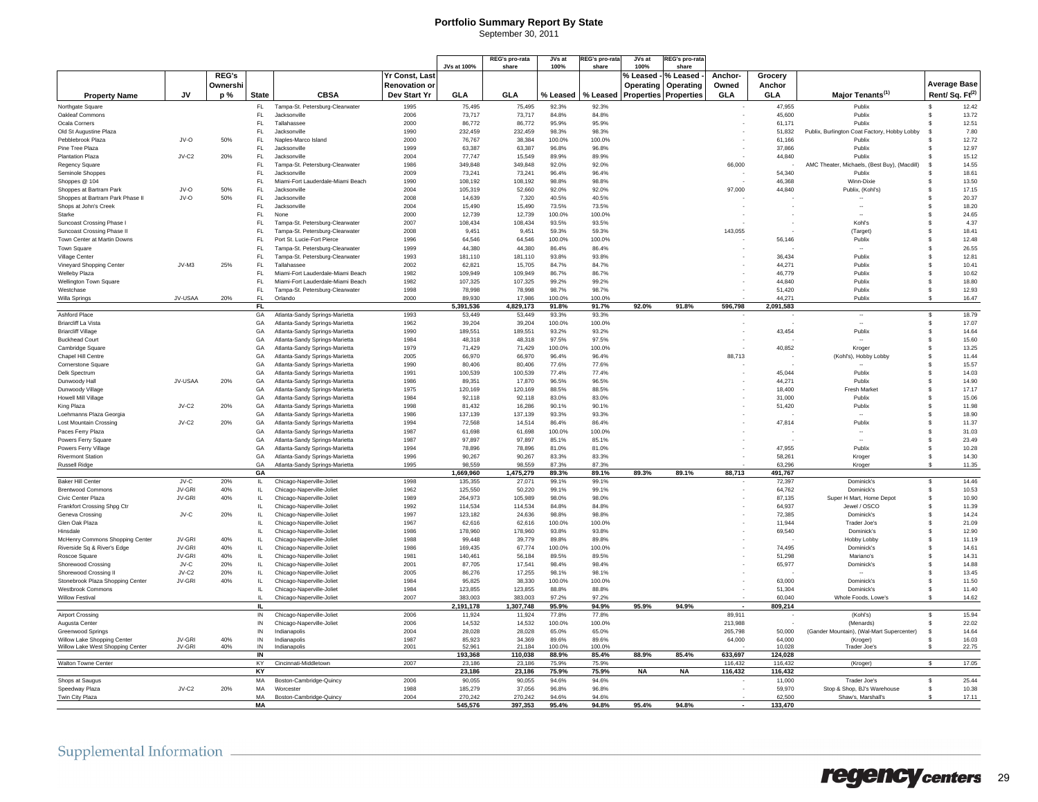# Portfolio Summary Report By State

September 30, 2011

| Property Name | JV | REG's Ownership % | State | CBSA | Yr Const, Last Renovation or Dev Start Yr | JVs at 100% GLA | REG's pro-rata share GLA | JVs at 100% % Leased | REG's pro-rata share % Leased | JVs at 100% % Leased - Operating Properties | REG's pro-rata share % Leased - Operating Properties | Anchor-Owned GLA | Grocery Anchor GLA | Major Tenants[1] | Average Base Rent/ Sq. Ft[2] |
|---|---|---|---|---|---|---|---|---|---|---|---|---|---|---|---|
| Northgate Square | | | FL | Tampa-St. Petersburg-Clearwater | 1995 | 75,495 | 75,495 | 92.3% | 92.3% | | | - | 47,955 | Publix | $ 12.42 |
| Oakleaf Commons | | | FL | Jacksonville | 2006 | 73,717 | 73,717 | 84.8% | 84.8% | | | - | 45,600 | Publix | $ 13.72 |
| Ocala Corners | | | FL | Tallahassee | 2000 | 86,772 | 86,772 | 95.9% | 95.9% | | | - | 61,171 | Publix | $ 12.51 |
| Old St Augustine Plaza | | | FL | Jacksonville | 1990 | 232,459 | 232,459 | 98.3% | 98.3% | | | - | 51,832 | Publix, Burlington Coat Factory, Hobby Lobby | $ 7.80 |
| Pebblebrook Plaza | JV-O | 50% | FL | Naples-Marco Island | 2000 | 76,767 | 38,384 | 100.0% | 100.0% | | | - | 61,166 | Publix | $ 12.72 |
| Pine Tree Plaza | | | FL | Jacksonville | 1999 | 63,387 | 63,387 | 96.8% | 96.8% | | | - | 37,866 | Publix | $ 12.97 |
| Plantation Plaza | JV-C2 | 20% | FL | Jacksonville | 2004 | 77,747 | 15,549 | 89.9% | 89.9% | | | - | 44,840 | Publix | $ 15.12 |
| Regency Square | | | FL | Tampa-St. Petersburg-Clearwater | 1986 | 349,848 | 349,848 | 92.0% | 92.0% | | | 66,000 | - | AMC Theater, Michaels, (Best Buy), (Macdill) | $ 14.55 |
| Seminole Shoppes | | | FL | Jacksonville | 2009 | 73,241 | 73,241 | 96.4% | 96.4% | | | - | 54,340 | Publix | $ 18.61 |
| Shoppes @ 104 | | | FL | Miami-Fort Lauderdale-Miami Beach | 1990 | 108,192 | 108,192 | 98.8% | 98.8% | | | - | 46,368 | Winn-Dixie | $ 13.50 |
| Shoppes at Bartram Park | JV-O | 50% | FL | Jacksonville | 2004 | 105,319 | 52,660 | 92.0% | 92.0% | | | 97,000 | 44,840 | Publix, (Kohl's) | $ 17.15 |
| Shoppes at Bartram Park Phase II | JV-O | 50% | FL | Jacksonville | 2008 | 14,639 | 7,320 | 40.5% | 40.5% | | | - | - | -- | $ 20.37 |
| Shops at John's Creek | | | FL | Jacksonville | 2004 | 15,490 | 15,490 | 73.5% | 73.5% | | | - | - | -- | $ 18.20 |
| Starke | | | FL | None | 2000 | 12,739 | 12,739 | 100.0% | 100.0% | | | - | - | -- | $ 24.65 |
| Suncoast Crossing Phase I | | | FL | Tampa-St. Petersburg-Clearwater | 2007 | 108,434 | 108,434 | 93.5% | 93.5% | | | - | - | Kohl's | $ 4.37 |
| Suncoast Crossing Phase II | | | FL | Tampa-St. Petersburg-Clearwater | 2008 | 9,451 | 9,451 | 59.3% | 59.3% | | | 143,055 | - | (Target) | $ 18.41 |
| Town Center at Martin Downs | | | FL | Port St. Lucie-Fort Pierce | 1996 | 64,546 | 64,546 | 100.0% | 100.0% | | | - | 56,146 | Publix | $ 12.48 |
| Town Square | | | FL | Tampa-St. Petersburg-Clearwater | 1999 | 44,380 | 44,380 | 86.4% | 86.4% | | | - | - | -- | $ 26.55 |
| Village Center | | | FL | Tampa-St. Petersburg-Clearwater | 1993 | 181,110 | 181,110 | 93.8% | 93.8% | | | - | 36,434 | Publix | $ 12.81 |
| Vineyard Shopping Center | JV-M3 | 25% | FL | Tallahassee | 2002 | 62,821 | 15,705 | 84.7% | 84.7% | | | - | 44,271 | Publix | $ 10.41 |
| Welleby Plaza | | | FL | Miami-Fort Lauderdale-Miami Beach | 1982 | 109,949 | 109,949 | 86.7% | 86.7% | | | - | 46,779 | Publix | $ 10.62 |
| Wellington Town Square | | | FL | Miami-Fort Lauderdale-Miami Beach | 1982 | 107,325 | 107,325 | 99.2% | 99.2% | | | - | 44,840 | Publix | $ 18.80 |
| Westchase | | | FL | Tampa-St. Petersburg-Clearwater | 1998 | 78,998 | 78,998 | 98.7% | 98.7% | | | - | 51,420 | Publix | $ 12.93 |
| Willa Springs | JV-USAA | 20% | FL | Orlando | 2000 | 89,930 | 17,986 | 100.0% | 100.0% | | | - | 44,271 | Publix | $ 16.47 |
| | | | **FL** | | | **5,391,536** | **4,829,173** | **91.8%** | **91.7%** | **92.0%** | **91.8%** | **596,798** | **2,091,583** | | |
| Ashford Place | | | GA | Atlanta-Sandy Springs-Marietta | 1993 | 53,449 | 53,449 | 93.3% | 93.3% | | | - | - | -- | $ 18.79 |
| Briarcliff La Vista | | | GA | Atlanta-Sandy Springs-Marietta | 1962 | 39,204 | 39,204 | 100.0% | 100.0% | | | - | - | -- | $ 17.07 |
| Briarcliff Village | | | GA | Atlanta-Sandy Springs-Marietta | 1990 | 189,551 | 189,551 | 93.2% | 93.2% | | | - | 43,454 | Publix | $ 14.64 |
| Buckhead Court | | | GA | Atlanta-Sandy Springs-Marietta | 1984 | 48,318 | 48,318 | 97.5% | 97.5% | | | - | - | -- | $ 15.60 |
| Cambridge Square | | | GA | Atlanta-Sandy Springs-Marietta | 1979 | 71,429 | 71,429 | 100.0% | 100.0% | | | - | 40,852 | Kroger | $ 13.25 |
| Chapel Hill Centre | | | GA | Atlanta-Sandy Springs-Marietta | 2005 | 66,970 | 66,970 | 96.4% | 96.4% | | | 88,713 | - | (Kohl's), Hobby Lobby | $ 11.44 |
| Cornerstone Square | | | GA | Atlanta-Sandy Springs-Marietta | 1990 | 80,406 | 80,406 | 77.6% | 77.6% | | | - | - | -- | $ 15.57 |
| Delk Spectrum | | | GA | Atlanta-Sandy Springs-Marietta | 1991 | 100,539 | 100,539 | 77.4% | 77.4% | | | - | 45,044 | Publix | $ 14.03 |
| Dunwoody Hall | JV-USAA | 20% | GA | Atlanta-Sandy Springs-Marietta | 1986 | 89,351 | 17,870 | 96.5% | 96.5% | | | - | 44,271 | Publix | $ 14.90 |
| Dunwoody Village | | | GA | Atlanta-Sandy Springs-Marietta | 1975 | 120,169 | 120,169 | 88.5% | 88.5% | | | - | 18,400 | Fresh Market | $ 17.17 |
| Howell Mill Village | | | GA | Atlanta-Sandy Springs-Marietta | 1984 | 92,118 | 92,118 | 83.0% | 83.0% | | | - | 31,000 | Publix | $ 15.06 |
| King Plaza | JV-C2 | 20% | GA | Atlanta-Sandy Springs-Marietta | 1998 | 81,432 | 16,286 | 90.1% | 90.1% | | | - | 51,420 | Publix | $ 11.98 |
| Loehmanns Plaza Georgia | | | GA | Atlanta-Sandy Springs-Marietta | 1986 | 137,139 | 137,139 | 93.3% | 93.3% | | | - | - | -- | $ 18.90 |
| Lost Mountain Crossing | JV-C2 | 20% | GA | Atlanta-Sandy Springs-Marietta | 1994 | 72,568 | 14,514 | 86.4% | 86.4% | | | - | 47,814 | Publix | $ 11.37 |
| Paces Ferry Plaza | | | GA | Atlanta-Sandy Springs-Marietta | 1987 | 61,698 | 61,698 | 100.0% | 100.0% | | | - | - | -- | $ 31.03 |
| Powers Ferry Square | | | GA | Atlanta-Sandy Springs-Marietta | 1987 | 97,897 | 97,897 | 85.1% | 85.1% | | | - | - | -- | $ 23.49 |
| Powers Ferry Village | | | GA | Atlanta-Sandy Springs-Marietta | 1994 | 78,896 | 78,896 | 81.0% | 81.0% | | | - | 47,955 | Publix | $ 10.28 |
| Rivermont Station | | | GA | Atlanta-Sandy Springs-Marietta | 1996 | 90,267 | 90,267 | 83.3% | 83.3% | | | - | 58,261 | Kroger | $ 14.30 |
| Russell Ridge | | | GA | Atlanta-Sandy Springs-Marietta | 1995 | 98,559 | 98,559 | 87.3% | 87.3% | | | - | 63,296 | Kroger | $ 11.35 |
| | | | **GA** | | | **1,669,960** | **1,475,279** | **89.3%** | **89.1%** | **89.3%** | **89.1%** | **88,713** | **491,767** | | |
| Baker Hill Center | JV-C | 20% | IL | Chicago-Naperville-Joliet | 1998 | 135,355 | 27,071 | 99.1% | 99.1% | | | - | 72,397 | Dominick's | $ 14.46 |
| Brentwood Commons | JV-GRI | 40% | IL | Chicago-Naperville-Joliet | 1962 | 125,550 | 50,220 | 99.1% | 99.1% | | | - | 64,762 | Dominick's | $ 10.53 |
| Civic Center Plaza | JV-GRI | 40% | IL | Chicago-Naperville-Joliet | 1989 | 264,973 | 105,989 | 98.0% | 98.0% | | | - | 87,135 | Super H Mart, Home Depot | $ 10.90 |
| Frankfort Crossing Shpg Ctr | | | IL | Chicago-Naperville-Joliet | 1992 | 114,534 | 114,534 | 84.8% | 84.8% | | | - | 64,937 | Jewel / OSCO | $ 11.39 |
| Geneva Crossing | JV-C | 20% | IL | Chicago-Naperville-Joliet | 1997 | 123,182 | 24,636 | 98.8% | 98.8% | | | - | 72,385 | Dominick's | $ 14.24 |
| Glen Oak Plaza | | | IL | Chicago-Naperville-Joliet | 1967 | 62,616 | 62,616 | 100.0% | 100.0% | | | - | 11,944 | Trader Joe's | $ 21.09 |
| Hinsdale | | | IL | Chicago-Naperville-Joliet | 1986 | 178,960 | 178,960 | 93.8% | 93.8% | | | - | 69,540 | Dominick's | $ 12.90 |
| McHenry Commons Shopping Center | JV-GRI | 40% | IL | Chicago-Naperville-Joliet | 1988 | 99,448 | 39,779 | 89.8% | 89.8% | | | - | - | Hobby Lobby | $ 11.19 |
| Riverside Sq & River's Edge | JV-GRI | 40% | IL | Chicago-Naperville-Joliet | 1986 | 169,435 | 67,774 | 100.0% | 100.0% | | | - | 74,495 | Dominick's | $ 14.61 |
| Roscoe Square | JV-GRI | 40% | IL | Chicago-Naperville-Joliet | 1981 | 140,461 | 56,184 | 89.5% | 89.5% | | | - | 51,298 | Mariano's | $ 14.31 |
| Shorewood Crossing | JV-C | 20% | IL | Chicago-Naperville-Joliet | 2001 | 87,705 | 17,541 | 98.4% | 98.4% | | | - | 65,977 | Dominick's | $ 14.88 |
| Shorewood Crossing II | JV-C2 | 20% | IL | Chicago-Naperville-Joliet | 2005 | 86,276 | 17,255 | 98.1% | 98.1% | | | - | - | -- | $ 13.45 |
| Stonebrook Plaza Shopping Center | JV-GRI | 40% | IL | Chicago-Naperville-Joliet | 1984 | 95,825 | 38,330 | 100.0% | 100.0% | | | - | 63,000 | Dominick's | $ 11.50 |
| Westbrook Commons | | | IL | Chicago-Naperville-Joliet | 1984 | 123,855 | 123,855 | 88.8% | 88.8% | | | - | 51,304 | Dominick's | $ 11.40 |
| Willow Festival | | | IL | Chicago-Naperville-Joliet | 2007 | 383,003 | 383,003 | 97.2% | 97.2% | | | - | 60,040 | Whole Foods, Lowe's | $ 14.62 |
| | | | **IL** | | | **2,191,178** | **1,307,748** | **95.9%** | **94.9%** | **95.9%** | **94.9%** | **-** | **809,214** | | |
| Airport Crossing | | | IN | Chicago-Naperville-Joliet | 2006 | 11,924 | 11,924 | 77.8% | 77.8% | | | 89,911 | - | (Kohl's) | $ 15.94 |
| Augusta Center | | | IN | Chicago-Naperville-Joliet | 2006 | 14,532 | 14,532 | 100.0% | 100.0% | | | 213,988 | - | (Menards) | $ 22.02 |
| Greenwood Springs | | | IN | Indianapolis | 2004 | 28,028 | 28,028 | 65.0% | 65.0% | | | 265,798 | 50,000 | (Gander Mountain), (Wal-Mart Supercenter) | $ 14.64 |
| Willow Lake Shopping Center | JV-GRI | 40% | IN | Indianapolis | 1987 | 85,923 | 34,369 | 89.6% | 89.6% | | | 64,000 | 64,000 | (Kroger) | $ 16.03 |
| Willow Lake West Shopping Center | JV-GRI | 40% | IN | Indianapolis | 2001 | 52,961 | 21,184 | 100.0% | 100.0% | | | - | 10,028 | Trader Joe's | $ 22.75 |
| | | | **IN** | | | **193,368** | **110,038** | **88.9%** | **85.4%** | **88.9%** | **85.4%** | **633,697** | **124,028** | | |
| Walton Towne Center | | | KY | Cincinnati-Middletown | 2007 | 23,186 | 23,186 | 75.9% | 75.9% | | | 116,432 | 116,432 | (Kroger) | $ 17.05 |
| | | | **KY** | | | **23,186** | **23,186** | **75.9%** | **75.9%** | **NA** | **NA** | **116,432** | **116,432** | | |
| Shops at Saugus | | | MA | Boston-Cambridge-Quincy | 2006 | 90,055 | 90,055 | 94.6% | 94.6% | | | - | 11,000 | Trader Joe's | $ 25.44 |
| Speedway Plaza | JV-C2 | 20% | MA | Worcester | 1988 | 185,279 | 37,056 | 96.8% | 96.8% | | | - | 59,970 | Stop & Shop, BJ's Warehouse | $ 10.38 |
| Twin City Plaza | | | MA | Boston-Cambridge-Quincy | 2004 | 270,242 | 270,242 | 94.6% | 94.6% | | | - | 62,500 | Shaw's, Marshall's | $ 17.11 |
| | | | **MA** | | | **545,576** | **397,353** | **95.4%** | **94.8%** | **95.4%** | **94.8%** | **-** | **133,470** | | |

Supplemental Information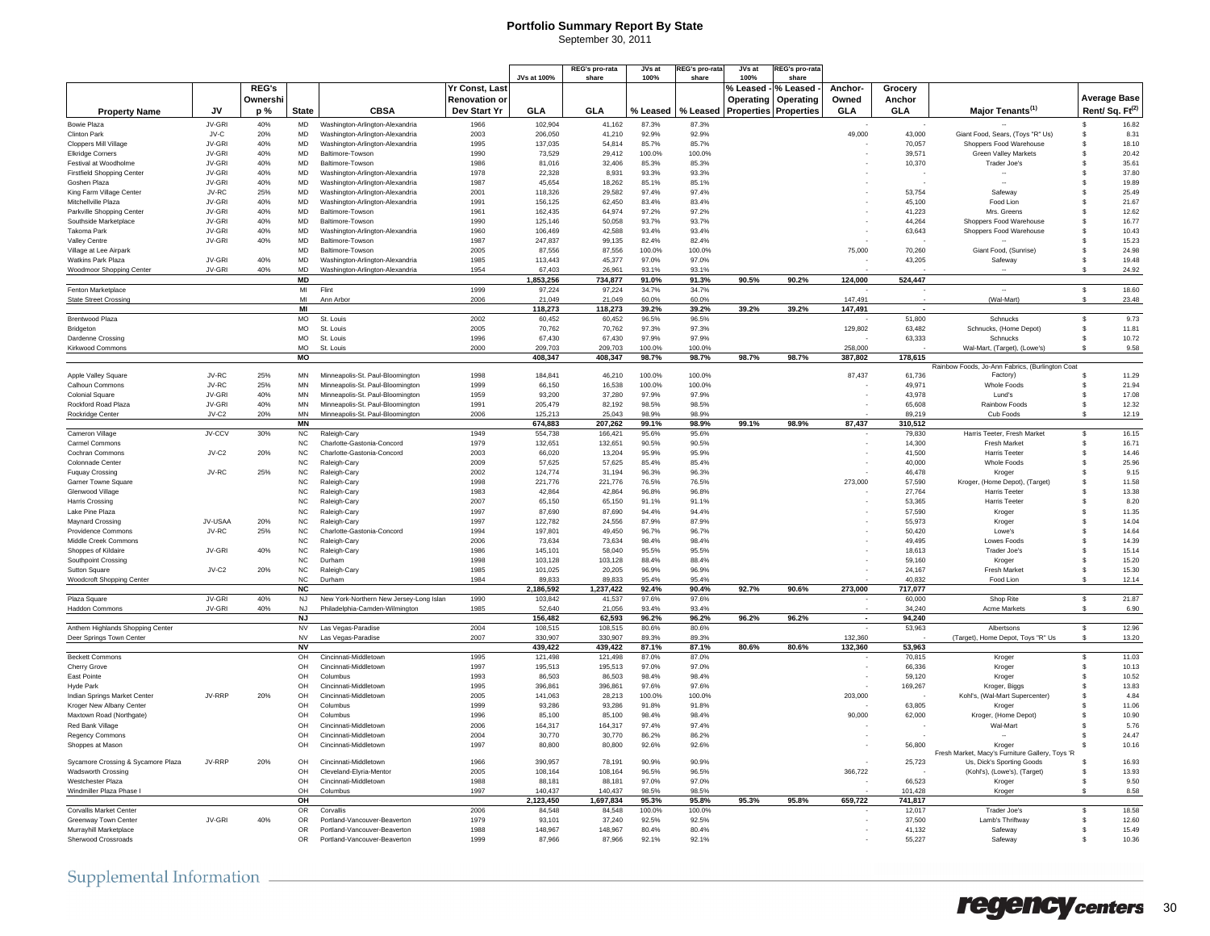# Portfolio Summary Report By State

September 30, 2011

| Property Name | JV | REG's Ownership % | State | CBSA | Yr Const, Last Renovation or Dev Start Yr | JVs at 100% GLA | REG's pro-rata share GLA | JVs at 100% % Leased | REG's pro-rata share % Leased | JVs at 100% % Leased - Operating Properties | REG's pro-rata share % Leased - Operating Properties | Anchor-Owned GLA | Grocery Anchor GLA | Major Tenants[1] | Average Base Rent/ Sq. Ft[2] |
|---|---|---|---|---|---|---|---|---|---|---|---|---|---|---|---|
| Bowie Plaza | JV-GRI | 40% | MD | Washington-Arlington-Alexandria | 1966 | 102,904 | 41,162 | 87.3% | 87.3% | | | - | - | -- | $ 16.82 |
| Clinton Park | JV-C | 20% | MD | Washington-Arlington-Alexandria | 2003 | 206,050 | 41,210 | 92.9% | 92.9% | | | 49,000 | 43,000 | Giant Food, Sears, (Toys "R" Us) | $ 8.31 |
| Cloppers Mill Village | JV-GRI | 40% | MD | Washington-Arlington-Alexandria | 1995 | 137,035 | 54,814 | 85.7% | 85.7% | | | - | 70,057 | Shoppers Food Warehouse | $ 18.10 |
| Elkridge Corners | JV-GRI | 40% | MD | Baltimore-Towson | 1990 | 73,529 | 29,412 | 100.0% | 100.0% | | | - | 39,571 | Green Valley Markets | $ 20.42 |
| Festival at Woodholme | JV-GRI | 40% | MD | Baltimore-Towson | 1986 | 81,016 | 32,406 | 85.3% | 85.3% | | | - | 10,370 | Trader Joe's | $ 35.61 |
| Firstfield Shopping Center | JV-GRI | 40% | MD | Washington-Arlington-Alexandria | 1978 | 22,328 | 8,931 | 93.3% | 93.3% | | | - | - | -- | $ 37.80 |
| Goshen Plaza | JV-GRI | 40% | MD | Washington-Arlington-Alexandria | 1987 | 45,654 | 18,262 | 85.1% | 85.1% | | | - | - | -- | $ 19.89 |
| King Farm Village Center | JV-RC | 25% | MD | Washington-Arlington-Alexandria | 2001 | 118,326 | 29,582 | 97.4% | 97.4% | | | - | 53,754 | Safeway | $ 25.49 |
| Mitchellville Plaza | JV-GRI | 40% | MD | Washington-Arlington-Alexandria | 1991 | 156,125 | 62,450 | 83.4% | 83.4% | | | - | 45,100 | Food Lion | $ 21.67 |
| Parkville Shopping Center | JV-GRI | 40% | MD | Baltimore-Towson | 1961 | 162,435 | 64,974 | 97.2% | 97.2% | | | - | 41,223 | Mrs. Greens | $ 12.62 |
| Southside Marketplace | JV-GRI | 40% | MD | Baltimore-Towson | 1990 | 125,146 | 50,058 | 93.7% | 93.7% | | | - | 44,264 | Shoppers Food Warehouse | $ 16.77 |
| Takoma Park | JV-GRI | 40% | MD | Washington-Arlington-Alexandria | 1960 | 106,469 | 42,588 | 93.4% | 93.4% | | | - | 63,643 | Shoppers Food Warehouse | $ 10.43 |
| Valley Centre | JV-GRI | 40% | MD | Baltimore-Towson | 1987 | 247,837 | 99,135 | 82.4% | 82.4% | | | - | - | -- | $ 15.23 |
| Village at Lee Airpark | | | MD | Baltimore-Towson | 2005 | 87,556 | 87,556 | 100.0% | 100.0% | | | 75,000 | 70,260 | Giant Food, (Sunrise) | $ 24.98 |
| Watkins Park Plaza | JV-GRI | 40% | MD | Washington-Arlington-Alexandria | 1985 | 113,443 | 45,377 | 97.0% | 97.0% | | | - | 43,205 | Safeway | $ 19.48 |
| Woodmoor Shopping Center | JV-GRI | 40% | MD | Washington-Arlington-Alexandria | 1954 | 67,403 | 26,961 | 93.1% | 93.1% | | | - | - | -- | $ 24.92 |
| | | | **MD** | | | **1,853,256** | **734,877** | **91.0%** | **91.3%** | **90.5%** | **90.2%** | **124,000** | **524,447** | | |
| Fenton Marketplace | | | MI | Flint | 1999 | 97,224 | 97,224 | 34.7% | 34.7% | | | - | - | -- | $ 18.60 |
| State Street Crossing | | | MI | Ann Arbor | 2006 | 21,049 | 21,049 | 60.0% | 60.0% | | | 147,491 | - | (Wal-Mart) | $ 23.48 |
| | | | **MI** | | | **118,273** | **118,273** | **39.2%** | **39.2%** | **39.2%** | **39.2%** | **147,491** | **-** | | |
| Brentwood Plaza | | | MO | St. Louis | 2002 | 60,452 | 60,452 | 96.5% | 96.5% | | | - | 51,800 | Schnucks | $ 9.73 |
| Bridgeton | | | MO | St. Louis | 2005 | 70,762 | 70,762 | 97.3% | 97.3% | | | 129,802 | 63,482 | Schnucks, (Home Depot) | $ 11.81 |
| Dardenne Crossing | | | MO | St. Louis | 1996 | 67,430 | 67,430 | 97.9% | 97.9% | | | - | 63,333 | Schnucks | $ 10.72 |
| Kirkwood Commons | | | MO | St. Louis | 2000 | 209,703 | 209,703 | 100.0% | 100.0% | | | 258,000 | - | Wal-Mart, (Target), (Lowe's) | $ 9.58 |
| | | | **MO** | | | **408,347** | **408,347** | **98.7%** | **98.7%** | **98.7%** | **98.7%** | **387,802** | **178,615** | | |
| Apple Valley Square | JV-RC | 25% | MN | Minneapolis-St. Paul-Bloomington | 1998 | 184,841 | 46,210 | 100.0% | 100.0% | | | 87,437 | 61,736 | Rainbow Foods, Jo-Ann Fabrics, (Burlington Coat Factory) | $ 11.29 |
| Calhoun Commons | JV-RC | 25% | MN | Minneapolis-St. Paul-Bloomington | 1999 | 66,150 | 16,538 | 100.0% | 100.0% | | | - | 49,971 | Whole Foods | $ 21.94 |
| Colonial Square | JV-GRI | 40% | MN | Minneapolis-St. Paul-Bloomington | 1959 | 93,200 | 37,280 | 97.9% | 97.9% | | | - | 43,978 | Lund's | $ 17.08 |
| Rockford Road Plaza | JV-GRI | 40% | MN | Minneapolis-St. Paul-Bloomington | 1991 | 205,479 | 82,192 | 98.5% | 98.5% | | | - | 65,608 | Rainbow Foods | $ 12.32 |
| Rockridge Center | JV-C2 | 20% | MN | Minneapolis-St. Paul-Bloomington | 2006 | 125,213 | 25,043 | 98.9% | 98.9% | | | - | 89,219 | Cub Foods | $ 12.19 |
| | | | **MN** | | | **674,883** | **207,262** | **99.1%** | **98.9%** | **99.1%** | **98.9%** | **87,437** | **310,512** | | |
| Cameron Village | JV-CCV | 30% | NC | Raleigh-Cary | 1949 | 554,738 | 166,421 | 95.6% | 95.6% | | | - | 79,830 | Harris Teeter, Fresh Market | $ 16.15 |
| Carmel Commons | | | NC | Charlotte-Gastonia-Concord | 1979 | 132,651 | 132,651 | 90.5% | 90.5% | | | - | 14,300 | Fresh Market | $ 16.71 |
| Cochran Commons | JV-C2 | 20% | NC | Charlotte-Gastonia-Concord | 2003 | 66,020 | 13,204 | 95.9% | 95.9% | | | - | 41,500 | Harris Teeter | $ 14.46 |
| Colonnade Center | | | NC | Raleigh-Cary | 2009 | 57,625 | 57,625 | 85.4% | 85.4% | | | - | 40,000 | Whole Foods | $ 25.96 |
| Fuquay Crossing | JV-RC | 25% | NC | Raleigh-Cary | 2002 | 124,774 | 31,194 | 96.3% | 96.3% | | | - | 46,478 | Kroger | $ 9.15 |
| Garner Towne Square | | | NC | Raleigh-Cary | 1998 | 221,776 | 221,776 | 76.5% | 76.5% | | | 273,000 | 57,590 | Kroger, (Home Depot), (Target) | $ 11.58 |
| Glenwood Village | | | NC | Raleigh-Cary | 1983 | 42,864 | 42,864 | 96.8% | 96.8% | | | - | 27,764 | Harris Teeter | $ 13.38 |
| Harris Crossing | | | NC | Raleigh-Cary | 2007 | 65,150 | 65,150 | 91.1% | 91.1% | | | - | 53,365 | Harris Teeter | $ 8.20 |
| Lake Pine Plaza | | | NC | Raleigh-Cary | 1997 | 87,690 | 87,690 | 94.4% | 94.4% | | | - | 57,590 | Kroger | $ 11.35 |
| Maynard Crossing | JV-USAA | 20% | NC | Raleigh-Cary | 1997 | 122,782 | 24,556 | 87.9% | 87.9% | | | - | 55,973 | Kroger | $ 14.04 |
| Providence Commons | JV-RC | 25% | NC | Charlotte-Gastonia-Concord | 1994 | 197,801 | 49,450 | 96.7% | 96.7% | | | - | 50,420 | Lowe's | $ 14.64 |
| Middle Creek Commons | | | NC | Raleigh-Cary | 2006 | 73,634 | 73,634 | 98.4% | 98.4% | | | - | 49,495 | Lowes Foods | $ 14.39 |
| Shoppes of Kildaire | JV-GRI | 40% | NC | Raleigh-Cary | 1986 | 145,101 | 58,040 | 95.5% | 95.5% | | | - | 18,613 | Trader Joe's | $ 15.14 |
| Southpoint Crossing | | | NC | Durham | 1998 | 103,128 | 103,128 | 88.4% | 88.4% | | | - | 59,160 | Kroger | $ 15.20 |
| Sutton Square | JV-C2 | 20% | NC | Raleigh-Cary | 1985 | 101,025 | 20,205 | 96.9% | 96.9% | | | - | 24,167 | Fresh Market | $ 15.30 |
| Woodcroft Shopping Center | | | NC | Durham | 1984 | 89,833 | 89,833 | 95.4% | 95.4% | | | - | 40,832 | Food Lion | $ 12.14 |
| | | | **NC** | | | **2,186,592** | **1,237,422** | **92.4%** | **90.4%** | **92.7%** | **90.6%** | **273,000** | **717,077** | | |
| Plaza Square | JV-GRI | 40% | NJ | New York-Northern New Jersey-Long Islan | 1990 | 103,842 | 41,537 | 97.6% | 97.6% | | | - | 60,000 | Shop Rite | $ 21.87 |
| Haddon Commons | JV-GRI | 40% | NJ | Philadelphia-Camden-Wilmington | 1985 | 52,640 | 21,056 | 93.4% | 93.4% | | | - | 34,240 | Acme Markets | $ 6.90 |
| | | | **NJ** | | | **156,482** | **62,593** | **96.2%** | **96.2%** | **96.2%** | **96.2%** | **-** | **94,240** | | |
| Anthem Highlands Shopping Center | | | NV | Las Vegas-Paradise | 2004 | 108,515 | 108,515 | 80.6% | 80.6% | | | - | 53,963 | Albertsons | $ 12.96 |
| Deer Springs Town Center | | | NV | Las Vegas-Paradise | 2007 | 330,907 | 330,907 | 89.3% | 89.3% | | | 132,360 | - | (Target), Home Depot, Toys "R" Us | $ 13.20 |
| | | | **NV** | | | **439,422** | **439,422** | **87.1%** | **87.1%** | **80.6%** | **80.6%** | **132,360** | **53,963** | | |
| Beckett Commons | | | OH | Cincinnati-Middletown | 1995 | 121,498 | 121,498 | 87.0% | 87.0% | | | - | 70,815 | Kroger | $ 11.03 |
| Cherry Grove | | | OH | Cincinnati-Middletown | 1997 | 195,513 | 195,513 | 97.0% | 97.0% | | | - | 66,336 | Kroger | $ 10.13 |
| East Pointe | | | OH | Columbus | 1993 | 86,503 | 86,503 | 98.4% | 98.4% | | | - | 59,120 | Kroger | $ 10.52 |
| Hyde Park | | | OH | Cincinnati-Middletown | 1995 | 396,861 | 396,861 | 97.6% | 97.6% | | | - | 169,267 | Kroger, Biggs | $ 13.83 |
| Indian Springs Market Center | JV-RRP | 20% | OH | Cincinnati-Middletown | 2005 | 141,063 | 28,213 | 100.0% | 100.0% | | | 203,000 | - | Kohl's, (Wal-Mart Supercenter) | $ 4.84 |
| Kroger New Albany Center | | | OH | Columbus | 1999 | 93,286 | 93,286 | 91.8% | 91.8% | | | - | 63,805 | Kroger | $ 11.06 |
| Maxtown Road (Northgate) | | | OH | Columbus | 1996 | 85,100 | 85,100 | 98.4% | 98.4% | | | 90,000 | 62,000 | Kroger, (Home Depot) | $ 10.90 |
| Red Bank Village | | | OH | Cincinnati-Middletown | 2006 | 164,317 | 164,317 | 97.4% | 97.4% | | | - | - | Wal-Mart | $ 5.76 |
| Regency Commons | | | OH | Cincinnati-Middletown | 2004 | 30,770 | 30,770 | 86.2% | 86.2% | | | - | - | -- | $ 24.47 |
| Shoppes at Mason | | | OH | Cincinnati-Middletown | 1997 | 80,800 | 80,800 | 92.6% | 92.6% | | | - | 56,800 | Kroger | $ 10.16 |
| Sycamore Crossing & Sycamore Plaza | JV-RRP | 20% | OH | Cincinnati-Middletown | 1966 | 390,957 | 78,191 | 90.9% | 90.9% | | | - | 25,723 | Fresh Market, Macy's Furniture Gallery, Toys 'R Us, Dick's Sporting Goods | $ 16.93 |
| Wadsworth Crossing | | | OH | Cleveland-Elyria-Mentor | 2005 | 108,164 | 108,164 | 96.5% | 96.5% | | | 366,722 | - | (Kohl's), (Lowe's), (Target) | $ 13.93 |
| Westchester Plaza | | | OH | Cincinnati-Middletown | 1988 | 88,181 | 88,181 | 97.0% | 97.0% | | | - | 66,523 | Kroger | $ 9.50 |
| Windmiller Plaza Phase I | | | OH | Columbus | 1997 | 140,437 | 140,437 | 98.5% | 98.5% | | | - | 101,428 | Kroger | $ 8.58 |
| | | | **OH** | | | **2,123,450** | **1,697,834** | **95.3%** | **95.8%** | **95.3%** | **95.8%** | **659,722** | **741,817** | | |
| Corvallis Market Center | | | OR | Corvallis | 2006 | 84,548 | 84,548 | 100.0% | 100.0% | | | - | 12,017 | Trader Joe's | $ 18.58 |
| Greenway Town Center | JV-GRI | 40% | OR | Portland-Vancouver-Beaverton | 1979 | 93,101 | 37,240 | 92.5% | 92.5% | | | - | 37,500 | Lamb's Thriftway | $ 12.60 |
| Murrayhill Marketplace | | | OR | Portland-Vancouver-Beaverton | 1988 | 148,967 | 148,967 | 80.4% | 80.4% | | | - | 41,132 | Safeway | $ 15.49 |
| Sherwood Crossroads | | | OR | Portland-Vancouver-Beaverton | 1999 | 87,966 | 87,966 | 92.1% | 92.1% | | | - | 55,227 | Safeway | $ 10.36 |

Supplemental Information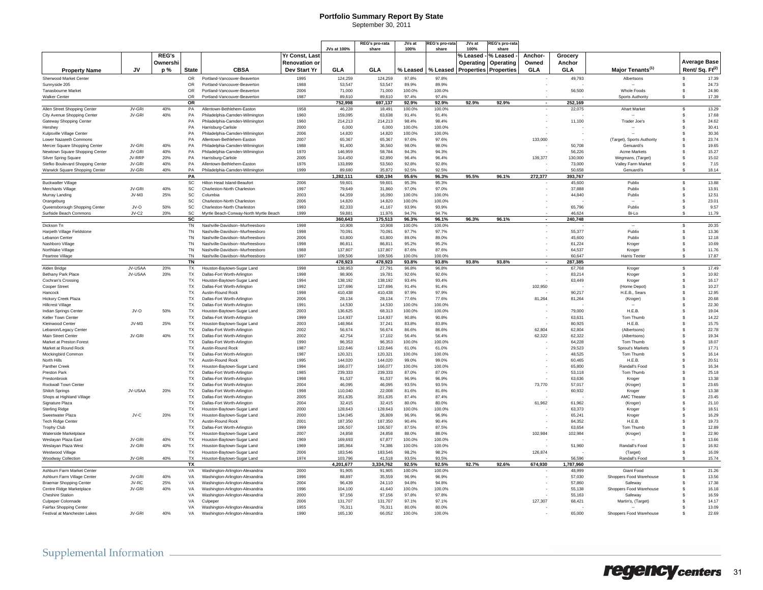# Portfolio Summary Report By State

September 30, 2011

| Property Name | JV | REG's Ownership % | State | CBSA | Yr Const, Last Renovation or Dev Start Yr | JVs at 100% GLA | REG's pro-rata share GLA | JVs at 100% % Leased | REG's pro-rata share % Leased | JVs at 100% % Leased - Operating Properties | REG's pro-rata share % Leased - Operating Properties | Anchor-Owned GLA | Grocery Anchor GLA | Major Tenants[1] | Average Base Rent/ Sq. Ft[2] |
|---|---|---|---|---|---|---|---|---|---|---|---|---|---|---|---|
| Sherwood Market Center | | | OR | Portland-Vancouver-Beaverton | 1995 | 124,259 | 124,259 | 97.8% | 97.8% | | | - | 49,793 | Albertsons | $ 17.39 |
| Sunnyside 205 | | | OR | Portland-Vancouver-Beaverton | 1988 | 53,547 | 53,547 | 89.9% | 89.9% | | | - | - | -- | $ 24.73 |
| Tanasbourne Market | | | OR | Portland-Vancouver-Beaverton | 2006 | 71,000 | 71,000 | 100.0% | 100.0% | | | - | 56,500 | Whole Foods | $ 24.90 |
| Walker Center | | | OR | Portland-Vancouver-Beaverton | 1987 | 89,610 | 89,610 | 97.4% | 97.4% | | | - | - | Sports Authority | $ 17.39 |
| | | | **OR** | | | **752,998** | **697,137** | **92.9%** | **92.9%** | **92.9%** | **92.9%** | **-** | **252,169** | | |
| Allen Street Shopping Center | JV-GRI | 40% | PA | Allentown-Bethlehem-Easton | 1958 | 46,228 | 18,491 | 100.0% | 100.0% | | | - | 22,075 | Ahart Market | $ 13.29 |
| City Avenue Shopping Center | JV-GRI | 40% | PA | Philadelphia-Camden-Wilmington | 1960 | 159,095 | 63,638 | 91.4% | 91.4% | | | - | - | -- | $ 17.68 |
| Gateway Shopping Center | | | PA | Philadelphia-Camden-Wilmington | 1960 | 214,213 | 214,213 | 98.4% | 98.4% | | | - | 11,100 | Trader Joe's | $ 24.62 |
| Hershey | | | PA | Harrisburg-Carlisle | 2000 | 6,000 | 6,000 | 100.0% | 100.0% | | | - | - | -- | $ 30.41 |
| Kulpsville Village Center | | | PA | Philadelphia-Camden-Wilmington | 2006 | 14,820 | 14,820 | 100.0% | 100.0% | | | - | - | -- | $ 30.36 |
| Lower Nazareth Commons | | | PA | Allentown-Bethlehem-Easton | 2007 | 65,367 | 65,367 | 97.6% | 97.6% | | | 133,000 | - | (Target), Sports Authority | $ 23.74 |
| Mercer Square Shopping Center | JV-GRI | 40% | PA | Philadelphia-Camden-Wilmington | 1988 | 91,400 | 36,560 | 98.0% | 98.0% | | | - | 50,708 | Genuardi's | $ 19.65 |
| Newtown Square Shopping Center | JV-GRI | 40% | PA | Philadelphia-Camden-Wilmington | 1970 | 146,959 | 58,784 | 94.3% | 94.3% | | | - | 56,226 | Acme Markets | $ 15.27 |
| Silver Spring Square | JV-RRP | 20% | PA | Harrisburg-Carlisle | 2005 | 314,450 | 62,890 | 96.4% | 96.4% | | | 139,377 | 130,000 | Wegmans, (Target) | $ 15.02 |
| Stefko Boulevard Shopping Center | JV-GRI | 40% | PA | Allentown-Bethlehem-Easton | 1976 | 133,899 | 53,560 | 92.8% | 92.8% | | | - | 73,000 | Valley Farm Market | $ 7.15 |
| Warwick Square Shopping Center | JV-GRI | 40% | PA | Philadelphia-Camden-Wilmington | 1999 | 89,680 | 35,872 | 92.5% | 92.5% | | | - | 50,658 | Genuardi's | $ 18.14 |
| | | | **PA** | | | **1,282,111** | **630,194** | **95.6%** | **96.3%** | **95.5%** | **96.1%** | **272,377** | **393,767** | | |
| Buckwalter Village | | | SC | Hilton Head Island-Beaufort | 2006 | 59,601 | 59,601 | 95.3% | 95.3% | | | - | 45,600 | Publix | $ 13.88 |
| Merchants Village | JV-GRI | 40% | SC | Charleston-North Charleston | 1997 | 79,649 | 31,860 | 97.0% | 97.0% | | | - | 37,888 | Publix | $ 13.91 |
| Murray Landing | JV-M3 | 25% | SC | Columbia | 2003 | 64,359 | 16,090 | 100.0% | 100.0% | | | - | 44,840 | Publix | $ 12.51 |
| Orangeburg | | | SC | Charleston-North Charleston | 2006 | 14,820 | 14,820 | 100.0% | 100.0% | | | - | - | -- | $ 23.01 |
| Queensborough Shopping Center | JV-O | 50% | SC | Charleston-North Charleston | 1993 | 82,333 | 41,167 | 93.9% | 93.9% | | | - | 65,796 | Publix | $ 9.57 |
| Surfside Beach Commons | JV-C2 | 20% | SC | Myrtle Beach-Conway-North Myrtle Beach | 1999 | 59,881 | 11,976 | 94.7% | 94.7% | | | - | 46,624 | Bi-Lo | $ 11.79 |
| | | | **SC** | | | **360,643** | **175,513** | **96.3%** | **96.1%** | **96.3%** | **96.1%** | **-** | **240,748** | | |
| Dickson Tn | | | TN | Nashville-Davidson--Murfreesboro | 1998 | 10,908 | 10,908 | 100.0% | 100.0% | | | - | - | -- | $ 20.35 |
| Harpeth Village Fieldstone | | | TN | Nashville-Davidson--Murfreesboro | 1998 | 70,091 | 70,091 | 97.7% | 97.7% | | | - | 55,377 | Publix | $ 13.36 |
| Lebanon Center | | | TN | Nashville-Davidson--Murfreesboro | 2006 | 63,800 | 63,800 | 89.0% | 89.0% | | | - | 45,600 | Publix | $ 12.18 |
| Nashboro Village | | | TN | Nashville-Davidson--Murfreesboro | 1998 | 86,811 | 86,811 | 95.2% | 95.2% | | | - | 61,224 | Kroger | $ 10.69 |
| Northlake Village | | | TN | Nashville-Davidson--Murfreesboro | 1988 | 137,807 | 137,807 | 87.6% | 87.6% | | | - | 64,537 | Kroger | $ 11.76 |
| Peartree Village | | | TN | Nashville-Davidson--Murfreesboro | 1997 | 109,506 | 109,506 | 100.0% | 100.0% | | | - | 60,647 | Harris Teeter | $ 17.87 |
| | | | **TN** | | | **478,923** | **478,923** | **93.8%** | **93.8%** | **93.8%** | **93.8%** | **-** | **287,385** | | |
| Alden Bridge | JV-USAA | 20% | TX | Houston-Baytown-Sugar Land | 1998 | 138,953 | 27,791 | 96.8% | 96.8% | | | - | 67,768 | Kroger | $ 17.49 |
| Bethany Park Place | JV-USAA | 20% | TX | Dallas-Fort Worth-Arlington | 1998 | 98,906 | 19,781 | 92.6% | 92.6% | | | - | 83,214 | Kroger | $ 10.92 |
| Cochran's Crossing | | | TX | Houston-Baytown-Sugar Land | 1994 | 138,192 | 138,192 | 93.4% | 93.4% | | | - | 63,449 | Kroger | $ 16.17 |
| Cooper Street | | | TX | Dallas-Fort Worth-Arlington | 1992 | 127,696 | 127,696 | 91.4% | 91.4% | | | 102,950 | - | (Home Depot) | $ 10.27 |
| Hancock | | | TX | Austin-Round Rock | 1998 | 410,438 | 410,438 | 97.9% | 97.9% | | | - | 90,217 | H.E.B., Sears | $ 12.95 |
| Hickory Creek Plaza | | | TX | Dallas-Fort Worth-Arlington | 2006 | 28,134 | 28,134 | 77.6% | 77.6% | | | 81,264 | 81,264 | (Kroger) | $ 20.68 |
| Hillcrest Village | | | TX | Dallas-Fort Worth-Arlington | 1991 | 14,530 | 14,530 | 100.0% | 100.0% | | | - | - | -- | $ 22.30 |
| Indian Springs Center | JV-O | 50% | TX | Houston-Baytown-Sugar Land | 2003 | 136,625 | 68,313 | 100.0% | 100.0% | | | - | 79,000 | H.E.B. | $ 19.04 |
| Keller Town Center | | | TX | Dallas-Fort Worth-Arlington | 1999 | 114,937 | 114,937 | 90.8% | 90.8% | | | - | 63,631 | Tom Thumb | $ 14.22 |
| Kleinwood Center | JV-M3 | 25% | TX | Houston-Baytown-Sugar Land | 2003 | 148,964 | 37,241 | 83.8% | 83.8% | | | - | 80,925 | H.E.B. | $ 15.75 |
| Lebanon/Legacy Center | | | TX | Dallas-Fort Worth-Arlington | 2002 | 56,674 | 56,674 | 86.6% | 86.6% | | | 62,804 | 62,804 | (Albertsons) | $ 22.78 |
| Main Street Center | JV-GRI | 40% | TX | Dallas-Fort Worth-Arlington | 2002 | 42,754 | 17,102 | 56.4% | 56.4% | | | 62,322 | 62,322 | (Albertsons) | $ 19.34 |
| Market at Preston Forest | | | TX | Dallas-Fort Worth-Arlington | 1990 | 96,353 | 96,353 | 100.0% | 100.0% | | | - | 64,228 | Tom Thumb | $ 18.07 |
| Market at Round Rock | | | TX | Austin-Round Rock | 1987 | 122,646 | 122,646 | 61.0% | 61.0% | | | - | 29,523 | Sprout's Markets | $ 17.71 |
| Mockingbird Common | | | TX | Dallas-Fort Worth-Arlington | 1987 | 120,321 | 120,321 | 100.0% | 100.0% | | | - | 48,525 | Tom Thumb | $ 16.14 |
| North Hills | | | TX | Austin-Round Rock | 1995 | 144,020 | 144,020 | 99.0% | 99.0% | | | - | 60,465 | H.E.B. | $ 20.51 |
| Panther Creek | | | TX | Houston-Baytown-Sugar Land | 1994 | 166,077 | 166,077 | 100.0% | 100.0% | | | - | 65,800 | Randall's Food | $ 16.34 |
| Preston Park | | | TX | Dallas-Fort Worth-Arlington | 1985 | 239,333 | 239,333 | 87.0% | 87.0% | | | - | 53,118 | Tom Thumb | $ 25.18 |
| Prestonbrook | | | TX | Dallas-Fort Worth-Arlington | 1998 | 91,537 | 91,537 | 96.9% | 96.9% | | | - | 63,636 | Kroger | $ 13.38 |
| Rockwall Town Center | | | TX | Dallas-Fort Worth-Arlington | 2004 | 46,095 | 46,095 | 93.5% | 93.5% | | | 73,770 | 57,017 | (Kroger) | $ 23.65 |
| Shiloh Springs | JV-USAA | 20% | TX | Dallas-Fort Worth-Arlington | 1998 | 110,040 | 22,008 | 81.6% | 81.6% | | | - | 60,932 | Kroger | $ 13.38 |
| Shops at Highland Village | | | TX | Dallas-Fort Worth-Arlington | 2005 | 351,635 | 351,635 | 87.4% | 87.4% | | | - | - | AMC Theater | $ 23.45 |
| Signature Plaza | | | TX | Dallas-Fort Worth-Arlington | 2004 | 32,415 | 32,415 | 80.0% | 80.0% | | | 61,962 | 61,962 | (Kroger) | $ 21.10 |
| Sterling Ridge | | | TX | Houston-Baytown-Sugar Land | 2000 | 128,643 | 128,643 | 100.0% | 100.0% | | | - | 63,373 | Kroger | $ 18.51 |
| Sweetwater Plaza | JV-C | 20% | TX | Houston-Baytown-Sugar Land | 2000 | 134,045 | 26,809 | 96.9% | 96.9% | | | - | 65,241 | Kroger | $ 16.29 |
| Tech Ridge Center | | | TX | Austin-Round Rock | 2001 | 187,350 | 187,350 | 90.4% | 90.4% | | | - | 84,352 | H.E.B. | $ 19.73 |
| Trophy Club | | | TX | Dallas-Fort Worth-Arlington | 1999 | 106,507 | 106,507 | 87.5% | 87.5% | | | - | 63,654 | Tom Thumb | $ 12.89 |
| Waterside Marketplace | | | TX | Houston-Baytown-Sugar Land | 2007 | 24,858 | 24,858 | 88.0% | 88.0% | | | 102,984 | 102,984 | (Kroger) | $ 22.90 |
| Weslayan Plaza East | JV-GRI | 40% | TX | Houston-Baytown-Sugar Land | 1969 | 169,693 | 67,877 | 100.0% | 100.0% | | | - | - | -- | $ 13.66 |
| Weslayan Plaza West | JV-GRI | 40% | TX | Houston-Baytown-Sugar Land | 1969 | 185,964 | 74,386 | 100.0% | 100.0% | | | - | 51,960 | Randall's Food | $ 16.92 |
| Westwood Village | | | TX | Houston-Baytown-Sugar Land | 2006 | 183,546 | 183,546 | 98.2% | 98.2% | | | 126,874 | - | (Target) | $ 16.09 |
| Woodway Collection | JV-GRI | 40% | TX | Houston-Baytown-Sugar Land | 1974 | 103,796 | 41,518 | 93.5% | 93.5% | | | - | 56,596 | Randall's Food | $ 15.74 |
| | | | **TX** | | | **4,201,677** | **3,334,762** | **92.5%** | **92.5%** | **92.7%** | **92.6%** | **674,930** | **1,787,960** | | |
| Ashburn Farm Market Center | | | VA | Washington-Arlington-Alexandria | 2000 | 91,905 | 91,905 | 100.0% | 100.0% | | | - | 48,999 | Giant Food | $ 21.26 |
| Ashburn Farm Village Center | JV-GRI | 40% | VA | Washington-Arlington-Alexandria | 1996 | 88,897 | 35,559 | 96.9% | 96.9% | | | - | 57,030 | Shoppers Food Warehouse | $ 13.56 |
| Braemar Shopping Center | JV-RC | 25% | VA | Washington-Arlington-Alexandria | 2004 | 96,439 | 24,110 | 94.8% | 94.8% | | | - | 57,860 | Safeway | $ 17.38 |
| Centre Ridge Marketplace | JV-GRI | 40% | VA | Washington-Arlington-Alexandria | 1996 | 104,100 | 41,640 | 100.0% | 100.0% | | | - | 55,138 | Shoppers Food Warehouse | $ 16.18 |
| Cheshire Station | | | VA | Washington-Arlington-Alexandria | 2000 | 97,156 | 97,156 | 97.8% | 97.8% | | | - | 55,163 | Safeway | $ 16.59 |
| Culpeper Colonnade | | | VA | Culpeper | 2006 | 131,707 | 131,707 | 97.1% | 97.1% | | | 127,307 | 68,421 | Martin's, (Target) | $ 14.17 |
| Fairfax Shopping Center | | | VA | Washington-Arlington-Alexandria | 1955 | 76,311 | 76,311 | 80.0% | 80.0% | | | - | - | -- | $ 13.09 |
| Festival at Manchester Lakes | JV-GRI | 40% | VA | Washington-Arlington-Alexandria | 1990 | 165,130 | 66,052 | 100.0% | 100.0% | | | - | 65,000 | Shoppers Food Warehouse | $ 22.69 |

Supplemental Information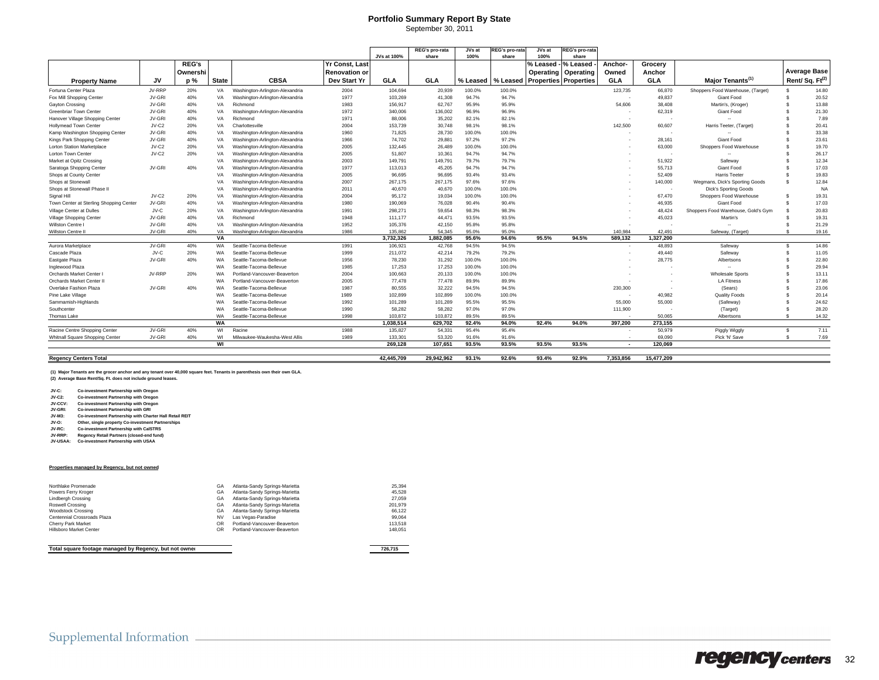# Portfolio Summary Report By State

September 30, 2011

| Property Name | JV | REG's Ownership % | State | CBSA | Yr Const, Last Renovation or Dev Start Yr | JVs at 100% GLA | REG's pro-rata share GLA | JVs at 100% % Leased | REG's pro-rata share % Leased | JVs at 100% % Leased - Operating Properties | REG's pro-rata share % Leased - Operating Properties | Anchor-Owned GLA | Grocery Anchor GLA | Major Tenants(1) | Average Base Rent/ Sq. Ft(2) |
|---|---|---|---|---|---|---|---|---|---|---|---|---|---|---|---|
| Fortuna Center Plaza | JV-RRP | 20% | VA | Washington-Arlington-Alexandria | 2004 | 104,694 | 20,939 | 100.0% | 100.0% | | | 123,735 | 66,870 | Shoppers Food Warehouse, (Target) | $ 14.80 |
| Fox Mill Shopping Center | JV-GRI | 40% | VA | Washington-Arlington-Alexandria | 1977 | 103,269 | 41,308 | 94.7% | 94.7% | | | - | 49,837 | Giant Food | $ 20.52 |
| Gayton Crossing | JV-GRI | 40% | VA | Richmond | 1983 | 156,917 | 62,767 | 95.9% | 95.9% | | | 54,606 | 38,408 | Martin's, (Kroger) | $ 13.88 |
| Greenbriar Town Center | JV-GRI | 40% | VA | Washington-Arlington-Alexandria | 1972 | 340,006 | 136,002 | 96.9% | 96.9% | | | - | 62,319 | Giant Food | $ 21.30 |
| Hanover Village Shopping Center | JV-GRI | 40% | VA | Richmond | 1971 | 88,006 | 35,202 | 82.1% | 82.1% | | | - | - | -- | $ 7.89 |
| Hollymead Town Center | JV-C2 | 20% | VA | Charlottesville | 2004 | 153,739 | 30,748 | 98.1% | 98.1% | | | 142,500 | 60,607 | Harris Teeter, (Target) | $ 20.41 |
| Kamp Washington Shopping Center | JV-GRI | 40% | VA | Washington-Arlington-Alexandria | 1960 | 71,825 | 28,730 | 100.0% | 100.0% | | | - | - | -- | $ 33.38 |
| Kings Park Shopping Center | JV-GRI | 40% | VA | Washington-Arlington-Alexandria | 1966 | 74,702 | 29,881 | 97.2% | 97.2% | | | - | 28,161 | Giant Food | $ 23.61 |
| Lorton Station Marketplace | JV-C2 | 20% | VA | Washington-Arlington-Alexandria | 2005 | 132,445 | 26,489 | 100.0% | 100.0% | | | - | 63,000 | Shoppers Food Warehouse | $ 19.70 |
| Lorton Town Center | JV-C2 | 20% | VA | Washington-Arlington-Alexandria | 2005 | 51,807 | 10,361 | 94.7% | 94.7% | | | - | - | -- | $ 26.17 |
| Market at Opitz Crossing | | | VA | Washington-Arlington-Alexandria | 2003 | 149,791 | 149,791 | 79.7% | 79.7% | | | - | 51,922 | Safeway | $ 12.34 |
| Saratoga Shopping Center | JV-GRI | 40% | VA | Washington-Arlington-Alexandria | 1977 | 113,013 | 45,205 | 94.7% | 94.7% | | | - | 55,713 | Giant Food | $ 17.03 |
| Shops at County Center | | | VA | Washington-Arlington-Alexandria | 2005 | 96,695 | 96,695 | 93.4% | 93.4% | | | - | 52,409 | Harris Teeter | $ 19.83 |
| Shops at Stonewall | | | VA | Washington-Arlington-Alexandria | 2007 | 267,175 | 267,175 | 97.6% | 97.6% | | | - | 140,000 | Wegmans, Dick's Sporting Goods | $ 12.84 |
| Shops at Stonewall Phase II | | | VA | Washington-Arlington-Alexandria | 2011 | 40,670 | 40,670 | 100.0% | 100.0% | | | - | - | Dick's Sporting Goods | NA |
| Signal Hill | JV-C2 | 20% | VA | Washington-Arlington-Alexandria | 2004 | 95,172 | 19,034 | 100.0% | 100.0% | | | - | 67,470 | Shoppers Food Warehouse | $ 19.31 |
| Town Center at Sterling Shopping Center | JV-GRI | 40% | VA | Washington-Arlington-Alexandria | 1980 | 190,069 | 76,028 | 90.4% | 90.4% | | | - | 46,935 | Giant Food | $ 17.03 |
| Village Center at Dulles | JV-C | 20% | VA | Washington-Arlington-Alexandria | 1991 | 298,271 | 59,654 | 98.3% | 98.3% | | | - | 48,424 | Shoppers Food Warehouse, Gold's Gym | $ 20.83 |
| Village Shopping Center | JV-GRI | 40% | VA | Richmond | 1948 | 111,177 | 44,471 | 93.5% | 93.5% | | | - | 45,023 | Martin's | $ 19.31 |
| Willston Centre I | JV-GRI | 40% | VA | Washington-Arlington-Alexandria | 1952 | 105,376 | 42,150 | 95.8% | 95.8% | | | - | - | -- | $ 21.29 |
| Willston Centre II | JV-GRI | 40% | VA | Washington-Arlington-Alexandria | 1986 | 135,862 | 54,345 | 95.0% | 95.0% | | | 140,984 | 42,491 | Safeway, (Target) | $ 19.16 |
| | | | **VA** | | | **3,732,326** | **1,882,085** | **95.6%** | **94.6%** | **95.5%** | **94.5%** | **589,132** | **1,327,200** | | |
| Aurora Marketplace | JV-GRI | 40% | WA | Seattle-Tacoma-Bellevue | 1991 | 106,921 | 42,768 | 94.5% | 94.5% | | | - | 48,893 | Safeway | $ 14.86 |
| Cascade Plaza | JV-C | 20% | WA | Seattle-Tacoma-Bellevue | 1999 | 211,072 | 42,214 | 79.2% | 79.2% | | | - | 49,440 | Safeway | $ 11.05 |
| Eastgate Plaza | JV-GRI | 40% | WA | Seattle-Tacoma-Bellevue | 1956 | 78,230 | 31,292 | 100.0% | 100.0% | | | - | 28,775 | Albertsons | $ 22.80 |
| Inglewood Plaza | | | WA | Seattle-Tacoma-Bellevue | 1985 | 17,253 | 17,253 | 100.0% | 100.0% | | | - | - | -- | $ 29.94 |
| Orchards Market Center I | JV-RRP | 20% | WA | Portland-Vancouver-Beaverton | 2004 | 100,663 | 20,133 | 100.0% | 100.0% | | | - | - | Wholesale Sports | $ 13.11 |
| Orchards Market Center II | | | WA | Portland-Vancouver-Beaverton | 2005 | 77,478 | 77,478 | 89.9% | 89.9% | | | - | - | LA Fitness | $ 17.86 |
| Overlake Fashion Plaza | JV-GRI | 40% | WA | Seattle-Tacoma-Bellevue | 1987 | 80,555 | 32,222 | 94.5% | 94.5% | | | 230,300 | - | (Sears) | $ 23.06 |
| Pine Lake Village | | | WA | Seattle-Tacoma-Bellevue | 1989 | 102,899 | 102,899 | 100.0% | 100.0% | | | - | 40,982 | Quality Foods | $ 20.14 |
| Sammamish-Highlands | | | WA | Seattle-Tacoma-Bellevue | 1992 | 101,289 | 101,289 | 95.5% | 95.5% | | | 55,000 | 55,000 | (Safeway) | $ 24.62 |
| Southcenter | | | WA | Seattle-Tacoma-Bellevue | 1990 | 58,282 | 58,282 | 97.0% | 97.0% | | | 111,900 | - | (Target) | $ 28.20 |
| Thomas Lake | | | WA | Seattle-Tacoma-Bellevue | 1998 | 103,872 | 103,872 | 89.5% | 89.5% | | | - | 50,065 | Albertsons | $ 14.32 |
| | | | **WA** | | | **1,038,514** | **629,702** | **92.4%** | **94.0%** | **92.4%** | **94.0%** | **397,200** | **273,155** | | |
| Racine Centre Shopping Center | JV-GRI | 40% | WI | Racine | 1988 | 135,827 | 54,331 | 95.4% | 95.4% | | | - | 50,979 | Piggly Wiggly | $ 7.11 |
| Whitnall Square Shopping Center | JV-GRI | 40% | WI | Milwaukee-Waukesha-West Allis | 1989 | 133,301 | 53,320 | 91.6% | 91.6% | | | - | 69,090 | Pick 'N' Save | $ 7.69 |
| | | | **WI** | | | **269,128** | **107,651** | **93.5%** | **93.5%** | **93.5%** | **93.5%** | **-** | **120,069** | | |
| **Regency Centers Total** | | | | | | **42,445,709** | **29,942,962** | **93.1%** | **92.6%** | **93.4%** | **92.9%** | **7,353,856** | **15,477,209** | | |

**(1) Major Tenants are the grocer anchor and any tenant over 40,000 square feet. Tenants in parenthesis own their own GLA.**
**(2) Average Base Rent/Sq. Ft. does not include ground leases.**

- **JV-C:** Co-investment Partnership with Oregon
- **JV-C2:** Co-investment Partnership with Oregon
- **JV-CCV:** Co-investment Partnership with Oregon
- **JV-GRI:** Co-investment Partnership with GRI
- **JV-M3:** Co-investment Partnership with Charter Hall Retail REIT
- **JV-O:** Other, single property Co-investment Partnerships
- **JV-RC:** Co-investment Partnership with CalSTRS
- **JV-RRP:** Regency Retail Partners (closed-end fund)
- **JV-USAA:** Co-investment Partnership with USAA

**Properties managed by Regency, but not owned**

| Property Name | State | CBSA | GLA |
|---|---|---|---|
| Northlake Promenade | GA | Atlanta-Sandy Springs-Marietta | 25,394 |
| Powers Ferry Kroger | GA | Atlanta-Sandy Springs-Marietta | 45,528 |
| Lindbergh Crossing | GA | Atlanta-Sandy Springs-Marietta | 27,059 |
| Roswell Crossing | GA | Atlanta-Sandy Springs-Marietta | 201,979 |
| Woodstock Crossing | GA | Atlanta-Sandy Springs-Marietta | 66,122 |
| Centennial Crossroads Plaza | NV | Las Vegas-Paradise | 99,064 |
| Cherry Park Market | OR | Portland-Vancouver-Beaverton | 113,518 |
| Hillsboro Market Center | OR | Portland-Vancouver-Beaverton | 148,051 |
| **Total square footage managed by Regency, but not owned** | | | **726,715** |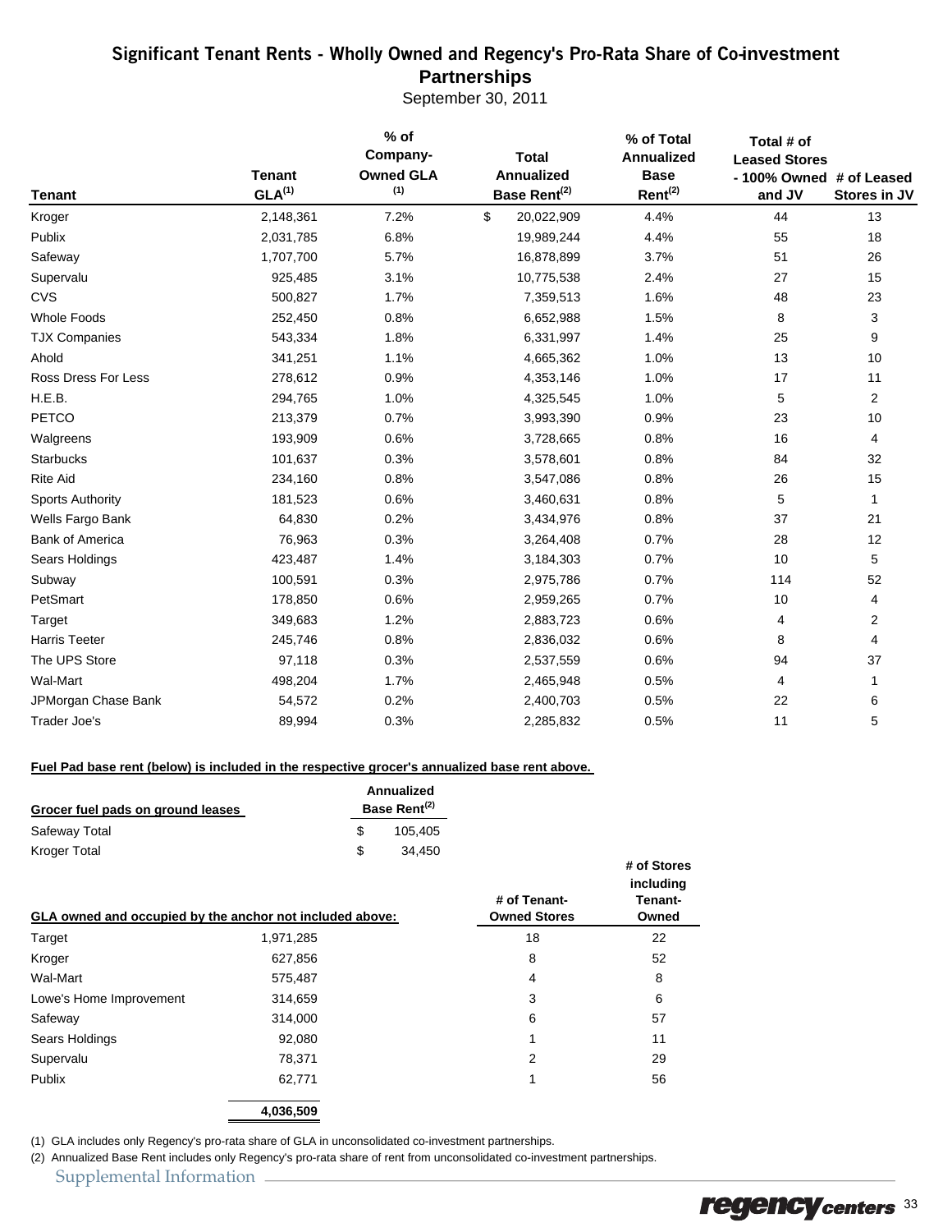# Significant Tenant Rents - Wholly Owned and Regency's Pro-Rata Share of Co-investment Partnerships

September 30, 2011

| Tenant | Tenant GLA[(1)] | % of Company-Owned GLA [(1)] | Total Annualized Base Rent[(2)] | % of Total Annualized Base Rent[(2)] | Total # of Leased Stores - 100% Owned and JV | # of Leased Stores in JV |
|---|---|---|---|---|---|---|
| Kroger | 2,148,361 | 7.2% | $ 20,022,909 | 4.4% | 44 | 13 |
| Publix | 2,031,785 | 6.8% | 19,989,244 | 4.4% | 55 | 18 |
| Safeway | 1,707,700 | 5.7% | 16,878,899 | 3.7% | 51 | 26 |
| Supervalu | 925,485 | 3.1% | 10,775,538 | 2.4% | 27 | 15 |
| CVS | 500,827 | 1.7% | 7,359,513 | 1.6% | 48 | 23 |
| Whole Foods | 252,450 | 0.8% | 6,652,988 | 1.5% | 8 | 3 |
| TJX Companies | 543,334 | 1.8% | 6,331,997 | 1.4% | 25 | 9 |
| Ahold | 341,251 | 1.1% | 4,665,362 | 1.0% | 13 | 10 |
| Ross Dress For Less | 278,612 | 0.9% | 4,353,146 | 1.0% | 17 | 11 |
| H.E.B. | 294,765 | 1.0% | 4,325,545 | 1.0% | 5 | 2 |
| PETCO | 213,379 | 0.7% | 3,993,390 | 0.9% | 23 | 10 |
| Walgreens | 193,909 | 0.6% | 3,728,665 | 0.8% | 16 | 4 |
| Starbucks | 101,637 | 0.3% | 3,578,601 | 0.8% | 84 | 32 |
| Rite Aid | 234,160 | 0.8% | 3,547,086 | 0.8% | 26 | 15 |
| Sports Authority | 181,523 | 0.6% | 3,460,631 | 0.8% | 5 | 1 |
| Wells Fargo Bank | 64,830 | 0.2% | 3,434,976 | 0.8% | 37 | 21 |
| Bank of America | 76,963 | 0.3% | 3,264,408 | 0.7% | 28 | 12 |
| Sears Holdings | 423,487 | 1.4% | 3,184,303 | 0.7% | 10 | 5 |
| Subway | 100,591 | 0.3% | 2,975,786 | 0.7% | 114 | 52 |
| PetSmart | 178,850 | 0.6% | 2,959,265 | 0.7% | 10 | 4 |
| Target | 349,683 | 1.2% | 2,883,723 | 0.6% | 4 | 2 |
| Harris Teeter | 245,746 | 0.8% | 2,836,032 | 0.6% | 8 | 4 |
| The UPS Store | 97,118 | 0.3% | 2,537,559 | 0.6% | 94 | 37 |
| Wal-Mart | 498,204 | 1.7% | 2,465,948 | 0.5% | 4 | 1 |
| JPMorgan Chase Bank | 54,572 | 0.2% | 2,400,703 | 0.5% | 22 | 6 |
| Trader Joe's | 89,994 | 0.3% | 2,285,832 | 0.5% | 11 | 5 |

**Fuel Pad base rent (below) is included in the respective grocer's annualized base rent above.**

| Grocer fuel pads on ground leases | Annualized Base Rent[(2)] |
|---|---|
| Safeway Total | $ 105,405 |
| Kroger Total | $ 34,450 |

| GLA owned and occupied by the anchor not included above: | | # of Tenant-Owned Stores | # of Stores including Tenant-Owned |
|---|---|---|---|
| Target | 1,971,285 | 18 | 22 |
| Kroger | 627,856 | 8 | 52 |
| Wal-Mart | 575,487 | 4 | 8 |
| Lowe's Home Improvement | 314,659 | 3 | 6 |
| Safeway | 314,000 | 6 | 57 |
| Sears Holdings | 92,080 | 1 | 11 |
| Supervalu | 78,371 | 2 | 29 |
| Publix | 62,771 | 1 | 56 |
| | **4,036,509** | | |

(1) GLA includes only Regency's pro-rata share of GLA in unconsolidated co-investment partnerships.

(2) Annualized Base Rent includes only Regency's pro-rata share of rent from unconsolidated co-investment partnerships.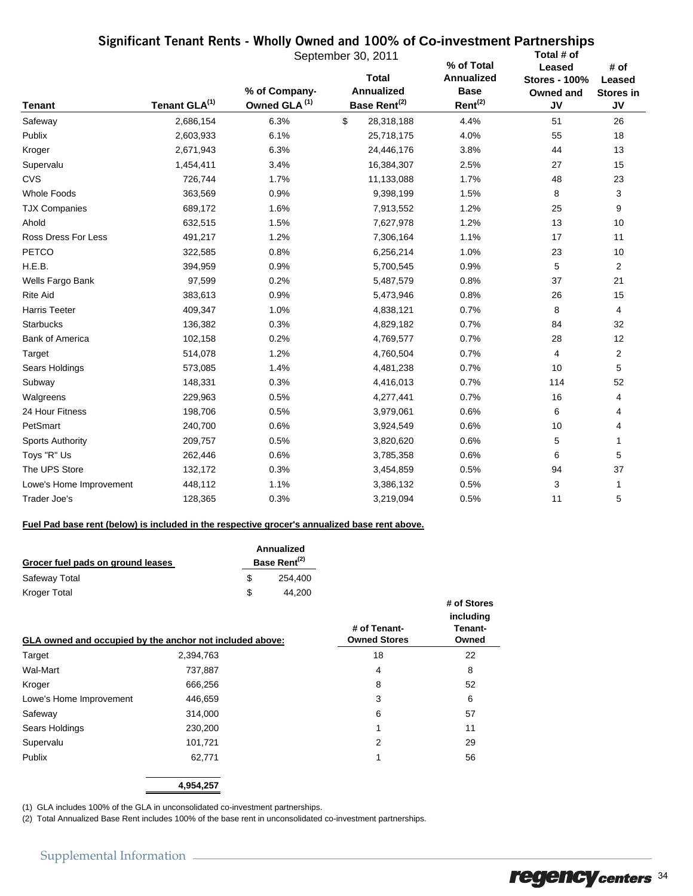# Significant Tenant Rents - Wholly Owned and 100% of Co-investment Partnerships

September 30, 2011

| Tenant | Tenant GLA[1] | % of Company-Owned GLA [1] | Total Annualized Base Rent[2] | % of Total Annualized Base Rent[2] | Total # of Leased Stores - 100% Owned and JV | # of Leased Stores in JV |
|---|---|---|---|---|---|---|
| Safeway | 2,686,154 | 6.3% | $ 28,318,188 | 4.4% | 51 | 26 |
| Publix | 2,603,933 | 6.1% | 25,718,175 | 4.0% | 55 | 18 |
| Kroger | 2,671,943 | 6.3% | 24,446,176 | 3.8% | 44 | 13 |
| Supervalu | 1,454,411 | 3.4% | 16,384,307 | 2.5% | 27 | 15 |
| CVS | 726,744 | 1.7% | 11,133,088 | 1.7% | 48 | 23 |
| Whole Foods | 363,569 | 0.9% | 9,398,199 | 1.5% | 8 | 3 |
| TJX Companies | 689,172 | 1.6% | 7,913,552 | 1.2% | 25 | 9 |
| Ahold | 632,515 | 1.5% | 7,627,978 | 1.2% | 13 | 10 |
| Ross Dress For Less | 491,217 | 1.2% | 7,306,164 | 1.1% | 17 | 11 |
| PETCO | 322,585 | 0.8% | 6,256,214 | 1.0% | 23 | 10 |
| H.E.B. | 394,959 | 0.9% | 5,700,545 | 0.9% | 5 | 2 |
| Wells Fargo Bank | 97,599 | 0.2% | 5,487,579 | 0.8% | 37 | 21 |
| Rite Aid | 383,613 | 0.9% | 5,473,946 | 0.8% | 26 | 15 |
| Harris Teeter | 409,347 | 1.0% | 4,838,121 | 0.7% | 8 | 4 |
| Starbucks | 136,382 | 0.3% | 4,829,182 | 0.7% | 84 | 32 |
| Bank of America | 102,158 | 0.2% | 4,769,577 | 0.7% | 28 | 12 |
| Target | 514,078 | 1.2% | 4,760,504 | 0.7% | 4 | 2 |
| Sears Holdings | 573,085 | 1.4% | 4,481,238 | 0.7% | 10 | 5 |
| Subway | 148,331 | 0.3% | 4,416,013 | 0.7% | 114 | 52 |
| Walgreens | 229,963 | 0.5% | 4,277,441 | 0.7% | 16 | 4 |
| 24 Hour Fitness | 198,706 | 0.5% | 3,979,061 | 0.6% | 6 | 4 |
| PetSmart | 240,700 | 0.6% | 3,924,549 | 0.6% | 10 | 4 |
| Sports Authority | 209,757 | 0.5% | 3,820,620 | 0.6% | 5 | 1 |
| Toys "R" Us | 262,446 | 0.6% | 3,785,358 | 0.6% | 6 | 5 |
| The UPS Store | 132,172 | 0.3% | 3,454,859 | 0.5% | 94 | 37 |
| Lowe's Home Improvement | 448,112 | 1.1% | 3,386,132 | 0.5% | 3 | 1 |
| Trader Joe's | 128,365 | 0.3% | 3,219,094 | 0.5% | 11 | 5 |

**Fuel Pad base rent (below) is included in the respective grocer's annualized base rent above.**

| Grocer fuel pads on ground leases | Annualized Base Rent[2] |
|---|---|
| Safeway Total | $ 254,400 |
| Kroger Total | $ 44,200 |

| GLA owned and occupied by the anchor not included above: | | # of Tenant-Owned Stores | # of Stores including Tenant-Owned |
|---|---|---|---|
| Target | 2,394,763 | 18 | 22 |
| Wal-Mart | 737,887 | 4 | 8 |
| Kroger | 666,256 | 8 | 52 |
| Lowe's Home Improvement | 446,659 | 3 | 6 |
| Safeway | 314,000 | 6 | 57 |
| Sears Holdings | 230,200 | 1 | 11 |
| Supervalu | 101,721 | 2 | 29 |
| Publix | 62,771 | 1 | 56 |
| | **4,954,257** | | |

(1) GLA includes 100% of the GLA in unconsolidated co-investment partnerships.

(2) Total Annualized Base Rent includes 100% of the base rent in unconsolidated co-investment partnerships.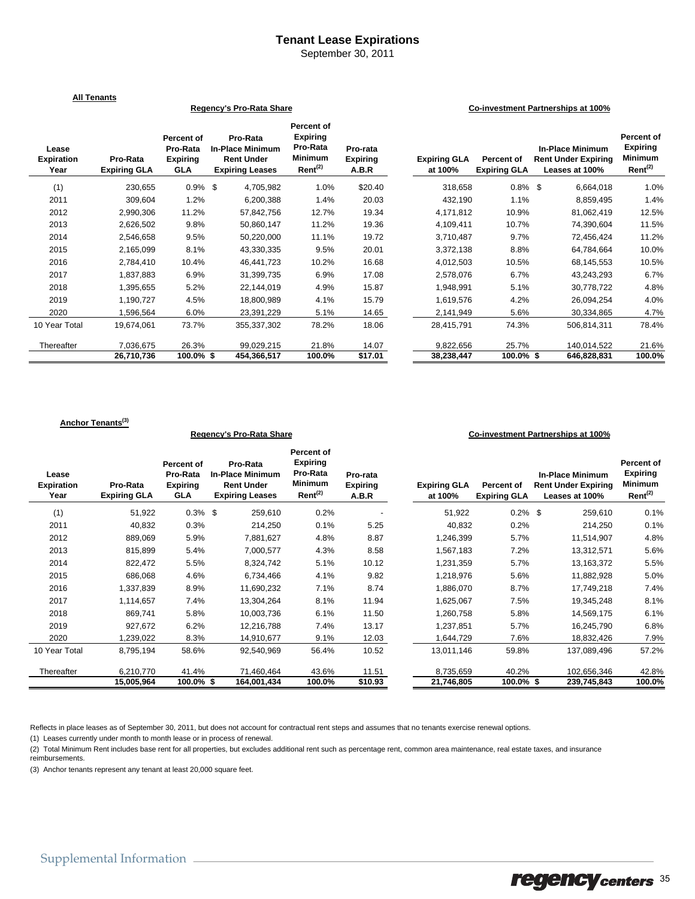# Tenant Lease Expirations

September 30, 2011

**All Tenants**

| | Regency's Pro-Rata Share | | | | | Co-investment Partnerships at 100% | | | |
|---|---|---|---|---|---|---|---|---|---|
| Lease Expiration Year | Pro-Rata Expiring GLA | Percent of Pro-Rata Expiring GLA | Pro-Rata In-Place Minimum Rent Under Expiring Leases | Percent of Expiring Pro-Rata Minimum Rent[(2)] | Pro-rata Expiring A.B.R | Expiring GLA at 100% | Percent of Expiring GLA | In-Place Minimum Rent Under Expiring Leases at 100% | Percent of Expiring Minimum Rent[(2)] |
| (1) | 230,655 | 0.9% | $ 4,705,982 | 1.0% | $20.40 | 318,658 | 0.8% | $ 6,664,018 | 1.0% |
| 2011 | 309,604 | 1.2% | 6,200,388 | 1.4% | 20.03 | 432,190 | 1.1% | 8,859,495 | 1.4% |
| 2012 | 2,990,306 | 11.2% | 57,842,756 | 12.7% | 19.34 | 4,171,812 | 10.9% | 81,062,419 | 12.5% |
| 2013 | 2,626,502 | 9.8% | 50,860,147 | 11.2% | 19.36 | 4,109,411 | 10.7% | 74,390,604 | 11.5% |
| 2014 | 2,546,658 | 9.5% | 50,220,000 | 11.1% | 19.72 | 3,710,487 | 9.7% | 72,456,424 | 11.2% |
| 2015 | 2,165,099 | 8.1% | 43,330,335 | 9.5% | 20.01 | 3,372,138 | 8.8% | 64,784,664 | 10.0% |
| 2016 | 2,784,410 | 10.4% | 46,441,723 | 10.2% | 16.68 | 4,012,503 | 10.5% | 68,145,553 | 10.5% |
| 2017 | 1,837,883 | 6.9% | 31,399,735 | 6.9% | 17.08 | 2,578,076 | 6.7% | 43,243,293 | 6.7% |
| 2018 | 1,395,655 | 5.2% | 22,144,019 | 4.9% | 15.87 | 1,948,991 | 5.1% | 30,778,722 | 4.8% |
| 2019 | 1,190,727 | 4.5% | 18,800,989 | 4.1% | 15.79 | 1,619,576 | 4.2% | 26,094,254 | 4.0% |
| 2020 | 1,596,564 | 6.0% | 23,391,229 | 5.1% | 14.65 | 2,141,949 | 5.6% | 30,334,865 | 4.7% |
| 10 Year Total | 19,674,061 | 73.7% | 355,337,302 | 78.2% | 18.06 | 28,415,791 | 74.3% | 506,814,311 | 78.4% |
| Thereafter | 7,036,675 | 26.3% | 99,029,215 | 21.8% | 14.07 | 9,822,656 | 25.7% | 140,014,522 | 21.6% |
| | **26,710,736** | **100.0%** | **$ 454,366,517** | **100.0%** | **$17.01** | **38,238,447** | **100.0%** | **$ 646,828,831** | **100.0%** |

**Anchor Tenants[(3)]**

| | Regency's Pro-Rata Share | | | | | Co-investment Partnerships at 100% | | | |
|---|---|---|---|---|---|---|---|---|---|
| Lease Expiration Year | Pro-Rata Expiring GLA | Percent of Pro-Rata Expiring GLA | Pro-Rata In-Place Minimum Rent Under Expiring Leases | Percent of Expiring Pro-Rata Minimum Rent[(2)] | Pro-rata Expiring A.B.R | Expiring GLA at 100% | Percent of Expiring GLA | In-Place Minimum Rent Under Expiring Leases at 100% | Percent of Expiring Minimum Rent[(2)] |
| (1) | 51,922 | 0.3% | $ 259,610 | 0.2% | - | 51,922 | 0.2% | $ 259,610 | 0.1% |
| 2011 | 40,832 | 0.3% | 214,250 | 0.1% | 5.25 | 40,832 | 0.2% | 214,250 | 0.1% |
| 2012 | 889,069 | 5.9% | 7,881,627 | 4.8% | 8.87 | 1,246,399 | 5.7% | 11,514,907 | 4.8% |
| 2013 | 815,899 | 5.4% | 7,000,577 | 4.3% | 8.58 | 1,567,183 | 7.2% | 13,312,571 | 5.6% |
| 2014 | 822,472 | 5.5% | 8,324,742 | 5.1% | 10.12 | 1,231,359 | 5.7% | 13,163,372 | 5.5% |
| 2015 | 686,068 | 4.6% | 6,734,466 | 4.1% | 9.82 | 1,218,976 | 5.6% | 11,882,928 | 5.0% |
| 2016 | 1,337,839 | 8.9% | 11,690,232 | 7.1% | 8.74 | 1,886,070 | 8.7% | 17,749,218 | 7.4% |
| 2017 | 1,114,657 | 7.4% | 13,304,264 | 8.1% | 11.94 | 1,625,067 | 7.5% | 19,345,248 | 8.1% |
| 2018 | 869,741 | 5.8% | 10,003,736 | 6.1% | 11.50 | 1,260,758 | 5.8% | 14,569,175 | 6.1% |
| 2019 | 927,672 | 6.2% | 12,216,788 | 7.4% | 13.17 | 1,237,851 | 5.7% | 16,245,790 | 6.8% |
| 2020 | 1,239,022 | 8.3% | 14,910,677 | 9.1% | 12.03 | 1,644,729 | 7.6% | 18,832,426 | 7.9% |
| 10 Year Total | 8,795,194 | 58.6% | 92,540,969 | 56.4% | 10.52 | 13,011,146 | 59.8% | 137,089,496 | 57.2% |
| Thereafter | 6,210,770 | 41.4% | 71,460,464 | 43.6% | 11.51 | 8,735,659 | 40.2% | 102,656,346 | 42.8% |
| | **15,005,964** | **100.0%** | **$ 164,001,434** | **100.0%** | **$10.93** | **21,746,805** | **100.0%** | **$ 239,745,843** | **100.0%** |

Reflects in place leases as of September 30, 2011, but does not account for contractual rent steps and assumes that no tenants exercise renewal options.

(1) Leases currently under month to month lease or in process of renewal.

(2) Total Minimum Rent includes base rent for all properties, but excludes additional rent such as percentage rent, common area maintenance, real estate taxes, and insurance reimbursements.

(3) Anchor tenants represent any tenant at least 20,000 square feet.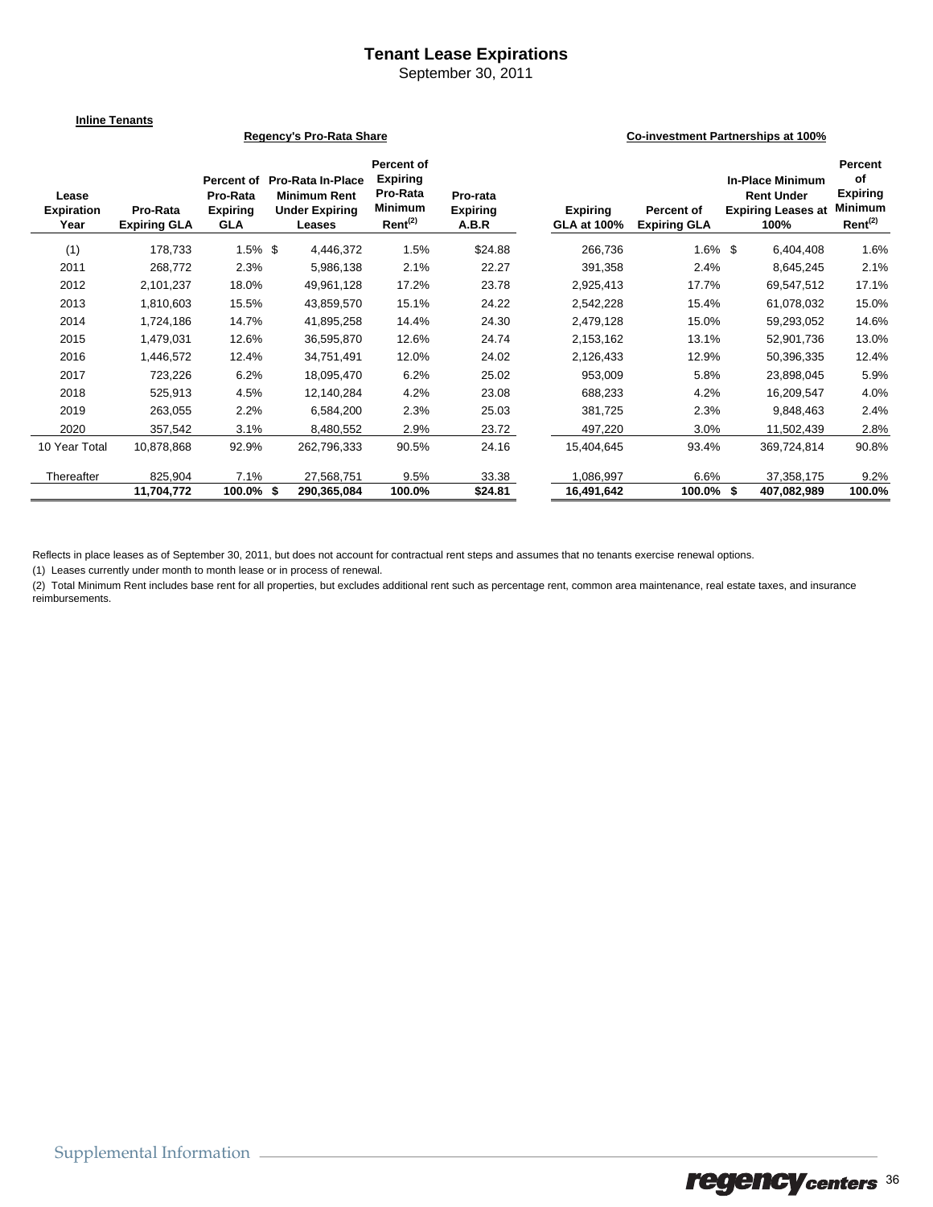# Tenant Lease Expirations

September 30, 2011

**Inline Tenants**

| Lease Expiration Year | Regency's Pro-Rata Share | | | | | Co-investment Partnerships at 100% | | | |
|---|---|---|---|---|---|---|---|---|---|
| | Pro-Rata Expiring GLA | Percent of Pro-Rata Expiring GLA | Pro-Rata In-Place Minimum Rent Under Expiring Leases | Percent of Expiring Pro-Rata Minimum Rent[(2)] | Pro-rata Expiring A.B.R | Expiring GLA at 100% | Percent of Expiring GLA | In-Place Minimum Rent Under Expiring Leases at 100% | Percent of Expiring Minimum Rent[(2)] |
| (1) | 178,733 | 1.5% | $ 4,446,372 | 1.5% | $24.88 | 266,736 | 1.6% | $ 6,404,408 | 1.6% |
| 2011 | 268,772 | 2.3% | 5,986,138 | 2.1% | 22.27 | 391,358 | 2.4% | 8,645,245 | 2.1% |
| 2012 | 2,101,237 | 18.0% | 49,961,128 | 17.2% | 23.78 | 2,925,413 | 17.7% | 69,547,512 | 17.1% |
| 2013 | 1,810,603 | 15.5% | 43,859,570 | 15.1% | 24.22 | 2,542,228 | 15.4% | 61,078,032 | 15.0% |
| 2014 | 1,724,186 | 14.7% | 41,895,258 | 14.4% | 24.30 | 2,479,128 | 15.0% | 59,293,052 | 14.6% |
| 2015 | 1,479,031 | 12.6% | 36,595,870 | 12.6% | 24.74 | 2,153,162 | 13.1% | 52,901,736 | 13.0% |
| 2016 | 1,446,572 | 12.4% | 34,751,491 | 12.0% | 24.02 | 2,126,433 | 12.9% | 50,396,335 | 12.4% |
| 2017 | 723,226 | 6.2% | 18,095,470 | 6.2% | 25.02 | 953,009 | 5.8% | 23,898,045 | 5.9% |
| 2018 | 525,913 | 4.5% | 12,140,284 | 4.2% | 23.08 | 688,233 | 4.2% | 16,209,547 | 4.0% |
| 2019 | 263,055 | 2.2% | 6,584,200 | 2.3% | 25.03 | 381,725 | 2.3% | 9,848,463 | 2.4% |
| 2020 | 357,542 | 3.1% | 8,480,552 | 2.9% | 23.72 | 497,220 | 3.0% | 11,502,439 | 2.8% |
| 10 Year Total | 10,878,868 | 92.9% | 262,796,333 | 90.5% | 24.16 | 15,404,645 | 93.4% | 369,724,814 | 90.8% |
| Thereafter | 825,904 | 7.1% | 27,568,751 | 9.5% | 33.38 | 1,086,997 | 6.6% | 37,358,175 | 9.2% |
| | **11,704,772** | **100.0%** | **$ 290,365,084** | **100.0%** | **$24.81** | **16,491,642** | **100.0%** | **$ 407,082,989** | **100.0%** |

Reflects in place leases as of September 30, 2011, but does not account for contractual rent steps and assumes that no tenants exercise renewal options.

(1) Leases currently under month to month lease or in process of renewal.

(2) Total Minimum Rent includes base rent for all properties, but excludes additional rent such as percentage rent, common area maintenance, real estate taxes, and insurance reimbursements.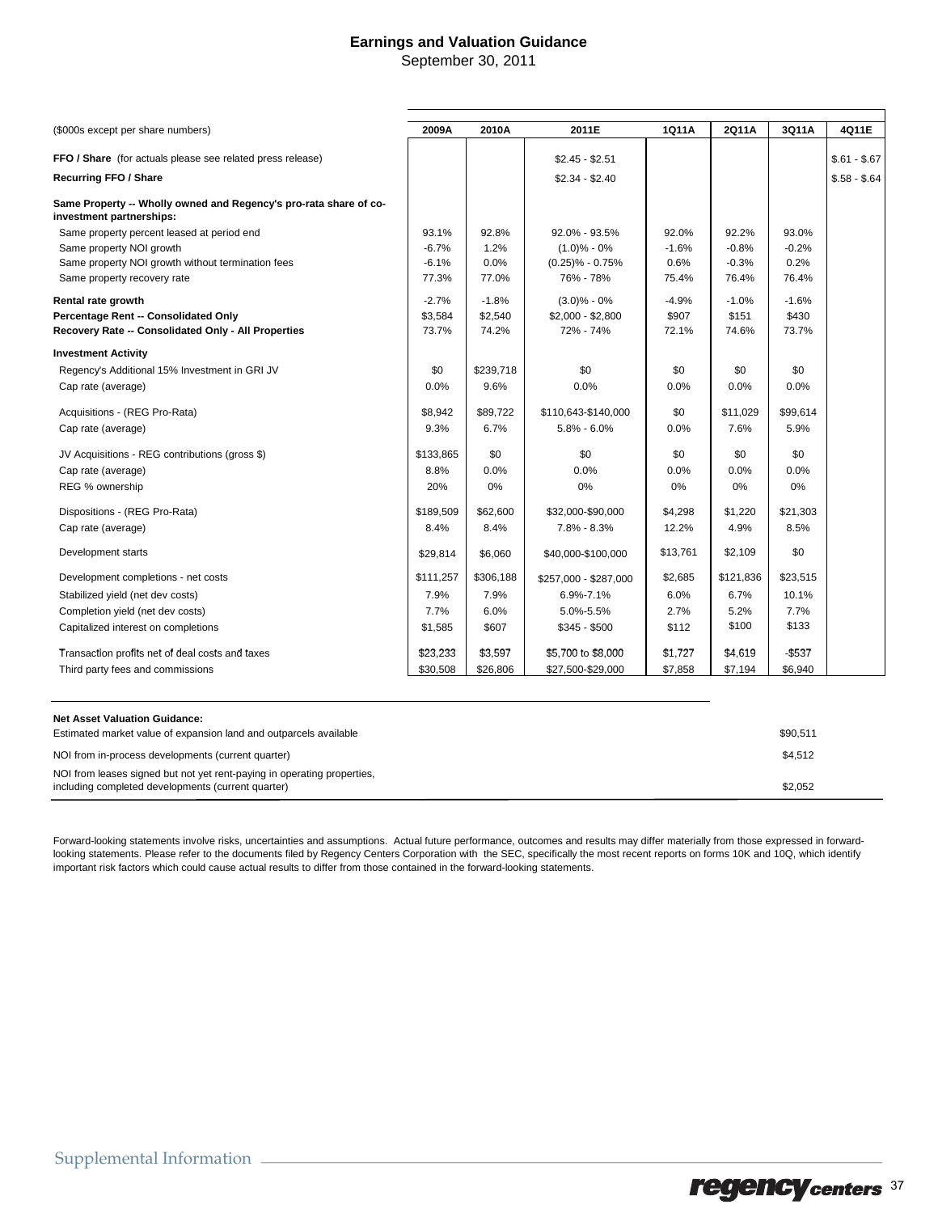## Earnings and Valuation Guidance

September 30, 2011

| ($000s except per share numbers) | 2009A | 2010A | 2011E | 1Q11A | 2Q11A | 3Q11A | 4Q11E |
|---|---|---|---|---|---|---|---|
| **FFO / Share** (for actuals please see related press release) | | | $2.45 - $2.51 | | | | $.61 - $.67 |
| **Recurring FFO / Share** | | | $2.34 - $2.40 | | | | $.58 - $.64 |
| **Same Property -- Wholly owned and Regency's pro-rata share of co-investment partnerships:** | | | | | | | |
| Same property percent leased at period end | 93.1% | 92.8% | 92.0% - 93.5% | 92.0% | 92.2% | 93.0% | |
| Same property NOI growth | -6.7% | 1.2% | (1.0)% - 0% | -1.6% | -0.8% | -0.2% | |
| Same property NOI growth without termination fees | -6.1% | 0.0% | (0.25)% - 0.75% | 0.6% | -0.3% | 0.2% | |
| Same property recovery rate | 77.3% | 77.0% | 76% - 78% | 75.4% | 76.4% | 76.4% | |
| **Rental rate growth** | -2.7% | -1.8% | (3.0)% - 0% | -4.9% | -1.0% | -1.6% | |
| **Percentage Rent -- Consolidated Only** | $3,584 | $2,540 | $2,000 - $2,800 | $907 | $151 | $430 | |
| **Recovery Rate -- Consolidated Only - All Properties** | 73.7% | 74.2% | 72% - 74% | 72.1% | 74.6% | 73.7% | |
| **Investment Activity** | | | | | | | |
| Regency's Additional 15% Investment in GRI JV | $0 | $239,718 | $0 | $0 | $0 | $0 | |
| Cap rate (average) | 0.0% | 9.6% | 0.0% | 0.0% | 0.0% | 0.0% | |
| Acquisitions - (REG Pro-Rata) | $8,942 | $89,722 | $110,643-$140,000 | $0 | $11,029 | $99,614 | |
| Cap rate (average) | 9.3% | 6.7% | 5.8% - 6.0% | 0.0% | 7.6% | 5.9% | |
| JV Acquisitions - REG contributions (gross $) | $133,865 | $0 | $0 | $0 | $0 | $0 | |
| Cap rate (average) | 8.8% | 0.0% | 0.0% | 0.0% | 0.0% | 0.0% | |
| REG % ownership | 20% | 0% | 0% | 0% | 0% | 0% | |
| Dispositions - (REG Pro-Rata) | $189,509 | $62,600 | $32,000-$90,000 | $4,298 | $1,220 | $21,303 | |
| Cap rate (average) | 8.4% | 8.4% | 7.8% - 8.3% | 12.2% | 4.9% | 8.5% | |
| Development starts | $29,814 | $6,060 | $40,000-$100,000 | $13,761 | $2,109 | $0 | |
| Development completions - net costs | $111,257 | $306,188 | $257,000 - $287,000 | $2,685 | $121,836 | $23,515 | |
| Stabilized yield (net dev costs) | 7.9% | 7.9% | 6.9%-7.1% | 6.0% | 6.7% | 10.1% | |
| Completion yield (net dev costs) | 7.7% | 6.0% | 5.0%-5.5% | 2.7% | 5.2% | 7.7% | |
| Capitalized interest on completions | $1,585 | $607 | $345 - $500 | $112 | $100 | $133 | |
| Transaction profits net of deal costs and taxes | $23,233 | $3,597 | $5,700 to $8,000 | $1,727 | $4,619 | -$537 | |
| Third party fees and commissions | $30,508 | $26,806 | $27,500-$29,000 | $7,858 | $7,194 | $6,940 | |

| **Net Asset Valuation Guidance:** | |
|---|---|
| Estimated market value of expansion land and outparcels available | $90,511 |
| NOI from in-process developments (current quarter) | $4,512 |
| NOI from leases signed but not yet rent-paying in operating properties, including completed developments (current quarter) | $2,052 |

Forward-looking statements involve risks, uncertainties and assumptions. Actual future performance, outcomes and results may differ materially from those expressed in forward-looking statements. Please refer to the documents filed by Regency Centers Corporation with the SEC, specifically the most recent reports on forms 10K and 10Q, which identify important risk factors which could cause actual results to differ from those contained in the forward-looking statements.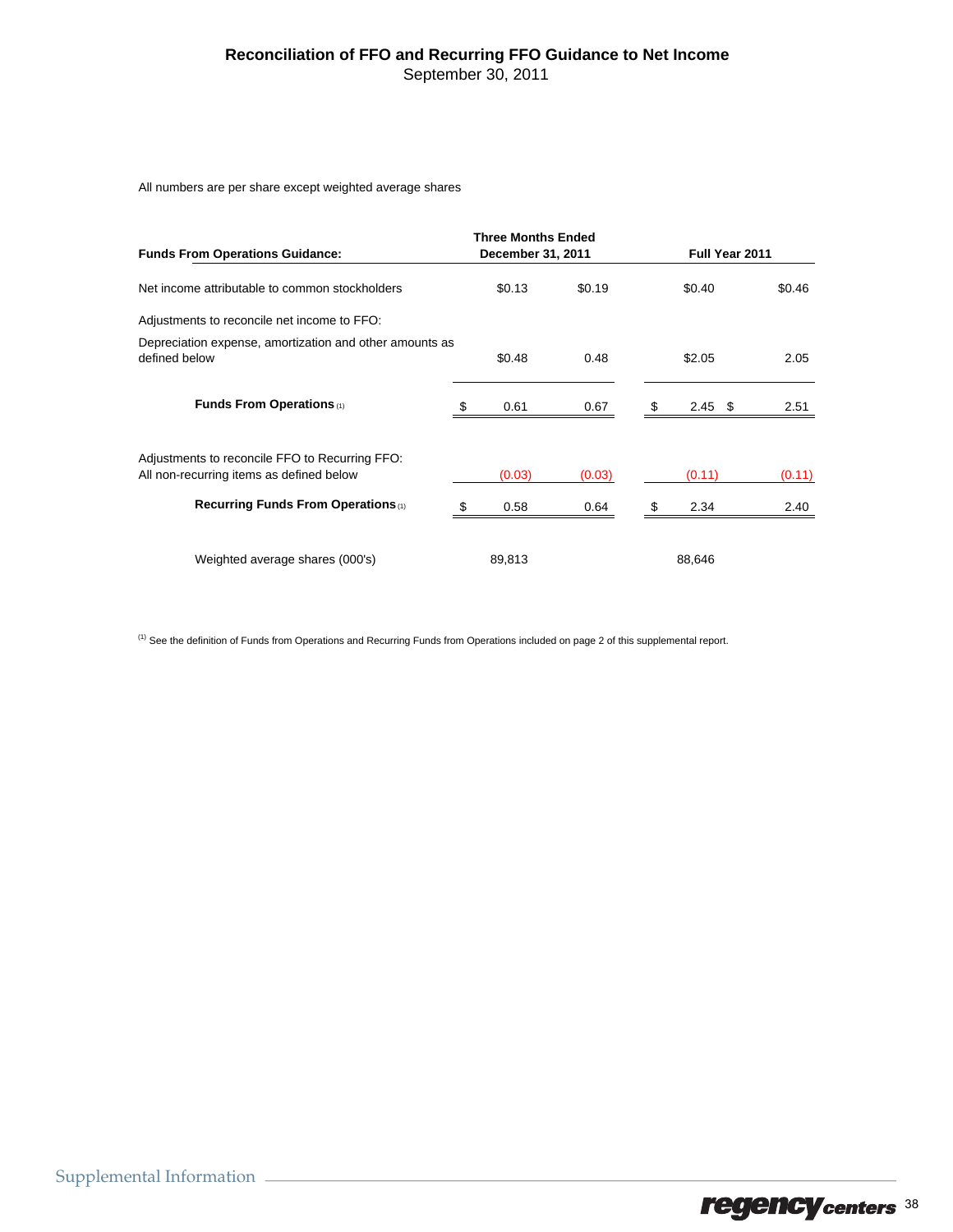# Reconciliation of FFO and Recurring FFO Guidance to Net Income

September 30, 2011

All numbers are per share except weighted average shares

| Funds From Operations Guidance: | Three Months Ended December 31, 2011 | | Full Year 2011 | |
|---|---|---|---|---|
| Net income attributable to common stockholders | $0.13 | $0.19 | $0.40 | $0.46 |
| Adjustments to reconcile net income to FFO: | | | | |
| Depreciation expense, amortization and other amounts as defined below | $0.48 | 0.48 | $2.05 | 2.05 |
| **Funds From Operations** (1) | $ 0.61 | 0.67 | $ 2.45 | $ 2.51 |
| Adjustments to reconcile FFO to Recurring FFO: All non-recurring items as defined below | (0.03) | (0.03) | (0.11) | (0.11) |
| **Recurring Funds From Operations** (1) | $ 0.58 | 0.64 | $ 2.34 | 2.40 |
| Weighted average shares (000's) | 89,813 | | 88,646 | |

(1) See the definition of Funds from Operations and Recurring Funds from Operations included on page 2 of this supplemental report.